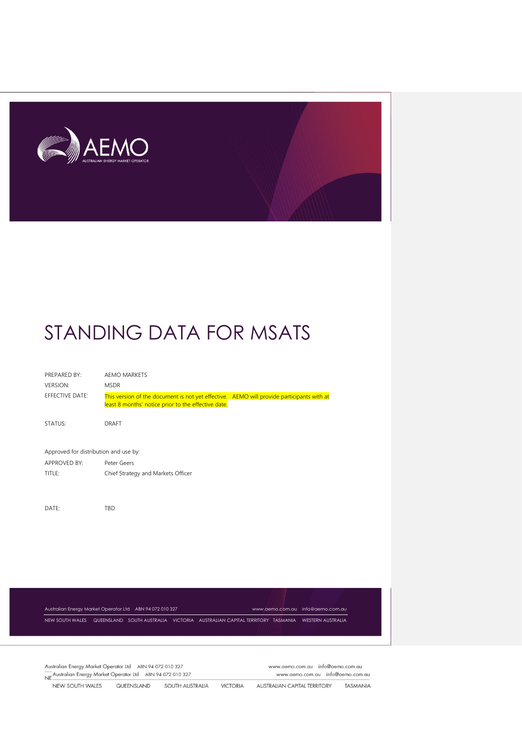# STANDING DATA FOR MSATS

| | |
|---|---|
| PREPARED BY: | AEMO MARKETS |
| VERSION: | MSDR |
| EFFECTIVE DATE: | This version of the document is not yet effective. AEMO will provide participants with at least 8 months' notice prior to the effective date. |
| STATUS: | DRAFT |

Approved for distribution and use by:

| | |
|---|---|
| APPROVED BY: | Peter Geers |
| TITLE: | Chief Strategy and Markets Officer |
| DATE: | TBD |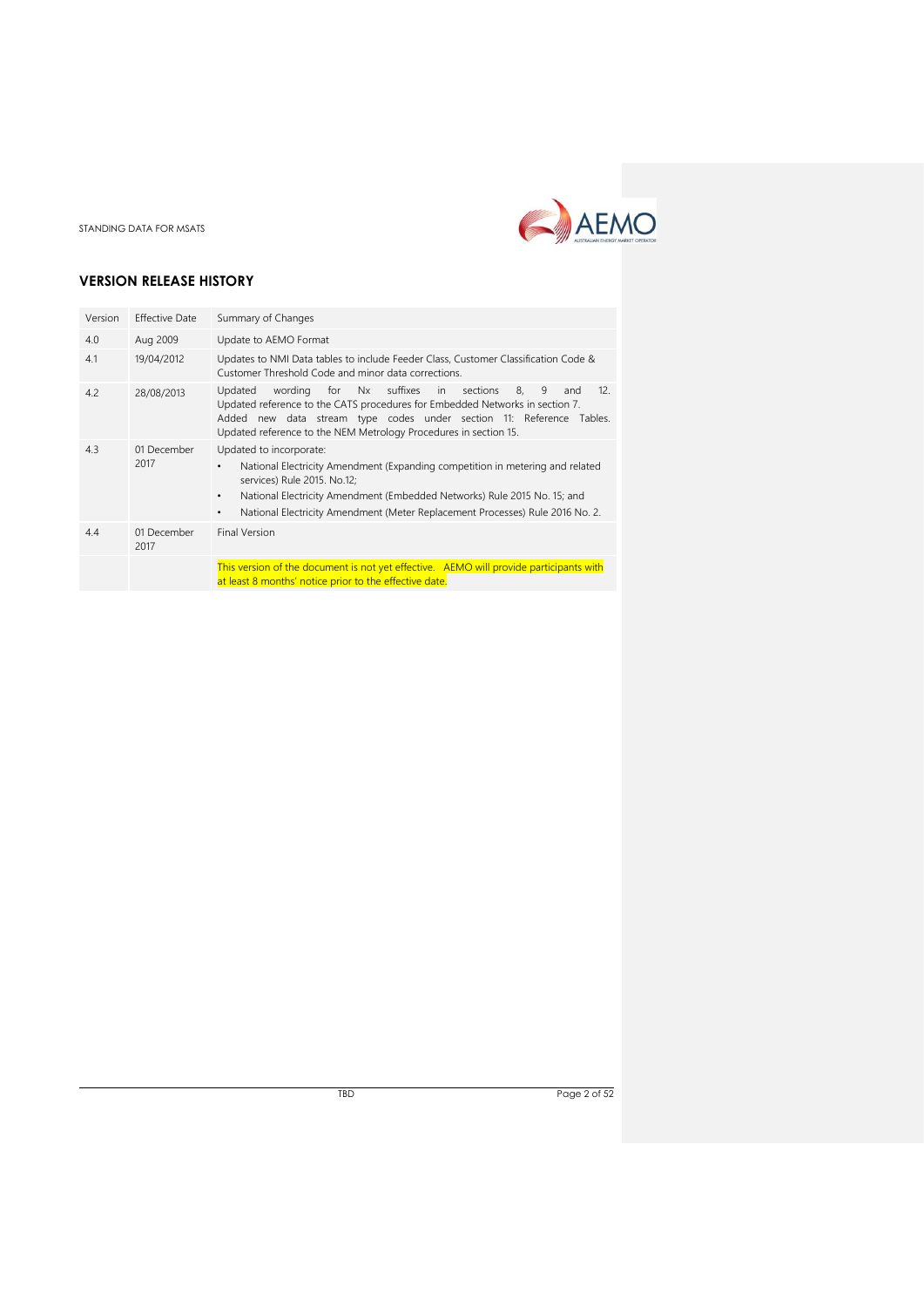## VERSION RELEASE HISTORY

| Version | Effective Date | Summary of Changes |
|---|---|---|
| 4.0 | Aug 2009 | Update to AEMO Format |
| 4.1 | 19/04/2012 | Updates to NMI Data tables to include Feeder Class, Customer Classification Code & Customer Threshold Code and minor data corrections. |
| 4.2 | 28/08/2013 | Updated wording for Nx suffixes in sections 8, 9 and 12. Updated reference to the CATS procedures for Embedded Networks in section 7. Added new data stream type codes under section 11: Reference Tables. Updated reference to the NEM Metrology Procedures in section 15. |
| 4.3 | 01 December 2017 | Updated to incorporate:<br>• National Electricity Amendment (Expanding competition in metering and related services) Rule 2015. No.12;<br>• National Electricity Amendment (Embedded Networks) Rule 2015 No. 15; and<br>• National Electricity Amendment (Meter Replacement Processes) Rule 2016 No. 2. |
| 4.4 | 01 December 2017 | Final Version |
| | | This version of the document is not yet effective. AEMO will provide participants with at least 8 months' notice prior to the effective date. |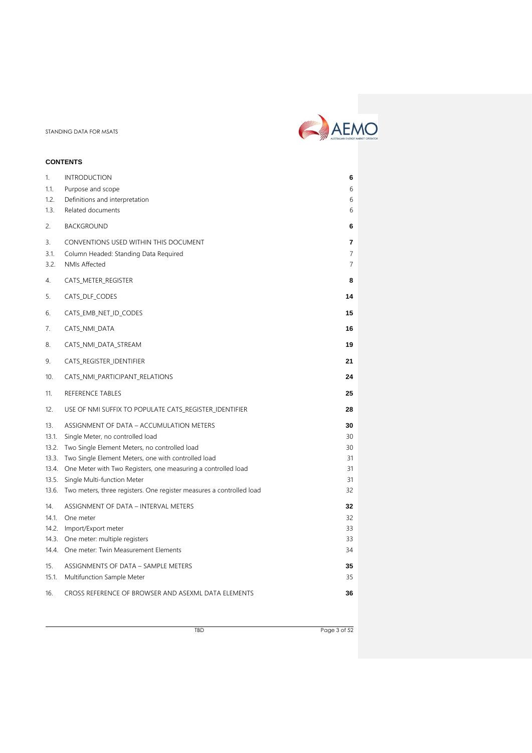## CONTENTS

| | | |
|---|---|---|
| 1. | INTRODUCTION | **6** |
| 1.1. | Purpose and scope | 6 |
| 1.2. | Definitions and interpretation | 6 |
| 1.3. | Related documents | 6 |
| 2. | BACKGROUND | **6** |
| 3. | CONVENTIONS USED WITHIN THIS DOCUMENT | **7** |
| 3.1. | Column Headed: Standing Data Required | 7 |
| 3.2. | NMIs Affected | 7 |
| 4. | CATS_METER_REGISTER | **8** |
| 5. | CATS_DLF_CODES | **14** |
| 6. | CATS_EMB_NET_ID_CODES | **15** |
| 7. | CATS_NMI_DATA | **16** |
| 8. | CATS_NMI_DATA_STREAM | **19** |
| 9. | CATS_REGISTER_IDENTIFIER | **21** |
| 10. | CATS_NMI_PARTICIPANT_RELATIONS | **24** |
| 11. | REFERENCE TABLES | **25** |
| 12. | USE OF NMI SUFFIX TO POPULATE CATS_REGISTER_IDENTIFIER | **28** |
| 13. | ASSIGNMENT OF DATA – ACCUMULATION METERS | **30** |
| 13.1. | Single Meter, no controlled load | 30 |
| 13.2. | Two Single Element Meters, no controlled load | 30 |
| 13.3. | Two Single Element Meters, one with controlled load | 31 |
| 13.4. | One Meter with Two Registers, one measuring a controlled load | 31 |
| 13.5. | Single Multi-function Meter | 31 |
| 13.6. | Two meters, three registers. One register measures a controlled load | 32 |
| 14. | ASSIGNMENT OF DATA – INTERVAL METERS | **32** |
| 14.1. | One meter | 32 |
| 14.2. | Import/Export meter | 33 |
| 14.3. | One meter: multiple registers | 33 |
| 14.4. | One meter: Twin Measurement Elements | 34 |
| 15. | ASSIGNMENTS OF DATA – SAMPLE METERS | **35** |
| 15.1. | Multifunction Sample Meter | 35 |
| 16. | CROSS REFERENCE OF BROWSER AND ASEXML DATA ELEMENTS | **36** |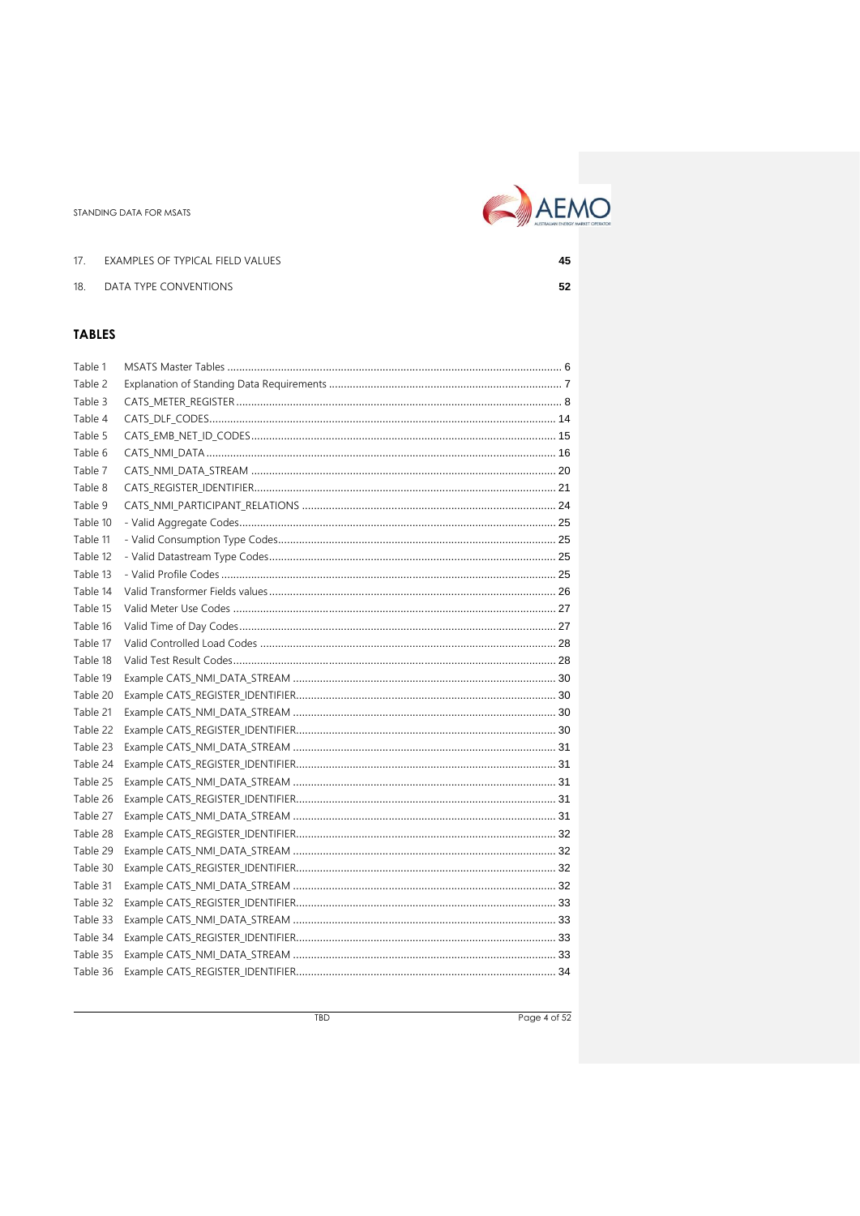17. EXAMPLES OF TYPICAL FIELD VALUES 45

18. DATA TYPE CONVENTIONS 52

## TABLES

Table 1 MSATS Master Tables ... 6
Table 2 Explanation of Standing Data Requirements ... 7
Table 3 CATS_METER_REGISTER ... 8
Table 4 CATS_DLF_CODES ... 14
Table 5 CATS_EMB_NET_ID_CODES ... 15
Table 6 CATS_NMI_DATA ... 16
Table 7 CATS_NMI_DATA_STREAM ... 20
Table 8 CATS_REGISTER_IDENTIFIER ... 21
Table 9 CATS_NMI_PARTICIPANT_RELATIONS ... 24
Table 10 - Valid Aggregate Codes ... 25
Table 11 - Valid Consumption Type Codes ... 25
Table 12 - Valid Datastream Type Codes ... 25
Table 13 - Valid Profile Codes ... 25
Table 14 Valid Transformer Fields values ... 26
Table 15 Valid Meter Use Codes ... 27
Table 16 Valid Time of Day Codes ... 27
Table 17 Valid Controlled Load Codes ... 28
Table 18 Valid Test Result Codes ... 28
Table 19 Example CATS_NMI_DATA_STREAM ... 30
Table 20 Example CATS_REGISTER_IDENTIFIER ... 30
Table 21 Example CATS_NMI_DATA_STREAM ... 30
Table 22 Example CATS_REGISTER_IDENTIFIER ... 30
Table 23 Example CATS_NMI_DATA_STREAM ... 31
Table 24 Example CATS_REGISTER_IDENTIFIER ... 31
Table 25 Example CATS_NMI_DATA_STREAM ... 31
Table 26 Example CATS_REGISTER_IDENTIFIER ... 31
Table 27 Example CATS_NMI_DATA_STREAM ... 31
Table 28 Example CATS_REGISTER_IDENTIFIER ... 32
Table 29 Example CATS_NMI_DATA_STREAM ... 32
Table 30 Example CATS_REGISTER_IDENTIFIER ... 32
Table 31 Example CATS_NMI_DATA_STREAM ... 32
Table 32 Example CATS_REGISTER_IDENTIFIER ... 33
Table 33 Example CATS_NMI_DATA_STREAM ... 33
Table 34 Example CATS_REGISTER_IDENTIFIER ... 33
Table 35 Example CATS_NMI_DATA_STREAM ... 33
Table 36 Example CATS_REGISTER_IDENTIFIER ... 34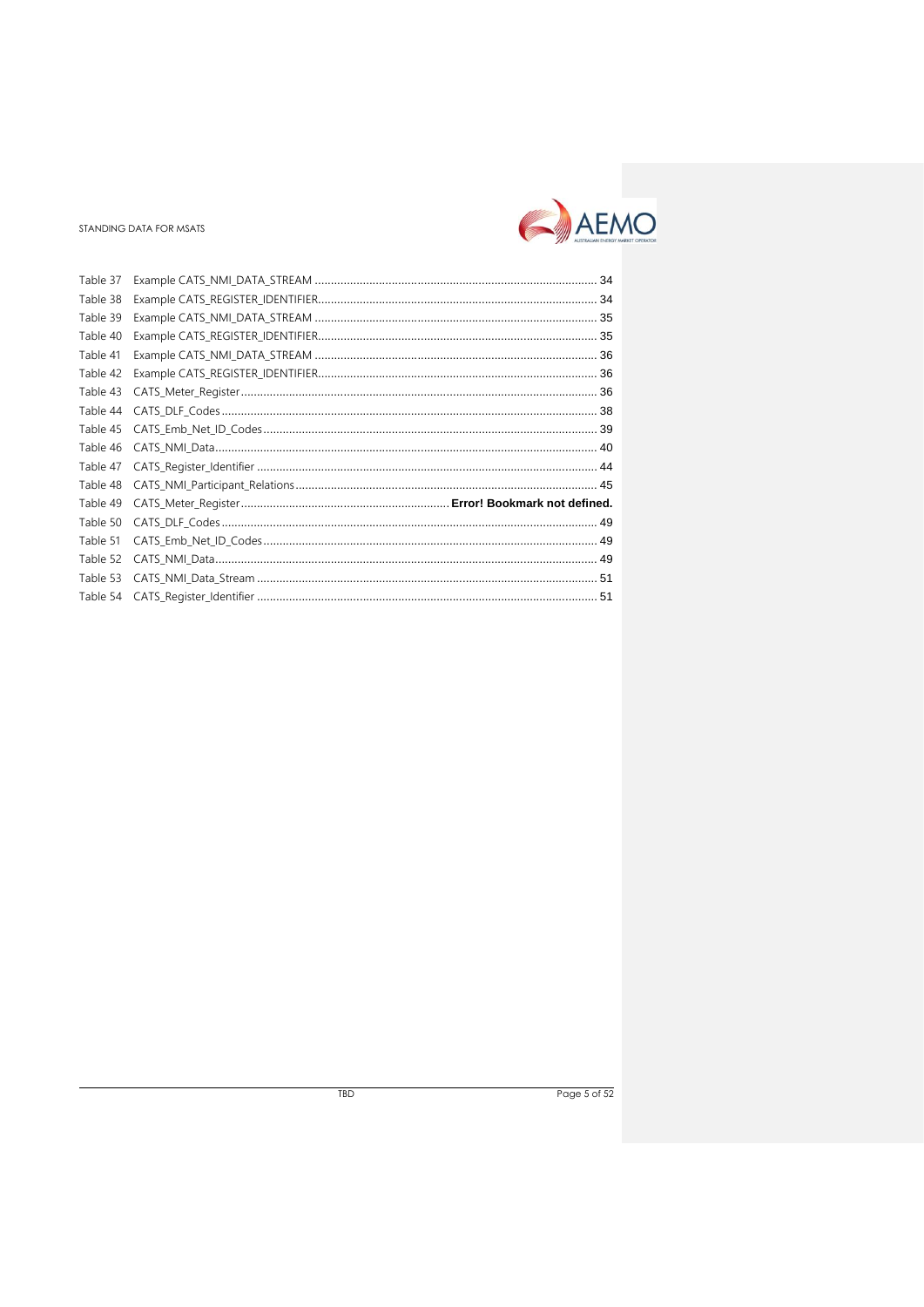Table 37 Example CATS_NMI_DATA_STREAM ........................................................................................ 34
Table 38 Example CATS_REGISTER_IDENTIFIER........................................................................................ 34
Table 39 Example CATS_NMI_DATA_STREAM ........................................................................................ 35
Table 40 Example CATS_REGISTER_IDENTIFIER........................................................................................ 35
Table 41 Example CATS_NMI_DATA_STREAM ........................................................................................ 36
Table 42 Example CATS_REGISTER_IDENTIFIER........................................................................................ 36
Table 43 CATS_Meter_Register ........................................................................................ 36
Table 44 CATS_DLF_Codes ........................................................................................ 38
Table 45 CATS_Emb_Net_ID_Codes ........................................................................................ 39
Table 46 CATS_NMI_Data ........................................................................................ 40
Table 47 CATS_Register_Identifier ........................................................................................ 44
Table 48 CATS_NMI_Participant_Relations ........................................................................................ 45
Table 49 CATS_Meter_Register ........................................................................ **Error! Bookmark not defined.**
Table 50 CATS_DLF_Codes ........................................................................................ 49
Table 51 CATS_Emb_Net_ID_Codes ........................................................................................ 49
Table 52 CATS_NMI_Data ........................................................................................ 49
Table 53 CATS_NMI_Data_Stream ........................................................................................ 51
Table 54 CATS_Register_Identifier ........................................................................................ 51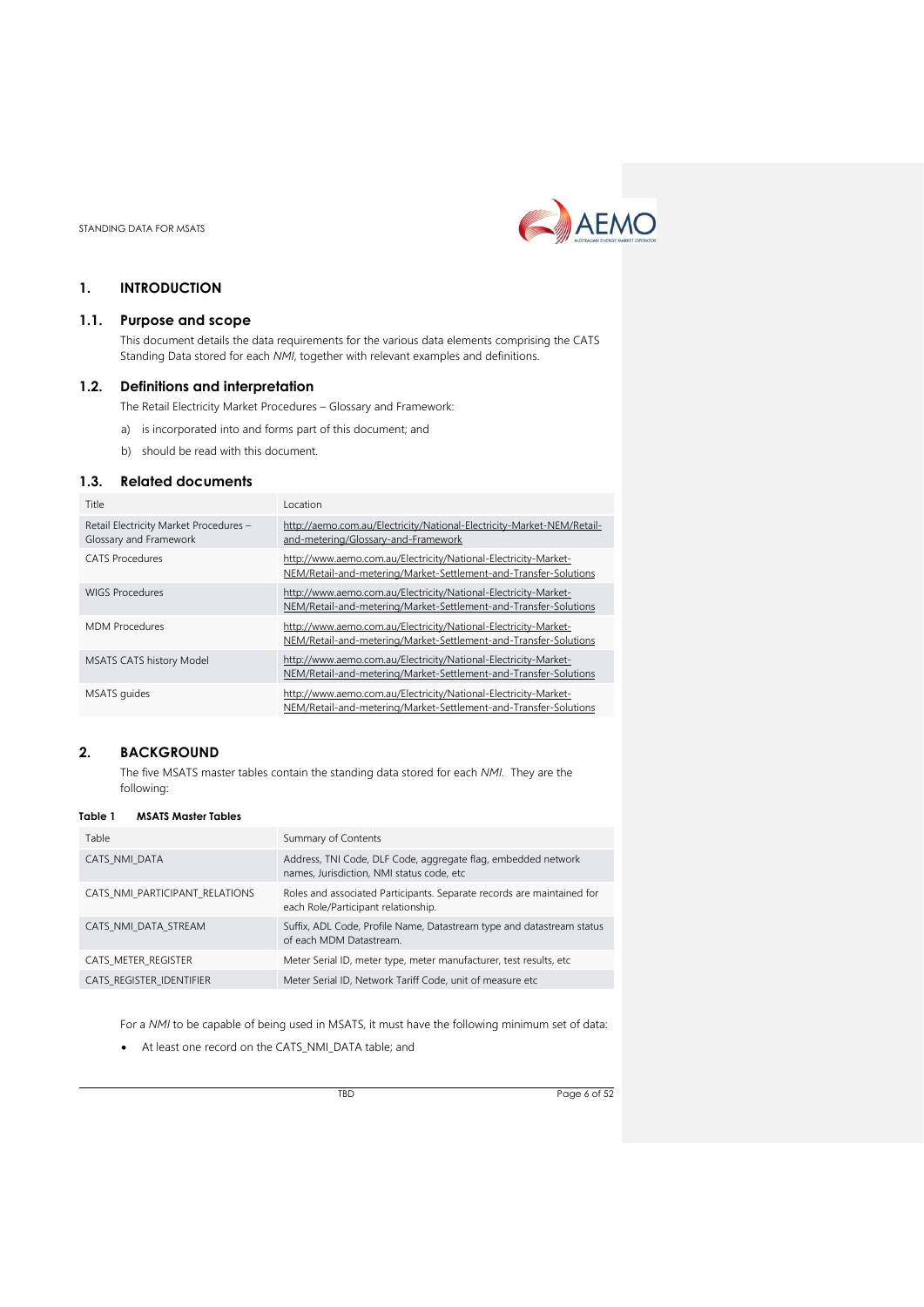# 1. INTRODUCTION

## 1.1. Purpose and scope

This document details the data requirements for the various data elements comprising the CATS Standing Data stored for each *NMI*, together with relevant examples and definitions.

## 1.2. Definitions and interpretation

The Retail Electricity Market Procedures – Glossary and Framework:

a) is incorporated into and forms part of this document; and

b) should be read with this document.

## 1.3. Related documents

| Title | Location |
|---|---|
| Retail Electricity Market Procedures – Glossary and Framework | http://aemo.com.au/Electricity/National-Electricity-Market-NEM/Retail-and-metering/Glossary-and-Framework |
| CATS Procedures | http://www.aemo.com.au/Electricity/National-Electricity-Market-NEM/Retail-and-metering/Market-Settlement-and-Transfer-Solutions |
| WIGS Procedures | http://www.aemo.com.au/Electricity/National-Electricity-Market-NEM/Retail-and-metering/Market-Settlement-and-Transfer-Solutions |
| MDM Procedures | http://www.aemo.com.au/Electricity/National-Electricity-Market-NEM/Retail-and-metering/Market-Settlement-and-Transfer-Solutions |
| MSATS CATS history Model | http://www.aemo.com.au/Electricity/National-Electricity-Market-NEM/Retail-and-metering/Market-Settlement-and-Transfer-Solutions |
| MSATS guides | http://www.aemo.com.au/Electricity/National-Electricity-Market-NEM/Retail-and-metering/Market-Settlement-and-Transfer-Solutions |

# 2. BACKGROUND

The five MSATS master tables contain the standing data stored for each *NMI*. They are the following:

**Table 1 MSATS Master Tables**

| Table | Summary of Contents |
|---|---|
| CATS_NMI_DATA | Address, TNI Code, DLF Code, aggregate flag, embedded network names, Jurisdiction, NMI status code, etc |
| CATS_NMI_PARTICIPANT_RELATIONS | Roles and associated Participants. Separate records are maintained for each Role/Participant relationship. |
| CATS_NMI_DATA_STREAM | Suffix, ADL Code, Profile Name, Datastream type and datastream status of each MDM Datastream. |
| CATS_METER_REGISTER | Meter Serial ID, meter type, meter manufacturer, test results, etc |
| CATS_REGISTER_IDENTIFIER | Meter Serial ID, Network Tariff Code, unit of measure etc |

For a *NMI* to be capable of being used in MSATS, it must have the following minimum set of data:

- At least one record on the CATS_NMI_DATA table; and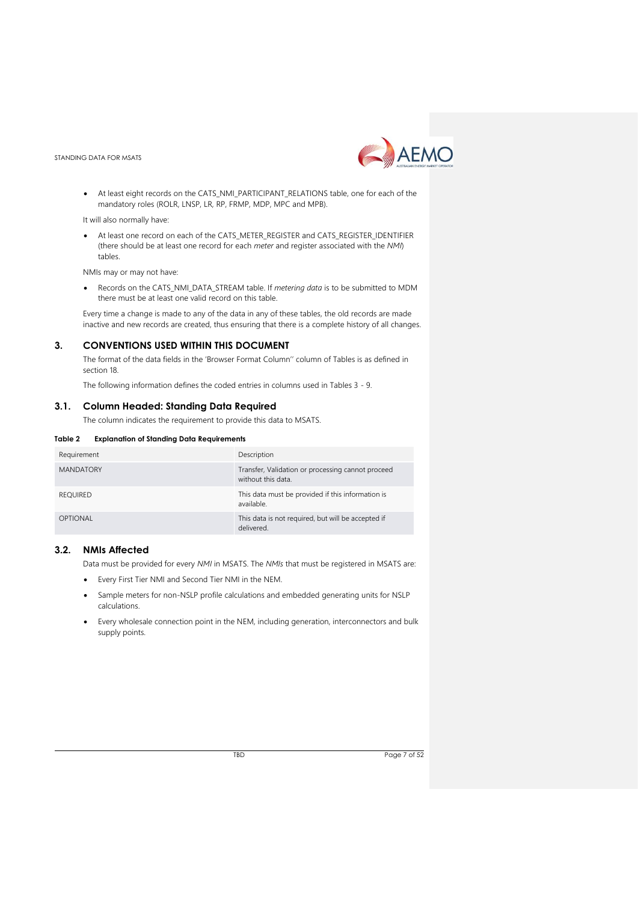- At least eight records on the CATS_NMI_PARTICIPANT_RELATIONS table, one for each of the mandatory roles (ROLR, LNSP, LR, RP, FRMP, MDP, MPC and MPB).

It will also normally have:

- At least one record on each of the CATS_METER_REGISTER and CATS_REGISTER_IDENTIFIER (there should be at least one record for each *meter* and register associated with the *NMI*) tables.

NMIs may or may not have:

- Records on the CATS_NMI_DATA_STREAM table. If *metering data* is to be submitted to MDM there must be at least one valid record on this table.

Every time a change is made to any of the data in any of these tables, the old records are made inactive and new records are created, thus ensuring that there is a complete history of all changes.

# 3. CONVENTIONS USED WITHIN THIS DOCUMENT

The format of the data fields in the 'Browser Format Column'' column of Tables is as defined in section 18.

The following information defines the coded entries in columns used in Tables 3 - 9.

## 3.1. Column Headed: Standing Data Required

The column indicates the requirement to provide this data to MSATS.

**Table 2 Explanation of Standing Data Requirements**

| Requirement | Description |
|---|---|
| MANDATORY | Transfer, Validation or processing cannot proceed without this data. |
| REQUIRED | This data must be provided if this information is available. |
| OPTIONAL | This data is not required, but will be accepted if delivered. |

## 3.2. NMIs Affected

Data must be provided for every *NMI* in MSATS. The *NMIs* that must be registered in MSATS are:

- Every First Tier NMI and Second Tier NMI in the NEM.
- Sample meters for non-NSLP profile calculations and embedded generating units for NSLP calculations.
- Every wholesale connection point in the NEM, including generation, interconnectors and bulk supply points.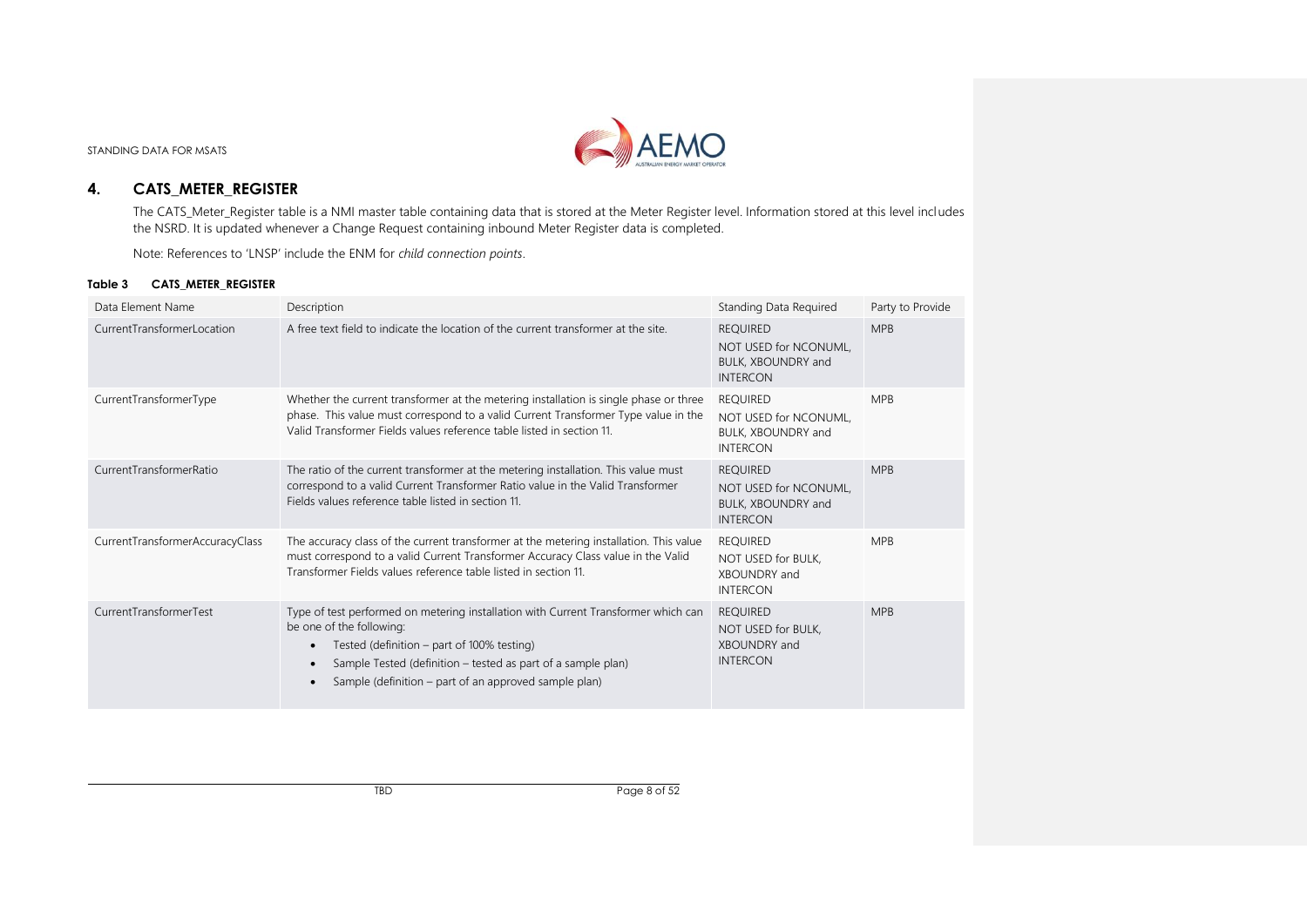## 4. CATS_METER_REGISTER

The CATS_Meter_Register table is a NMI master table containing data that is stored at the Meter Register level. Information stored at this level includes the NSRD. It is updated whenever a Change Request containing inbound Meter Register data is completed.

Note: References to 'LNSP' include the ENM for *child connection points*.

**Table 3 CATS_METER_REGISTER**

| Data Element Name | Description | Standing Data Required | Party to Provide |
|---|---|---|---|
| CurrentTransformerLocation | A free text field to indicate the location of the current transformer at the site. | REQUIRED<br>NOT USED for NCONUML, BULK, XBOUNDRY and INTERCON | MPB |
| CurrentTransformerType | Whether the current transformer at the metering installation is single phase or three phase. This value must correspond to a valid Current Transformer Type value in the Valid Transformer Fields values reference table listed in section 11. | REQUIRED<br>NOT USED for NCONUML, BULK, XBOUNDRY and INTERCON | MPB |
| CurrentTransformerRatio | The ratio of the current transformer at the metering installation. This value must correspond to a valid Current Transformer Ratio value in the Valid Transformer Fields values reference table listed in section 11. | REQUIRED<br>NOT USED for NCONUML, BULK, XBOUNDRY and INTERCON | MPB |
| CurrentTransformerAccuracyClass | The accuracy class of the current transformer at the metering installation. This value must correspond to a valid Current Transformer Accuracy Class value in the Valid Transformer Fields values reference table listed in section 11. | REQUIRED<br>NOT USED for BULK, XBOUNDRY and INTERCON | MPB |
| CurrentTransformerTest | Type of test performed on metering installation with Current Transformer which can be one of the following:<br>• Tested (definition – part of 100% testing)<br>• Sample Tested (definition – tested as part of a sample plan)<br>• Sample (definition – part of an approved sample plan) | REQUIRED<br>NOT USED for BULK, XBOUNDRY and INTERCON | MPB |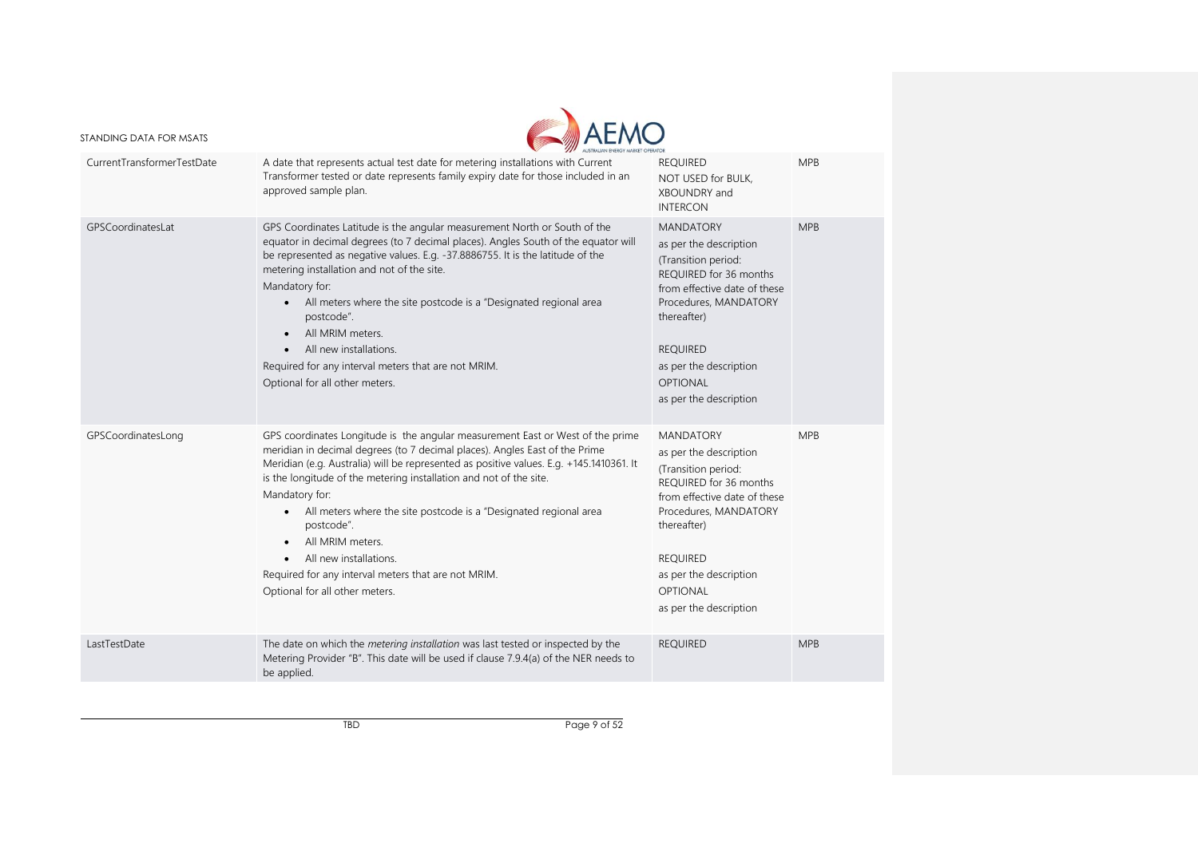| CurrentTransformerTestDate | A date that represents actual test date for metering installations with Current Transformer tested or date represents family expiry date for those included in an approved sample plan. | REQUIRED<br>NOT USED for BULK, XBOUNDRY and INTERCON | MPB |
|---|---|---|---|
| GPSCoordinatesLat | GPS Coordinates Latitude is the angular measurement North or South of the equator in decimal degrees (to 7 decimal places). Angles South of the equator will be represented as negative values. E.g. -37.8886755. It is the latitude of the metering installation and not of the site.<br>Mandatory for:<br>• All meters where the site postcode is a "Designated regional area postcode".<br>• All MRIM meters.<br>• All new installations.<br>Required for any interval meters that are not MRIM.<br>Optional for all other meters. | MANDATORY<br>as per the description<br>(Transition period: REQUIRED for 36 months from effective date of these Procedures, MANDATORY thereafter)<br><br>REQUIRED<br>as per the description<br>OPTIONAL<br>as per the description | MPB |
| GPSCoordinatesLong | GPS coordinates Longitude is the angular measurement East or West of the prime meridian in decimal degrees (to 7 decimal places). Angles East of the Prime Meridian (e.g. Australia) will be represented as positive values. E.g. +145.1410361. It is the longitude of the metering installation and not of the site.<br>Mandatory for:<br>• All meters where the site postcode is a "Designated regional area postcode".<br>• All MRIM meters.<br>• All new installations.<br>Required for any interval meters that are not MRIM.<br>Optional for all other meters. | MANDATORY<br>as per the description<br>(Transition period: REQUIRED for 36 months from effective date of these Procedures, MANDATORY thereafter)<br><br>REQUIRED<br>as per the description<br>OPTIONAL<br>as per the description | MPB |
| LastTestDate | The date on which the *metering installation* was last tested or inspected by the Metering Provider "B". This date will be used if clause 7.9.4(a) of the NER needs to be applied. | REQUIRED | MPB |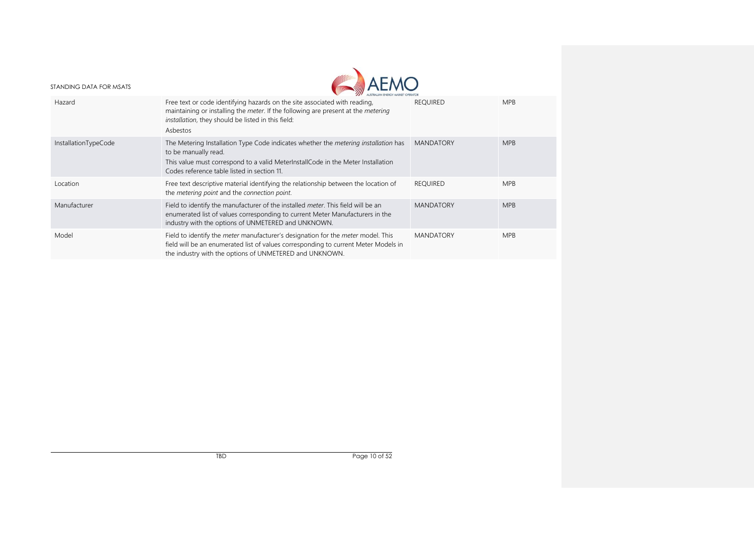| Hazard | Free text or code identifying hazards on the site associated with reading, maintaining or installing the *meter*. If the following are present at the *metering installation*, they should be listed in this field:<br>Asbestos | REQUIRED | MPB |
|---|---|---|---|
| InstallationTypeCode | The Metering Installation Type Code indicates whether the *metering installation* has to be manually read.<br>This value must correspond to a valid MeterInstallCode in the Meter Installation Codes reference table listed in section 11. | MANDATORY | MPB |
| Location | Free text descriptive material identifying the relationship between the location of the *metering point* and the *connection point*. | REQUIRED | MPB |
| Manufacturer | Field to identify the manufacturer of the installed *meter*. This field will be an enumerated list of values corresponding to current Meter Manufacturers in the industry with the options of UNMETERED and UNKNOWN. | MANDATORY | MPB |
| Model | Field to identify the *meter* manufacturer's designation for the *meter* model. This field will be an enumerated list of values corresponding to current Meter Models in the industry with the options of UNMETERED and UNKNOWN. | MANDATORY | MPB |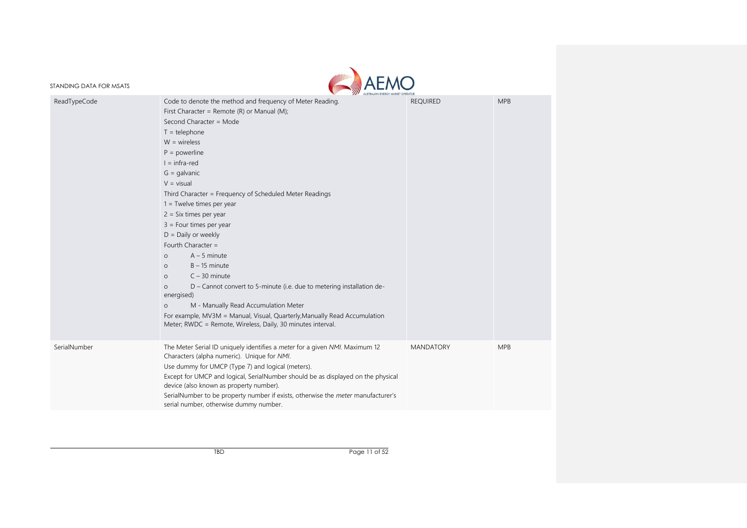| | | | |
|---|---|---|---|
| ReadTypeCode | Code to denote the method and frequency of Meter Reading.<br>First Character = Remote (R) or Manual (M);<br>Second Character = Mode<br>T = telephone<br>W = wireless<br>P = powerline<br>I = infra-red<br>G = galvanic<br>V = visual<br>Third Character = Frequency of Scheduled Meter Readings<br>1 = Twelve times per year<br>2 = Six times per year<br>3 = Four times per year<br>D = Daily or weekly<br>Fourth Character =<br>o A – 5 minute<br>o B – 15 minute<br>o C – 30 minute<br>o D – Cannot convert to 5-minute (i.e. due to metering installation de-energised)<br>o M - Manually Read Accumulation Meter<br>For example, MV3M = Manual, Visual, Quarterly,Manually Read Accumulation Meter; RWDC = Remote, Wireless, Daily, 30 minutes interval. | REQUIRED | MPB |
| SerialNumber | The Meter Serial ID uniquely identifies a *meter* for a given *NMI*. Maximum 12 Characters (alpha numeric). Unique for *NMI*.<br>Use dummy for UMCP (Type 7) and logical (meters).<br>Except for UMCP and logical, SerialNumber should be as displayed on the physical device (also known as property number).<br>SerialNumber to be property number if exists, otherwise the *meter* manufacturer's serial number, otherwise dummy number. | MANDATORY | MPB |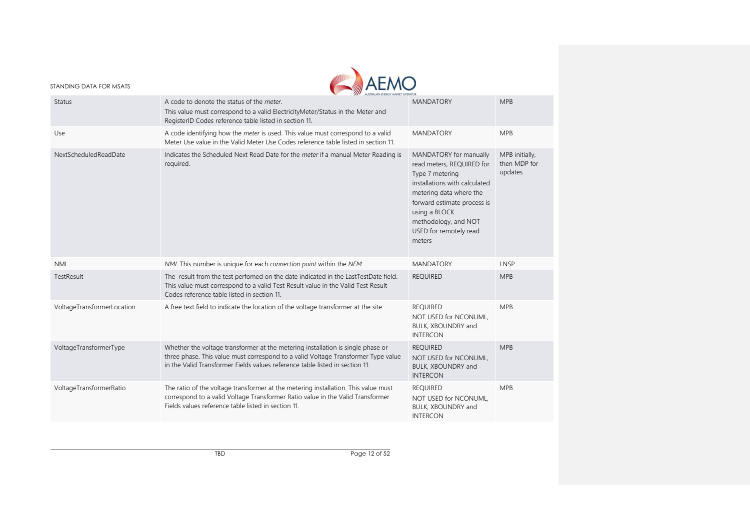| Status | A code to denote the status of the *meter*. This value must correspond to a valid ElectricityMeter/Status in the Meter and RegisterID Codes reference table listed in section 11. | MANDATORY | MPB |
|---|---|---|---|
| Use | A code identifying how the *meter* is used. This value must correspond to a valid Meter Use value in the Valid Meter Use Codes reference table listed in section 11. | MANDATORY | MPB |
| NextScheduledReadDate | Indicates the Scheduled Next Read Date for the *meter* if a manual Meter Reading is required. | MANDATORY for manually read meters, REQUIRED for Type 7 metering installations with calculated metering data where the forward estimate process is using a BLOCK methodology, and NOT USED for remotely read meters | MPB initially, then MDP for updates |
| NMI | *NMI*. This number is unique for each *connection point* within the *NEM*. | MANDATORY | LNSP |
| TestResult | The result from the test perfomed on the date indicated in the LastTestDate field. This value must correspond to a valid Test Result value in the Valid Test Result Codes reference table listed in section 11. | REQUIRED | MPB |
| VoltageTransformerLocation | A free text field to indicate the location of the voltage transformer at the site. | REQUIRED NOT USED for NCONUML, BULK, XBOUNDRY and INTERCON | MPB |
| VoltageTransformerType | Whether the voltage transformer at the metering installation is single phase or three phase. This value must correspond to a valid Voltage Transformer Type value in the Valid Transformer Fields values reference table listed in section 11. | REQUIRED NOT USED for NCONUML, BULK, XBOUNDRY and INTERCON | MPB |
| VoltageTransformerRatio | The ratio of the voltage transformer at the metering installation. This value must correspond to a valid Voltage Transformer Ratio value in the Valid Transformer Fields values reference table listed in section 11. | REQUIRED NOT USED for NCONUML, BULK, XBOUNDRY and INTERCON | MPB |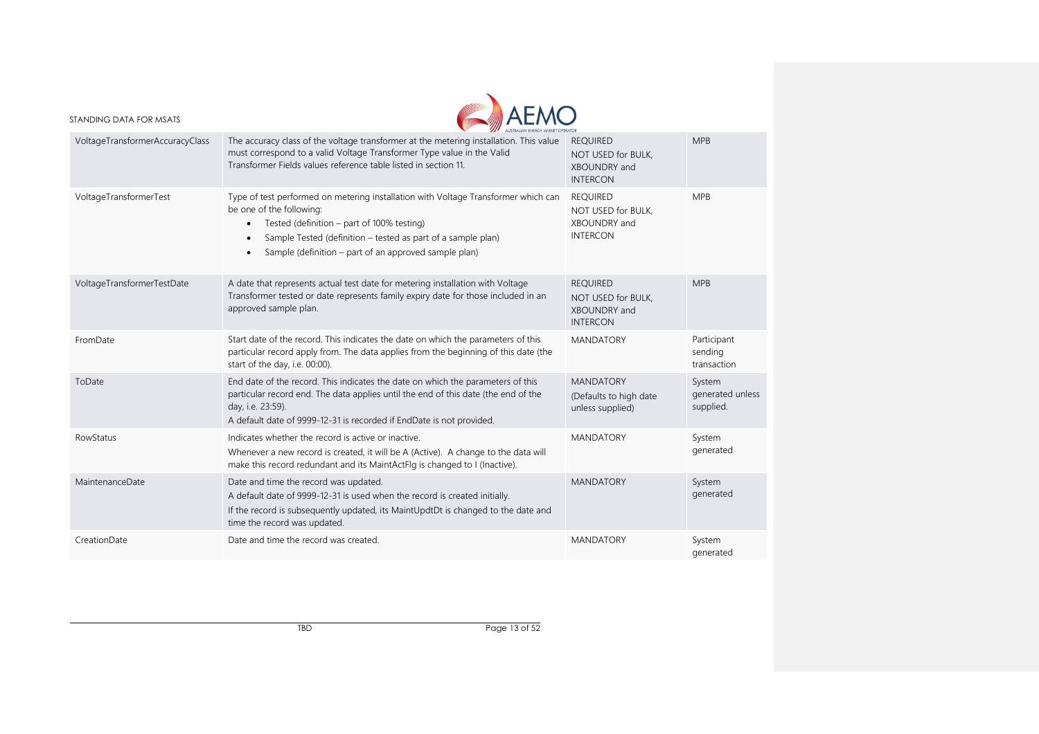| | | | |
|---|---|---|---|
| VoltageTransformerAccuracyClass | The accuracy class of the voltage transformer at the metering installation. This value must correspond to a valid Voltage Transformer Type value in the Valid Transformer Fields values reference table listed in section 11. | REQUIRED<br>NOT USED for BULK, XBOUNDRY and INTERCON | MPB |
| VoltageTransformerTest | Type of test performed on metering installation with Voltage Transformer which can be one of the following:<br>• Tested (definition – part of 100% testing)<br>• Sample Tested (definition – tested as part of a sample plan)<br>• Sample (definition – part of an approved sample plan) | REQUIRED<br>NOT USED for BULK, XBOUNDRY and INTERCON | MPB |
| VoltageTransformerTestDate | A date that represents actual test date for metering installation with Voltage Transformer tested or date represents family expiry date for those included in an approved sample plan. | REQUIRED<br>NOT USED for BULK, XBOUNDRY and INTERCON | MPB |
| FromDate | Start date of the record. This indicates the date on which the parameters of this particular record apply from. The data applies from the beginning of this date (the start of the day, i.e. 00:00). | MANDATORY | Participant sending transaction |
| ToDate | End date of the record. This indicates the date on which the parameters of this particular record end. The data applies until the end of this date (the end of the day, i.e. 23:59).<br>A default date of 9999-12-31 is recorded if EndDate is not provided. | MANDATORY<br>(Defaults to high date unless supplied) | System generated unless supplied. |
| RowStatus | Indicates whether the record is active or inactive.<br>Whenever a new record is created, it will be A (Active). A change to the data will make this record redundant and its MaintActFlg is changed to I (Inactive). | MANDATORY | System generated |
| MaintenanceDate | Date and time the record was updated.<br>A default date of 9999-12-31 is used when the record is created initially.<br>If the record is subsequently updated, its MaintUpdtDt is changed to the date and time the record was updated. | MANDATORY | System generated |
| CreationDate | Date and time the record was created. | MANDATORY | System generated |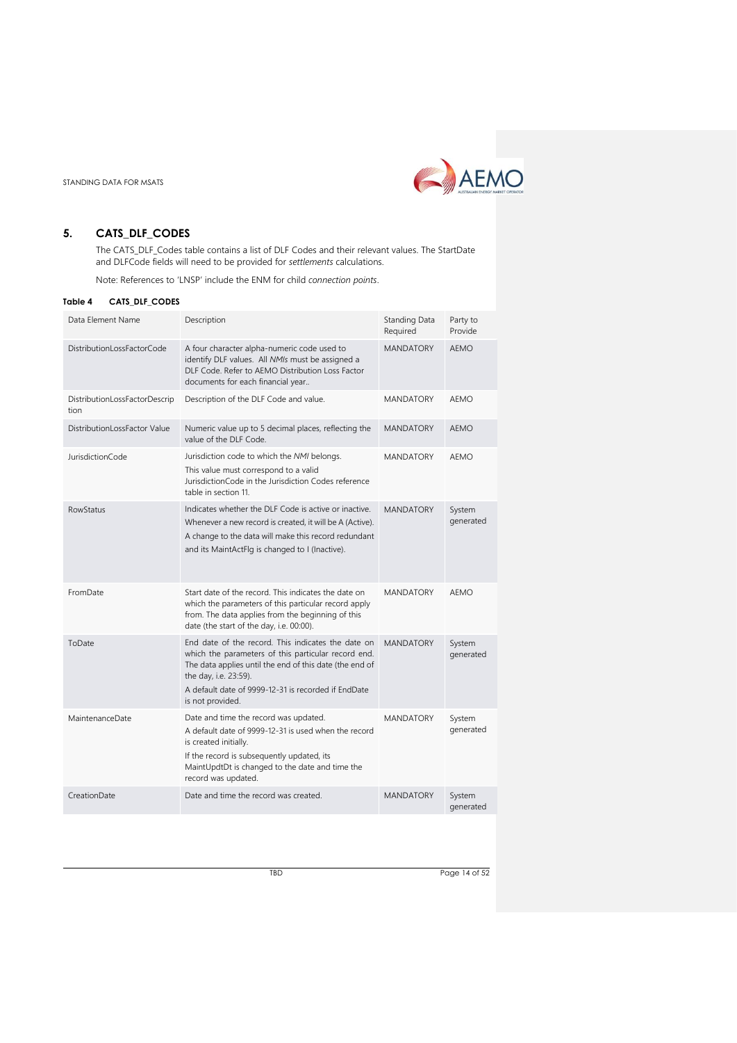## 5. CATS_DLF_CODES

The CATS_DLF_Codes table contains a list of DLF Codes and their relevant values. The StartDate and DLFCode fields will need to be provided for *settlements* calculations.

Note: References to 'LNSP' include the ENM for child *connection points*.

**Table 4 CATS_DLF_CODES**

| Data Element Name | Description | Standing Data Required | Party to Provide |
|---|---|---|---|
| DistributionLossFactorCode | A four character alpha-numeric code used to identify DLF values. All *NMIs* must be assigned a DLF Code. Refer to AEMO Distribution Loss Factor documents for each financial year.. | MANDATORY | AEMO |
| DistributionLossFactorDescription | Description of the DLF Code and value. | MANDATORY | AEMO |
| DistributionLossFactor Value | Numeric value up to 5 decimal places, reflecting the value of the DLF Code. | MANDATORY | AEMO |
| JurisdictionCode | Jurisdiction code to which the *NMI* belongs.<br>This value must correspond to a valid JurisdictionCode in the Jurisdiction Codes reference table in section 11. | MANDATORY | AEMO |
| RowStatus | Indicates whether the DLF Code is active or inactive.<br>Whenever a new record is created, it will be A (Active).<br>A change to the data will make this record redundant and its MaintActFlg is changed to I (Inactive). | MANDATORY | System generated |
| FromDate | Start date of the record. This indicates the date on which the parameters of this particular record apply from. The data applies from the beginning of this date (the start of the day, i.e. 00:00). | MANDATORY | AEMO |
| ToDate | End date of the record. This indicates the date on which the parameters of this particular record end. The data applies until the end of this date (the end of the day, i.e. 23:59).<br>A default date of 9999-12-31 is recorded if EndDate is not provided. | MANDATORY | System generated |
| MaintenanceDate | Date and time the record was updated.<br>A default date of 9999-12-31 is used when the record is created initially.<br>If the record is subsequently updated, its MaintUpdtDt is changed to the date and time the record was updated. | MANDATORY | System generated |
| CreationDate | Date and time the record was created. | MANDATORY | System generated |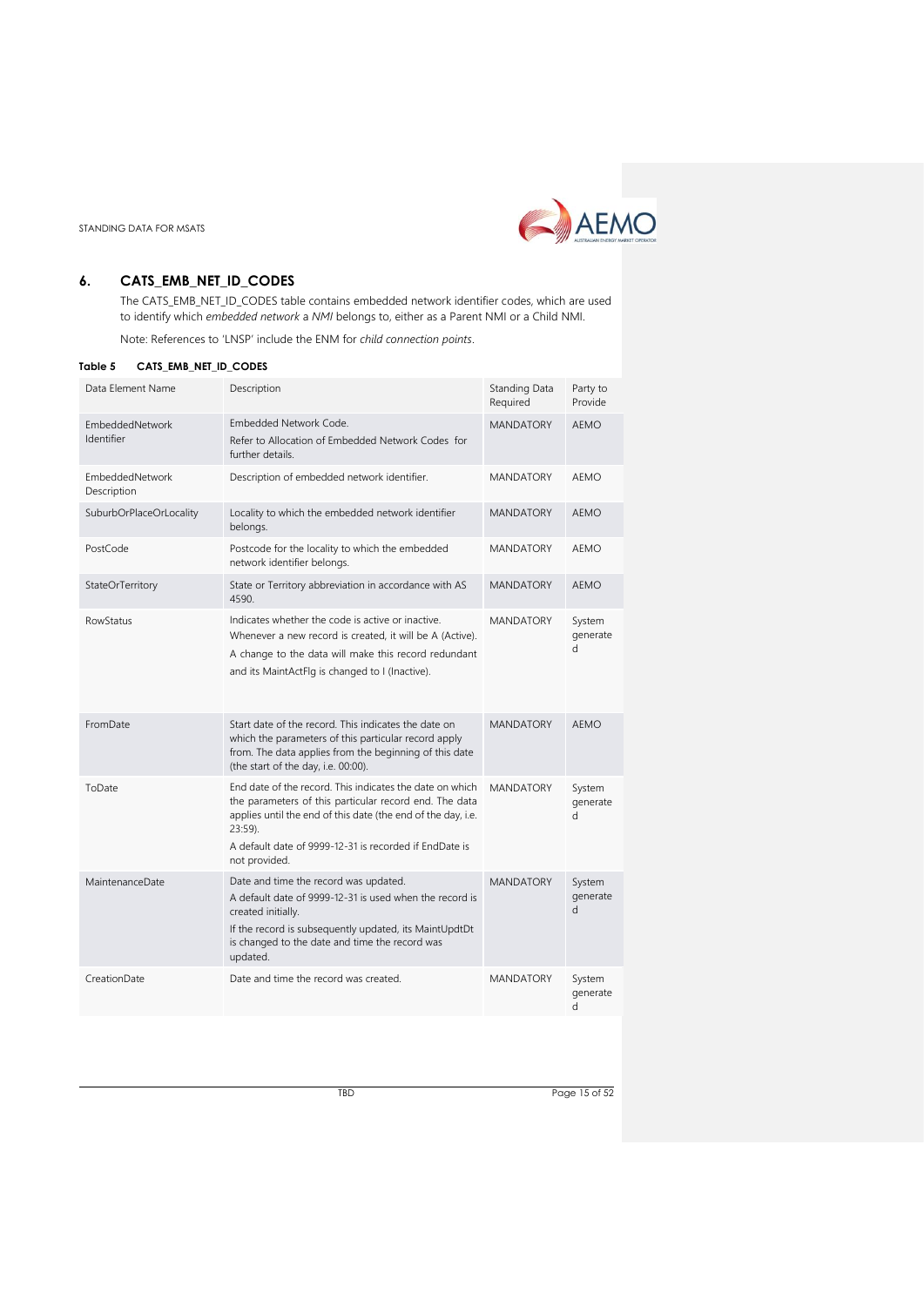## 6. CATS_EMB_NET_ID_CODES

The CATS_EMB_NET_ID_CODES table contains embedded network identifier codes, which are used to identify which *embedded network* a *NMI* belongs to, either as a Parent NMI or a Child NMI.

Note: References to 'LNSP' include the ENM for *child connection points*.

**Table 5 CATS_EMB_NET_ID_CODES**

| Data Element Name | Description | Standing Data Required | Party to Provide |
|---|---|---|---|
| EmbeddedNetwork Identifier | Embedded Network Code.<br>Refer to Allocation of Embedded Network Codes for further details. | MANDATORY | AEMO |
| EmbeddedNetwork Description | Description of embedded network identifier. | MANDATORY | AEMO |
| SuburbOrPlaceOrLocality | Locality to which the embedded network identifier belongs. | MANDATORY | AEMO |
| PostCode | Postcode for the locality to which the embedded network identifier belongs. | MANDATORY | AEMO |
| StateOrTerritory | State or Territory abbreviation in accordance with AS 4590. | MANDATORY | AEMO |
| RowStatus | Indicates whether the code is active or inactive.<br>Whenever a new record is created, it will be A (Active).<br>A change to the data will make this record redundant and its MaintActFlg is changed to I (Inactive). | MANDATORY | System generated |
| FromDate | Start date of the record. This indicates the date on which the parameters of this particular record apply from. The data applies from the beginning of this date (the start of the day, i.e. 00:00). | MANDATORY | AEMO |
| ToDate | End date of the record. This indicates the date on which the parameters of this particular record end. The data applies until the end of this date (the end of the day, i.e. 23:59).<br>A default date of 9999-12-31 is recorded if EndDate is not provided. | MANDATORY | System generated |
| MaintenanceDate | Date and time the record was updated.<br>A default date of 9999-12-31 is used when the record is created initially.<br>If the record is subsequently updated, its MaintUpdtDt is changed to the date and time the record was updated. | MANDATORY | System generated |
| CreationDate | Date and time the record was created. | MANDATORY | System generated |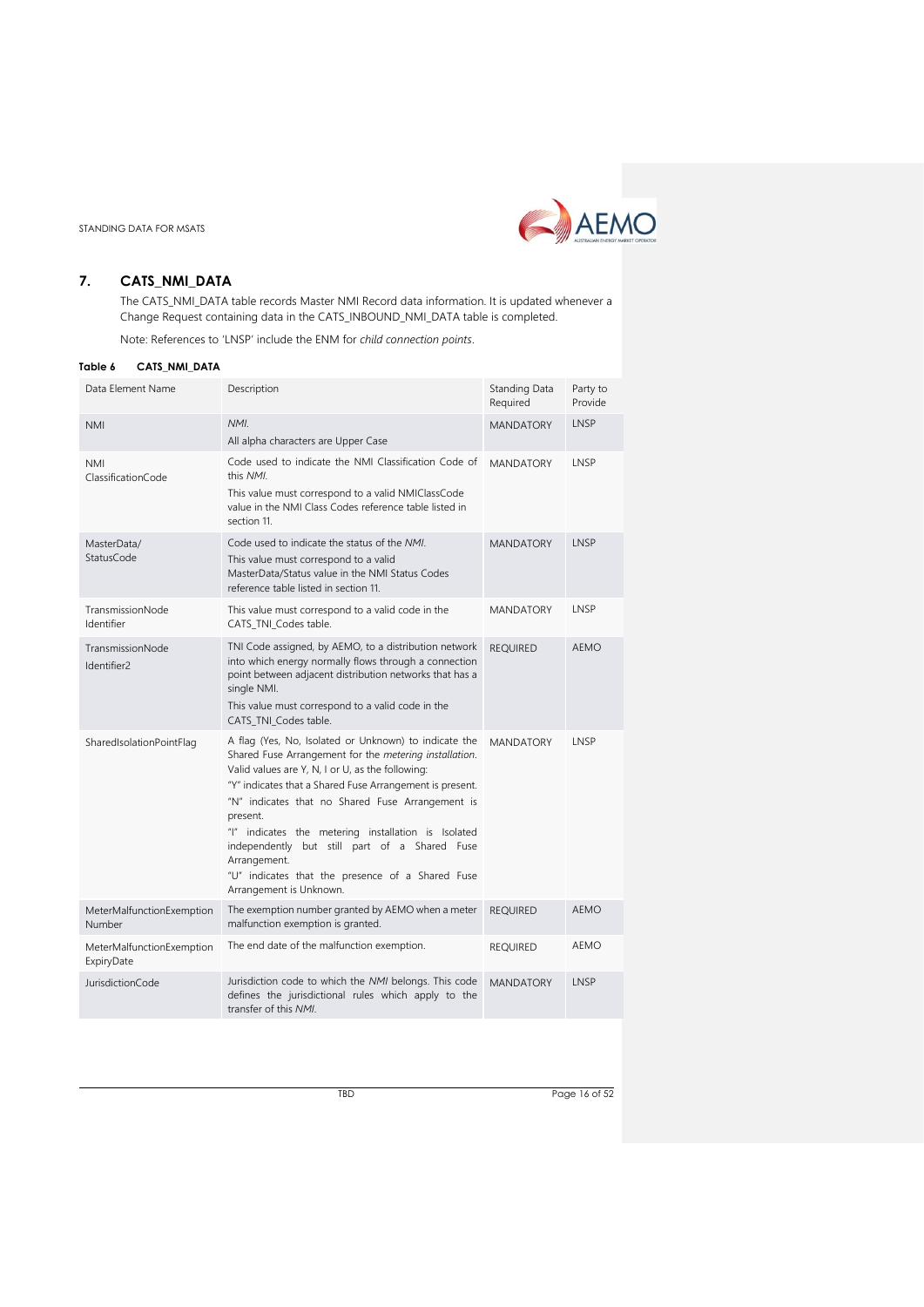## 7. CATS_NMI_DATA

The CATS_NMI_DATA table records Master NMI Record data information. It is updated whenever a Change Request containing data in the CATS_INBOUND_NMI_DATA table is completed.

Note: References to 'LNSP' include the ENM for *child connection points*.

**Table 6 CATS_NMI_DATA**

| Data Element Name | Description | Standing Data Required | Party to Provide |
|---|---|---|---|
| NMI | *NMI*.<br>All alpha characters are Upper Case | MANDATORY | LNSP |
| NMI ClassificationCode | Code used to indicate the NMI Classification Code of this *NMI*.<br>This value must correspond to a valid NMIClassCode value in the NMI Class Codes reference table listed in section 11. | MANDATORY | LNSP |
| MasterData/ StatusCode | Code used to indicate the status of the *NMI*.<br>This value must correspond to a valid MasterData/Status value in the NMI Status Codes reference table listed in section 11. | MANDATORY | LNSP |
| TransmissionNode Identifier | This value must correspond to a valid code in the CATS_TNI_Codes table. | MANDATORY | LNSP |
| TransmissionNode Identifier2 | TNI Code assigned, by AEMO, to a distribution network into which energy normally flows through a connection point between adjacent distribution networks that has a single NMI.<br>This value must correspond to a valid code in the CATS_TNI_Codes table. | REQUIRED | AEMO |
| SharedIsolationPointFlag | A flag (Yes, No, Isolated or Unknown) to indicate the Shared Fuse Arrangement for the *metering installation*. Valid values are Y, N, I or U, as the following:<br>"Y" indicates that a Shared Fuse Arrangement is present.<br>"N" indicates that no Shared Fuse Arrangement is present.<br>"I" indicates the metering installation is Isolated independently but still part of a Shared Fuse Arrangement.<br>"U" indicates that the presence of a Shared Fuse Arrangement is Unknown. | MANDATORY | LNSP |
| MeterMalfunctionExemption Number | The exemption number granted by AEMO when a meter malfunction exemption is granted. | REQUIRED | AEMO |
| MeterMalfunctionExemption ExpiryDate | The end date of the malfunction exemption. | REQUIRED | AEMO |
| JurisdictionCode | Jurisdiction code to which the *NMI* belongs. This code defines the jurisdictional rules which apply to the transfer of this *NMI*. | MANDATORY | LNSP |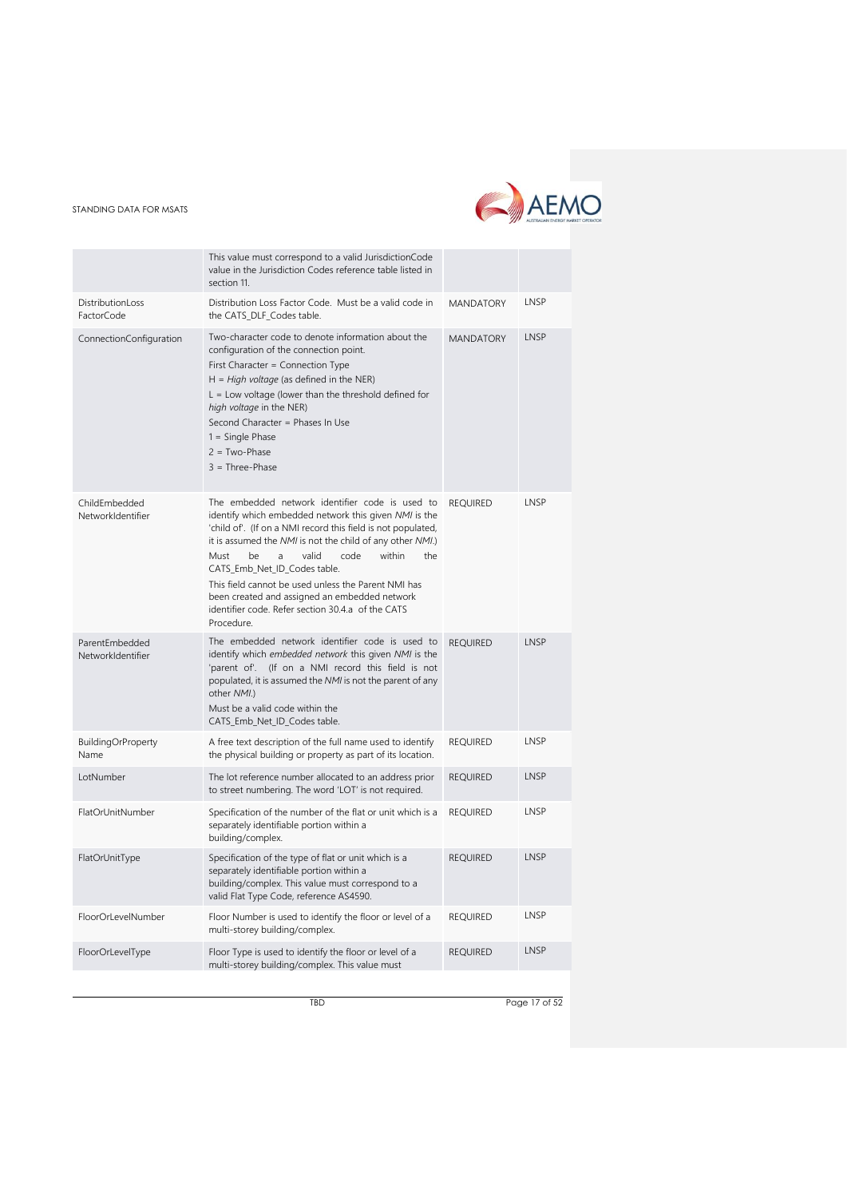| | | | |
|---|---|---|---|
| | This value must correspond to a valid JurisdictionCode value in the Jurisdiction Codes reference table listed in section 11. | | |
| DistributionLoss FactorCode | Distribution Loss Factor Code. Must be a valid code in the CATS_DLF_Codes table. | MANDATORY | LNSP |
| ConnectionConfiguration | Two-character code to denote information about the configuration of the connection point.<br>First Character = Connection Type<br>H = *High voltage* (as defined in the NER)<br>L = Low voltage (lower than the threshold defined for *high voltage* in the NER)<br>Second Character = Phases In Use<br>1 = Single Phase<br>2 = Two-Phase<br>3 = Three-Phase | MANDATORY | LNSP |
| ChildEmbedded NetworkIdentifier | The embedded network identifier code is used to identify which embedded network this given *NMI* is the 'child of'. (If on a NMI record this field is not populated, it is assumed the *NMI* is not the child of any other *NMI*.)<br>Must be a valid code within the CATS_Emb_Net_ID_Codes table.<br>This field cannot be used unless the Parent NMI has been created and assigned an embedded network identifier code. Refer section 30.4.a of the CATS Procedure. | REQUIRED | LNSP |
| ParentEmbedded NetworkIdentifier | The embedded network identifier code is used to identify which *embedded network* this given *NMI* is the 'parent of'. (If on a NMI record this field is not populated, it is assumed the *NMI* is not the parent of any other *NMI*.)<br>Must be a valid code within the CATS_Emb_Net_ID_Codes table. | REQUIRED | LNSP |
| BuildingOrProperty Name | A free text description of the full name used to identify the physical building or property as part of its location. | REQUIRED | LNSP |
| LotNumber | The lot reference number allocated to an address prior to street numbering. The word 'LOT' is not required. | REQUIRED | LNSP |
| FlatOrUnitNumber | Specification of the number of the flat or unit which is a separately identifiable portion within a building/complex. | REQUIRED | LNSP |
| FlatOrUnitType | Specification of the type of flat or unit which is a separately identifiable portion within a building/complex. This value must correspond to a valid Flat Type Code, reference AS4590. | REQUIRED | LNSP |
| FloorOrLevelNumber | Floor Number is used to identify the floor or level of a multi-storey building/complex. | REQUIRED | LNSP |
| FloorOrLevelType | Floor Type is used to identify the floor or level of a multi-storey building/complex. This value must | REQUIRED | LNSP |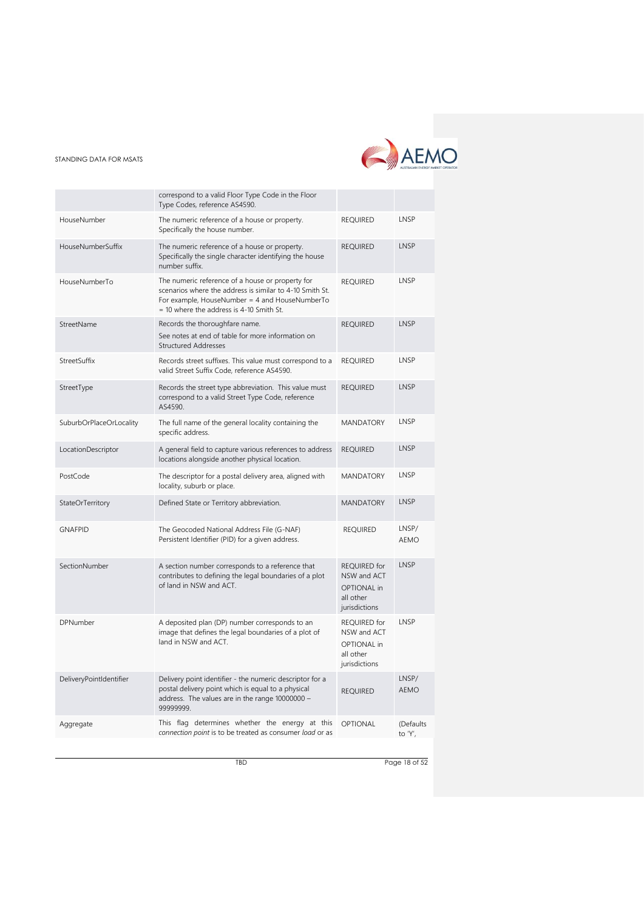|  | correspond to a valid Floor Type Code in the Floor Type Codes, reference AS4590. |  |  |
|---|---|---|---|
| HouseNumber | The numeric reference of a house or property. Specifically the house number. | REQUIRED | LNSP |
| HouseNumberSuffix | The numeric reference of a house or property. Specifically the single character identifying the house number suffix. | REQUIRED | LNSP |
| HouseNumberTo | The numeric reference of a house or property for scenarios where the address is similar to 4-10 Smith St. For example, HouseNumber = 4 and HouseNumberTo = 10 where the address is 4-10 Smith St. | REQUIRED | LNSP |
| StreetName | Records the thoroughfare name.<br>See notes at end of table for more information on Structured Addresses | REQUIRED | LNSP |
| StreetSuffix | Records street suffixes. This value must correspond to a valid Street Suffix Code, reference AS4590. | REQUIRED | LNSP |
| StreetType | Records the street type abbreviation. This value must correspond to a valid Street Type Code, reference AS4590. | REQUIRED | LNSP |
| SuburbOrPlaceOrLocality | The full name of the general locality containing the specific address. | MANDATORY | LNSP |
| LocationDescriptor | A general field to capture various references to address locations alongside another physical location. | REQUIRED | LNSP |
| PostCode | The descriptor for a postal delivery area, aligned with locality, suburb or place. | MANDATORY | LNSP |
| StateOrTerritory | Defined State or Territory abbreviation. | MANDATORY | LNSP |
| GNAFPID | The Geocoded National Address File (G-NAF) Persistent Identifier (PID) for a given address. | REQUIRED | LNSP/ AEMO |
| SectionNumber | A section number corresponds to a reference that contributes to defining the legal boundaries of a plot of land in NSW and ACT. | REQUIRED for NSW and ACT<br>OPTIONAL in all other jurisdictions | LNSP |
| DPNumber | A deposited plan (DP) number corresponds to an image that defines the legal boundaries of a plot of land in NSW and ACT. | REQUIRED for NSW and ACT<br>OPTIONAL in all other jurisdictions | LNSP |
| DeliveryPointIdentifier | Delivery point identifier - the numeric descriptor for a postal delivery point which is equal to a physical address. The values are in the range 10000000 – 99999999. | REQUIRED | LNSP/ AEMO |
| Aggregate | This flag determines whether the energy at this *connection point* is to be treated as consumer *load* or as | OPTIONAL | (Defaults to 'Y', |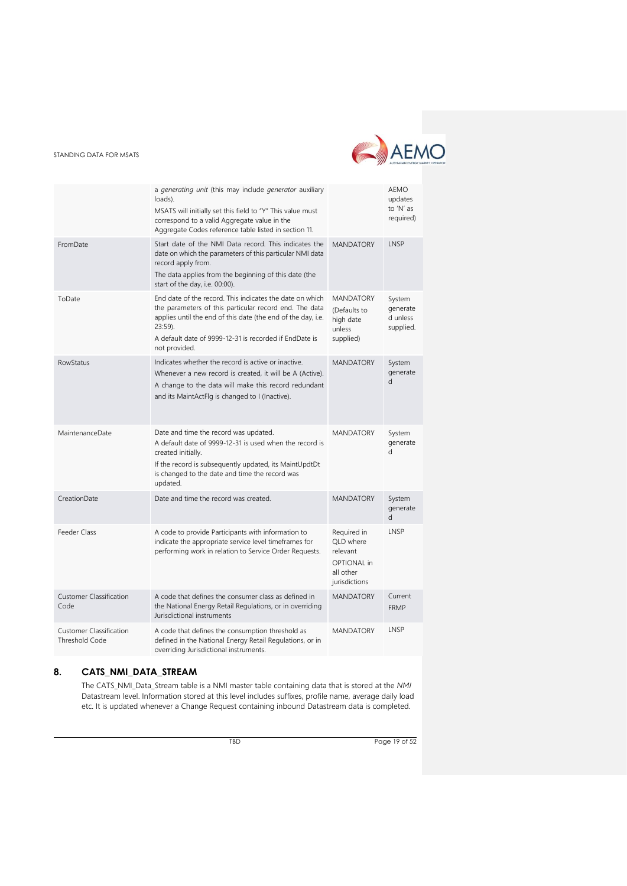| | | | |
|---|---|---|---|
| | a *generating unit* (this may include *generator* auxiliary loads). MSATS will initially set this field to "Y" This value must correspond to a valid Aggregate value in the Aggregate Codes reference table listed in section 11. | | AEMO updates to 'N' as required) |
| FromDate | Start date of the NMI Data record. This indicates the date on which the parameters of this particular NMI data record apply from. The data applies from the beginning of this date (the start of the day, i.e. 00:00). | MANDATORY | LNSP |
| ToDate | End date of the record. This indicates the date on which the parameters of this particular record end. The data applies until the end of this date (the end of the day, i.e. 23:59). A default date of 9999-12-31 is recorded if EndDate is not provided. | MANDATORY (Defaults to high date unless supplied) | System generated unless supplied. |
| RowStatus | Indicates whether the record is active or inactive. Whenever a new record is created, it will be A (Active). A change to the data will make this record redundant and its MaintActFlg is changed to I (Inactive). | MANDATORY | System generated |
| MaintenanceDate | Date and time the record was updated. A default date of 9999-12-31 is used when the record is created initially. If the record is subsequently updated, its MaintUpdtDt is changed to the date and time the record was updated. | MANDATORY | System generated |
| CreationDate | Date and time the record was created. | MANDATORY | System generated |
| Feeder Class | A code to provide Participants with information to indicate the appropriate service level timeframes for performing work in relation to Service Order Requests. | Required in QLD where relevant OPTIONAL in all other jurisdictions | LNSP |
| Customer Classification Code | A code that defines the consumer class as defined in the National Energy Retail Regulations, or in overriding Jurisdictional instruments | MANDATORY | Current FRMP |
| Customer Classification Threshold Code | A code that defines the consumption threshold as defined in the National Energy Retail Regulations, or in overriding Jurisdictional instruments. | MANDATORY | LNSP |

## 8. CATS_NMI_DATA_STREAM

The CATS_NMI_Data_Stream table is a NMI master table containing data that is stored at the *NMI* Datastream level. Information stored at this level includes suffixes, profile name, average daily load etc. It is updated whenever a Change Request containing inbound Datastream data is completed.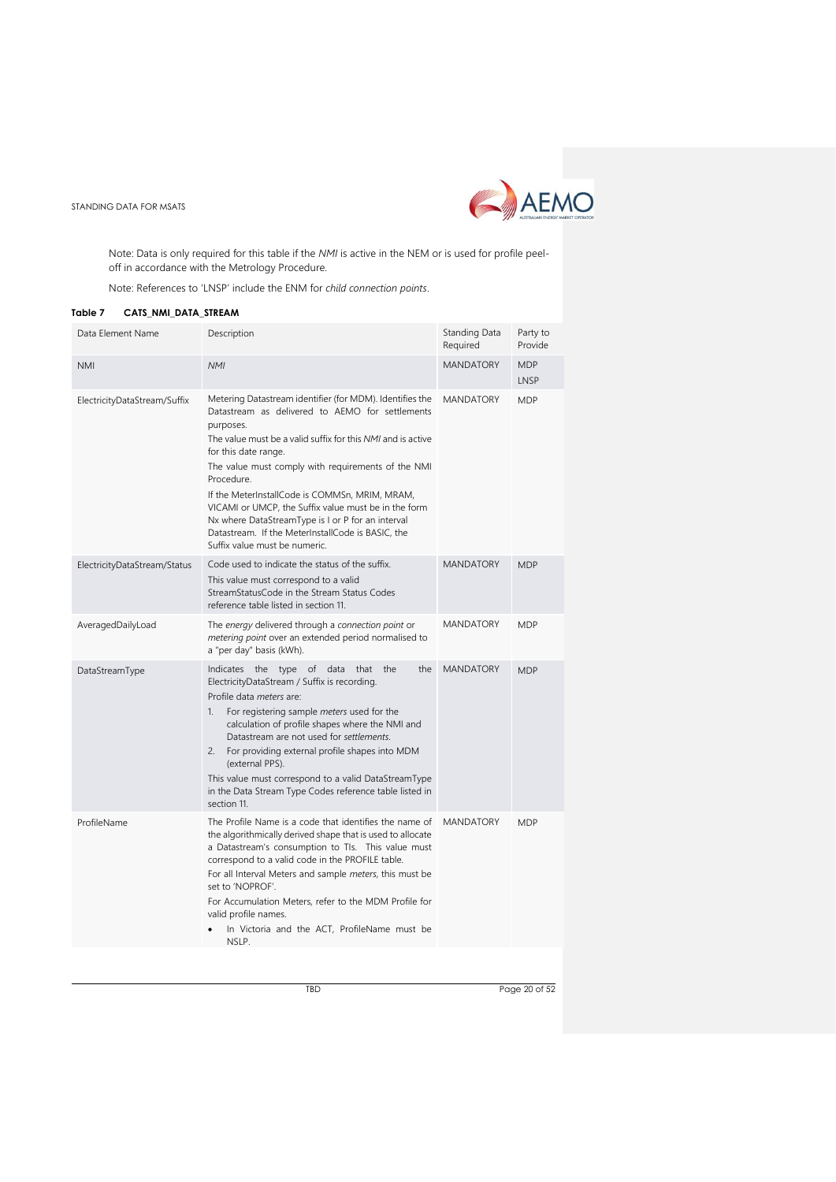Note: Data is only required for this table if the *NMI* is active in the NEM or is used for profile peel-off in accordance with the Metrology Procedure.

Note: References to 'LNSP' include the ENM for *child connection points*.

**Table 7 CATS_NMI_DATA_STREAM**

| Data Element Name | Description | Standing Data Required | Party to Provide |
|---|---|---|---|
| NMI | *NMI* | MANDATORY | MDP<br>LNSP |
| ElectricityDataStream/Suffix | Metering Datastream identifier (for MDM). Identifies the Datastream as delivered to AEMO for settlements purposes.<br>The value must be a valid suffix for this *NMI* and is active for this date range.<br>The value must comply with requirements of the NMI Procedure.<br>If the MeterInstallCode is COMMSn, MRIM, MRAM, VICAMI or UMCP, the Suffix value must be in the form Nx where DataStreamType is I or P for an interval Datastream. If the MeterInstallCode is BASIC, the Suffix value must be numeric. | MANDATORY | MDP |
| ElectricityDataStream/Status | Code used to indicate the status of the suffix.<br>This value must correspond to a valid StreamStatusCode in the Stream Status Codes reference table listed in section 11. | MANDATORY | MDP |
| AveragedDailyLoad | The *energy* delivered through a *connection point* or *metering point* over an extended period normalised to a "per day" basis (kWh). | MANDATORY | MDP |
| DataStreamType | Indicates the type of data that the the ElectricityDataStream / Suffix is recording.<br>Profile data *meters* are:<br>1. For registering sample *meters* used for the calculation of profile shapes where the NMI and Datastream are not used for *settlements*.<br>2. For providing external profile shapes into MDM (external PPS).<br>This value must correspond to a valid DataStreamType in the Data Stream Type Codes reference table listed in section 11. | MANDATORY | MDP |
| ProfileName | The Profile Name is a code that identifies the name of the algorithmically derived shape that is used to allocate a Datastream's consumption to TIs. This value must correspond to a valid code in the PROFILE table.<br>For all Interval Meters and sample *meters*, this must be set to 'NOPROF'.<br>For Accumulation Meters, refer to the MDM Profile for valid profile names.<br>• In Victoria and the ACT, ProfileName must be NSLP. | MANDATORY | MDP |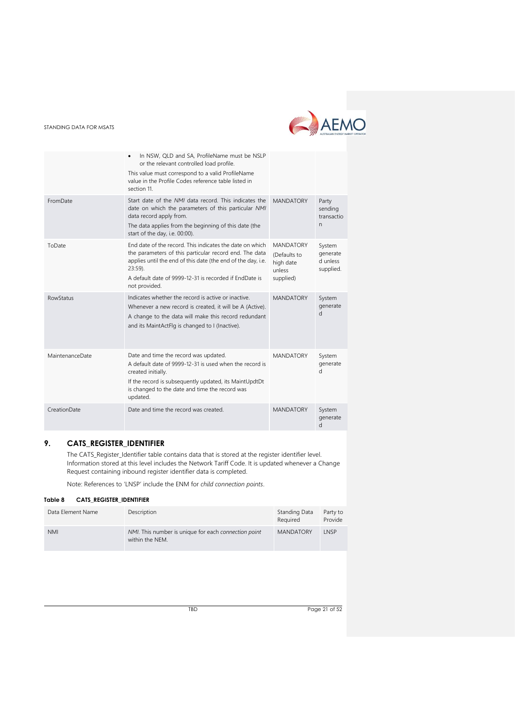| | | | |
|---|---|---|---|
| | • In NSW, QLD and SA, ProfileName must be NSLP or the relevant controlled load profile.<br>This value must correspond to a valid ProfileName value in the Profile Codes reference table listed in section 11. | | |
| FromDate | Start date of the *NMI* data record. This indicates the date on which the parameters of this particular *NMI* data record apply from.<br>The data applies from the beginning of this date (the start of the day, i.e. 00:00). | MANDATORY | Party sending transaction |
| ToDate | End date of the record. This indicates the date on which the parameters of this particular record end. The data applies until the end of this date (the end of the day, i.e. 23:59).<br>A default date of 9999-12-31 is recorded if EndDate is not provided. | MANDATORY (Defaults to high date unless supplied) | System generated unless supplied. |
| RowStatus | Indicates whether the record is active or inactive.<br>Whenever a new record is created, it will be A (Active).<br>A change to the data will make this record redundant and its MaintActFlg is changed to I (Inactive). | MANDATORY | System generated |
| MaintenanceDate | Date and time the record was updated.<br>A default date of 9999-12-31 is used when the record is created initially.<br>If the record is subsequently updated, its MaintUpdtDt is changed to the date and time the record was updated. | MANDATORY | System generated |
| CreationDate | Date and time the record was created. | MANDATORY | System generated |

## 9. CATS_REGISTER_IDENTIFIER

The CATS_Register_Identifier table contains data that is stored at the register identifier level. Information stored at this level includes the Network Tariff Code. It is updated whenever a Change Request containing inbound register identifier data is completed.

Note: References to 'LNSP' include the ENM for *child connection points*.

**Table 8 CATS_REGISTER_IDENTIFIER**

| Data Element Name | Description | Standing Data Required | Party to Provide |
|---|---|---|---|
| NMI | *NMI*. This number is unique for each *connection point* within the NEM. | MANDATORY | LNSP |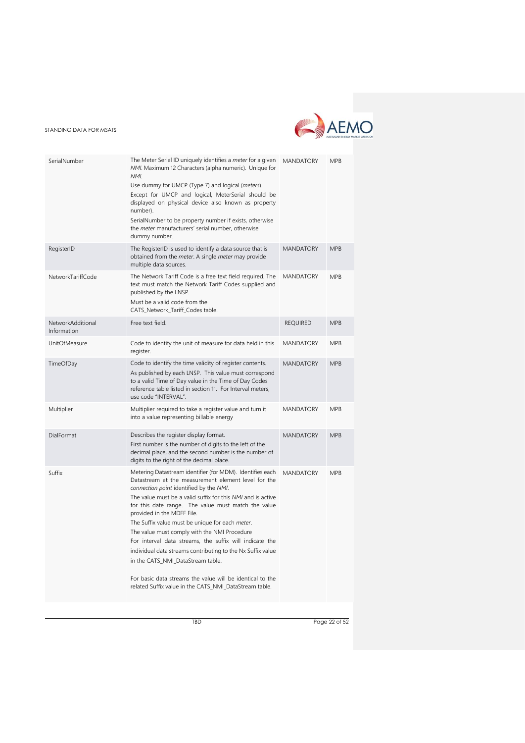| | | | |
|---|---|---|---|
| SerialNumber | The Meter Serial ID uniquely identifies a *meter* for a given *NMI*. Maximum 12 Characters (alpha numeric). Unique for *NMI*.<br>Use dummy for UMCP (Type 7) and logical (*meters*).<br>Except for UMCP and logical, MeterSerial should be displayed on physical device also known as property number).<br>SerialNumber to be property number if exists, otherwise the *meter* manufacturers' serial number, otherwise dummy number. | MANDATORY | MPB |
| RegisterID | The RegisterID is used to identify a data source that is obtained from the *meter*. A single *meter* may provide multiple data sources. | MANDATORY | MPB |
| NetworkTariffCode | The Network Tariff Code is a free text field required. The text must match the Network Tariff Codes supplied and published by the LNSP.<br>Must be a valid code from the CATS_Network_Tariff_Codes table. | MANDATORY | MPB |
| NetworkAdditional Information | Free text field. | REQUIRED | MPB |
| UnitOfMeasure | Code to identify the unit of measure for data held in this register. | MANDATORY | MPB |
| TimeOfDay | Code to identify the time validity of register contents.<br>As published by each LNSP. This value must correspond to a valid Time of Day value in the Time of Day Codes reference table listed in section 11. For Interval meters, use code "INTERVAL". | MANDATORY | MPB |
| Multiplier | Multiplier required to take a register value and turn it into a value representing billable energy | MANDATORY | MPB |
| DialFormat | Describes the register display format.<br>First number is the number of digits to the left of the decimal place, and the second number is the number of digits to the right of the decimal place. | MANDATORY | MPB |
| Suffix | Metering Datastream identifier (for MDM). Identifies each Datastream at the measurement element level for the *connection point* identified by the *NMI*.<br>The value must be a valid suffix for this *NMI* and is active for this date range. The value must match the value provided in the MDFF File.<br>The Suffix value must be unique for each *meter*.<br>The value must comply with the NMI Procedure<br>For interval data streams, the suffix will indicate the individual data streams contributing to the Nx Suffix value in the CATS_NMI_DataStream table.<br><br>For basic data streams the value will be identical to the related Suffix value in the CATS_NMI_DataStream table. | MANDATORY | MPB |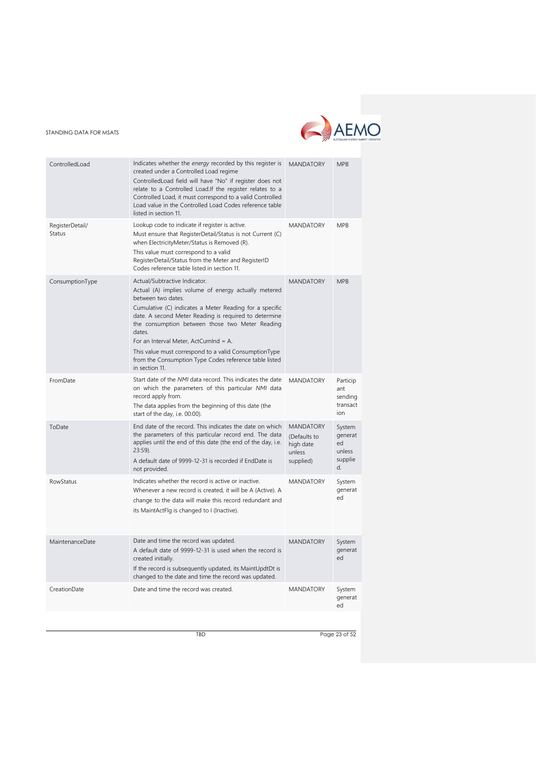| | | | |
|---|---|---|---|
| ControlledLoad | Indicates whether the *energy* recorded by this register is created under a Controlled Load regime<br>ControlledLoad field will have "No" if register does not relate to a Controlled Load.If the register relates to a Controlled Load, it must correspond to a valid Controlled Load value in the Controlled Load Codes reference table listed in section 11. | MANDATORY | MPB |
| RegisterDetail/ Status | Lookup code to indicate if register is active.<br>Must ensure that RegisterDetail/Status is not Current (C) when ElectricityMeter/Status is Removed (R).<br>This value must correspond to a valid RegisterDetail/Status from the Meter and RegisterID Codes reference table listed in section 11. | MANDATORY | MPB |
| ConsumptionType | Actual/Subtractive Indicator.<br>Actual (A) implies volume of energy actually metered between two dates.<br>Cumulative (C) indicates a Meter Reading for a specific date. A second Meter Reading is required to determine the consumption between those two Meter Reading dates.<br>For an Interval Meter, ActCumInd = A.<br>This value must correspond to a valid ConsumptionType from the Consumption Type Codes reference table listed in section 11. | MANDATORY | MPB |
| FromDate | Start date of the *NMI* data record. This indicates the date on which the parameters of this particular *NMI* data record apply from.<br>The data applies from the beginning of this date (the start of the day, i.e. 00:00). | MANDATORY | Participant sending transaction |
| ToDate | End date of the record. This indicates the date on which the parameters of this particular record end. The data applies until the end of this date (the end of the day, i.e. 23:59).<br>A default date of 9999-12-31 is recorded if EndDate is not provided. | MANDATORY (Defaults to high date unless supplied) | System generated unless supplied. |
| RowStatus | Indicates whether the record is active or inactive.<br>Whenever a new record is created, it will be A (Active). A change to the data will make this record redundant and its MaintActFlg is changed to I (Inactive). | MANDATORY | System generated |
| MaintenanceDate | Date and time the record was updated.<br>A default date of 9999-12-31 is used when the record is created initially.<br>If the record is subsequently updated, its MaintUpdtDt is changed to the date and time the record was updated. | MANDATORY | System generated |
| CreationDate | Date and time the record was created. | MANDATORY | System generated |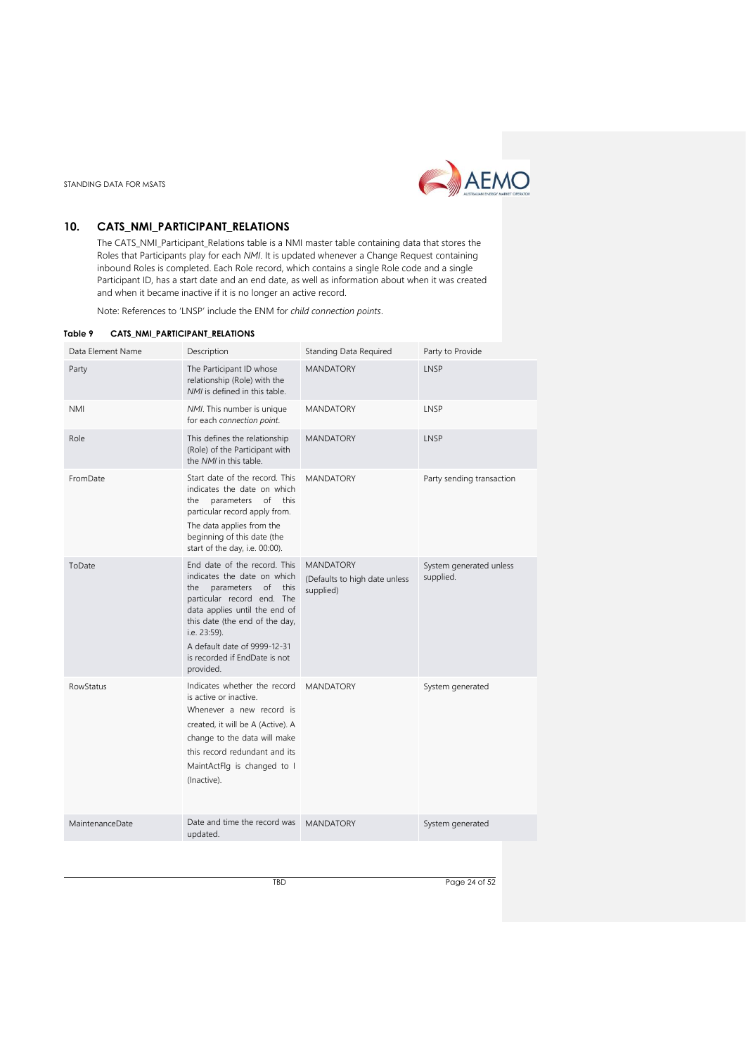## 10. CATS_NMI_PARTICIPANT_RELATIONS

The CATS_NMI_Participant_Relations table is a NMI master table containing data that stores the Roles that Participants play for each *NMI*. It is updated whenever a Change Request containing inbound Roles is completed. Each Role record, which contains a single Role code and a single Participant ID, has a start date and an end date, as well as information about when it was created and when it became inactive if it is no longer an active record.

Note: References to 'LNSP' include the ENM for *child connection points*.

**Table 9 CATS_NMI_PARTICIPANT_RELATIONS**

| Data Element Name | Description | Standing Data Required | Party to Provide |
|---|---|---|---|
| Party | The Participant ID whose relationship (Role) with the *NMI* is defined in this table. | MANDATORY | LNSP |
| NMI | *NMI*. This number is unique for each *connection point*. | MANDATORY | LNSP |
| Role | This defines the relationship (Role) of the Participant with the *NMI* in this table. | MANDATORY | LNSP |
| FromDate | Start date of the record. This indicates the date on which the parameters of this particular record apply from.<br>The data applies from the beginning of this date (the start of the day, i.e. 00:00). | MANDATORY | Party sending transaction |
| ToDate | End date of the record. This indicates the date on which the parameters of this particular record end. The data applies until the end of this date (the end of the day, i.e. 23:59).<br>A default date of 9999-12-31 is recorded if EndDate is not provided. | MANDATORY<br>(Defaults to high date unless supplied) | System generated unless supplied. |
| RowStatus | Indicates whether the record is active or inactive.<br>Whenever a new record is created, it will be A (Active). A change to the data will make this record redundant and its MaintActFlg is changed to I (Inactive). | MANDATORY | System generated |
| MaintenanceDate | Date and time the record was updated. | MANDATORY | System generated |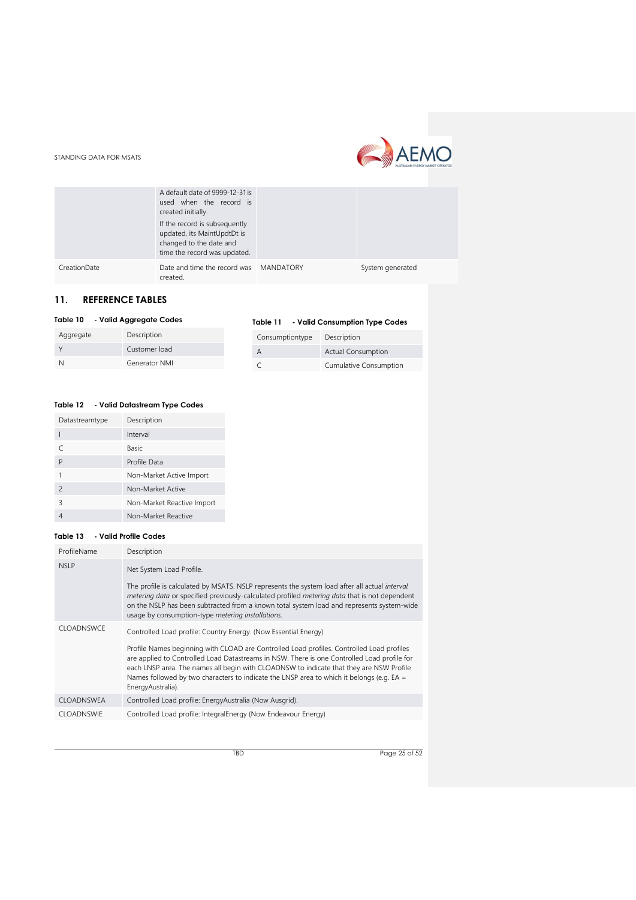| | A default date of 9999-12-31 is used when the record is created initially.<br><br>If the record is subsequently updated, its MaintUpdtDt is changed to the date and time the record was updated. | | |
|---|---|---|---|
| CreationDate | Date and time the record was created. | MANDATORY | System generated |

## 11. REFERENCE TABLES

**Table 10 - Valid Aggregate Codes**

| Aggregate | Description |
|---|---|
| Y | Customer load |
| N | Generator NMI |

**Table 11 - Valid Consumption Type Codes**

| Consumptiontype | Description |
|---|---|
| A | Actual Consumption |
| C | Cumulative Consumption |

**Table 12 - Valid Datastream Type Codes**

| Datastreamtype | Description |
|---|---|
| I | Interval |
| C | Basic |
| P | Profile Data |
| 1 | Non-Market Active Import |
| 2 | Non-Market Active |
| 3 | Non-Market Reactive Import |
| 4 | Non-Market Reactive |

**Table 13 - Valid Profile Codes**

| ProfileName | Description |
|---|---|
| NSLP | Net System Load Profile.<br><br>The profile is calculated by MSATS. NSLP represents the system load after all actual *interval metering data* or specified previously-calculated profiled *metering data* that is not dependent on the NSLP has been subtracted from a known total system load and represents system-wide usage by consumption-type *metering installations*. |
| CLOADNSWCE | Controlled Load profile: Country Energy. (Now Essential Energy)<br><br>Profile Names beginning with CLOAD are Controlled Load profiles. Controlled Load profiles are applied to Controlled Load Datastreams in NSW. There is one Controlled Load profile for each LNSP area. The names all begin with CLOADNSW to indicate that they are NSW Profile Names followed by two characters to indicate the LNSP area to which it belongs (e.g. EA = EnergyAustralia). |
| CLOADNSWEA | Controlled Load profile: EnergyAustralia (Now Ausgrid). |
| CLOADNSWIE | Controlled Load profile: IntegralEnergy (Now Endeavour Energy) |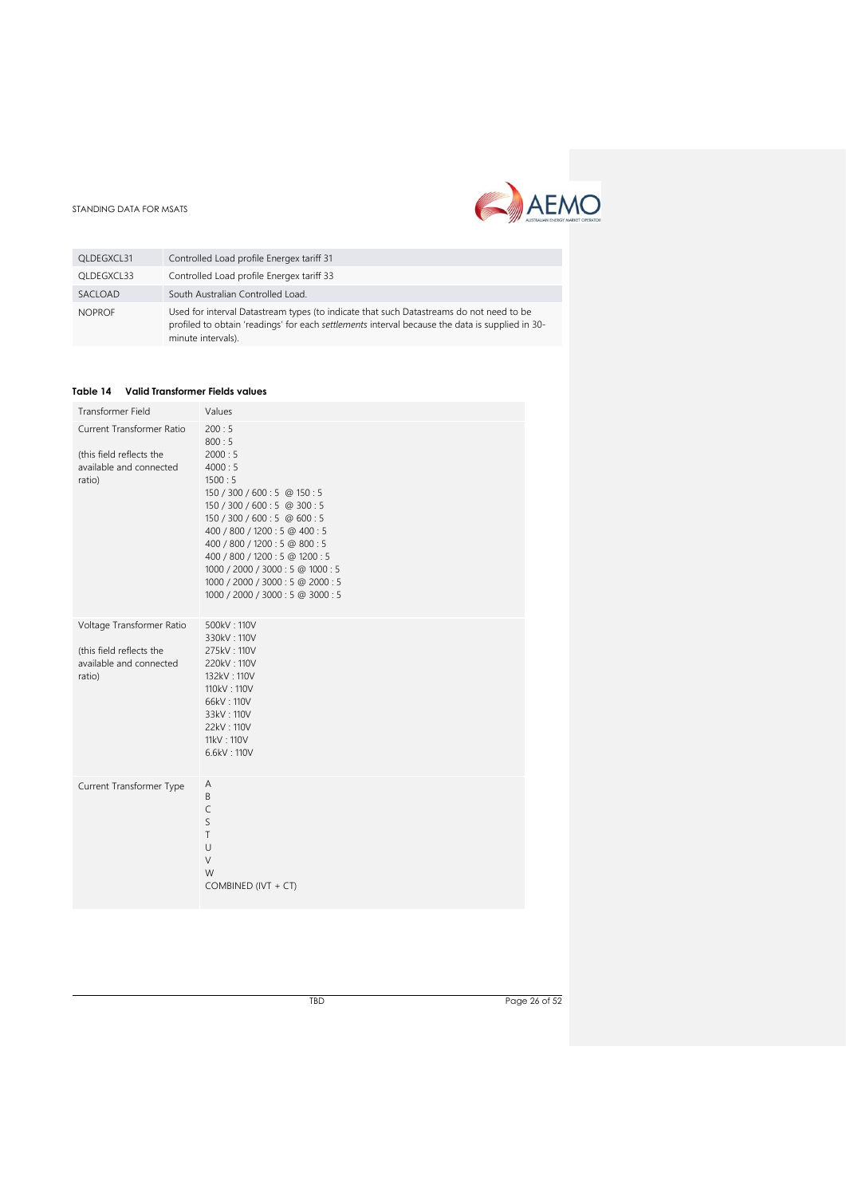| | |
|---|---|
| QLDEGXCL31 | Controlled Load profile Energex tariff 31 |
| QLDEGXCL33 | Controlled Load profile Energex tariff 33 |
| SACLOAD | South Australian Controlled Load. |
| NOPROF | Used for interval Datastream types (to indicate that such Datastreams do not need to be profiled to obtain 'readings' for each *settlements* interval because the data is supplied in 30-minute intervals). |

**Table 14 Valid Transformer Fields values**

| Transformer Field | Values |
|---|---|
| Current Transformer Ratio<br><br>(this field reflects the available and connected ratio) | 200 : 5<br>800 : 5<br>2000 : 5<br>4000 : 5<br>1500 : 5<br>150 / 300 / 600 : 5 @ 150 : 5<br>150 / 300 / 600 : 5 @ 300 : 5<br>150 / 300 / 600 : 5 @ 600 : 5<br>400 / 800 / 1200 : 5 @ 400 : 5<br>400 / 800 / 1200 : 5 @ 800 : 5<br>400 / 800 / 1200 : 5 @ 1200 : 5<br>1000 / 2000 / 3000 : 5 @ 1000 : 5<br>1000 / 2000 / 3000 : 5 @ 2000 : 5<br>1000 / 2000 / 3000 : 5 @ 3000 : 5 |
| Voltage Transformer Ratio<br><br>(this field reflects the available and connected ratio) | 500kV : 110V<br>330kV : 110V<br>275kV : 110V<br>220kV : 110V<br>132kV : 110V<br>110kV : 110V<br>66kV : 110V<br>33kV : 110V<br>22kV : 110V<br>11kV : 110V<br>6.6kV : 110V |
| Current Transformer Type | A<br>B<br>C<br>S<br>T<br>U<br>V<br>W<br>COMBINED (IVT + CT) |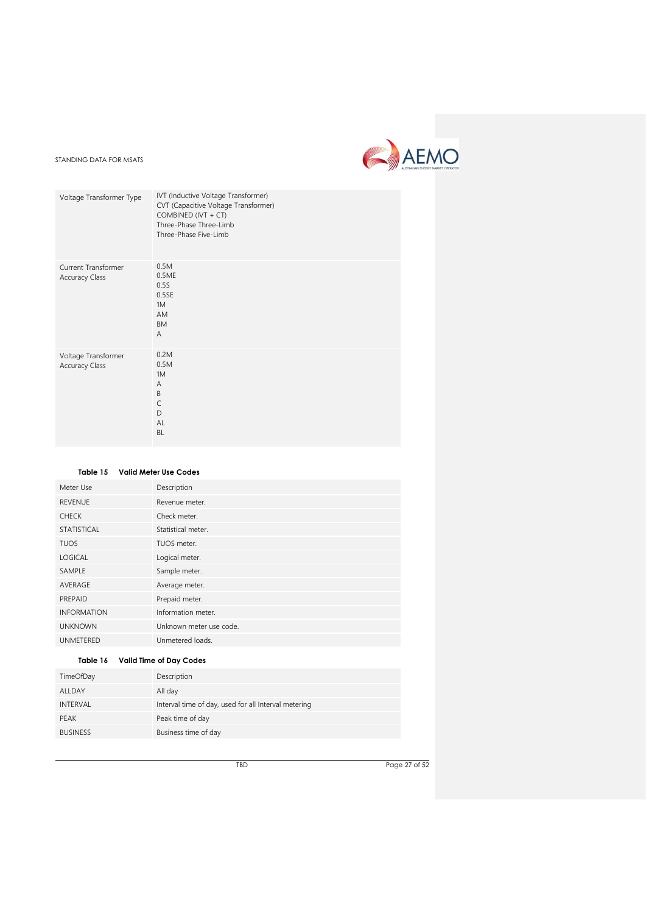| | |
|---|---|
| Voltage Transformer Type | IVT (Inductive Voltage Transformer)<br>CVT (Capacitive Voltage Transformer)<br>COMBINED (IVT + CT)<br>Three-Phase Three-Limb<br>Three-Phase Five-Limb |
| Current Transformer Accuracy Class | 0.5M<br>0.5ME<br>0.5S<br>0.5SE<br>1M<br>AM<br>BM<br>A |
| Voltage Transformer Accuracy Class | 0.2M<br>0.5M<br>1M<br>A<br>B<br>C<br>D<br>AL<br>BL |

**Table 15 Valid Meter Use Codes**

| Meter Use | Description |
|---|---|
| REVENUE | Revenue meter. |
| CHECK | Check meter. |
| STATISTICAL | Statistical meter. |
| TUOS | TUOS meter. |
| LOGICAL | Logical meter. |
| SAMPLE | Sample meter. |
| AVERAGE | Average meter. |
| PREPAID | Prepaid meter. |
| INFORMATION | Information meter. |
| UNKNOWN | Unknown meter use code. |
| UNMETERED | Unmetered loads. |

**Table 16 Valid Time of Day Codes**

| TimeOfDay | Description |
|---|---|
| ALLDAY | All day |
| INTERVAL | Interval time of day, used for all Interval metering |
| PEAK | Peak time of day |
| BUSINESS | Business time of day |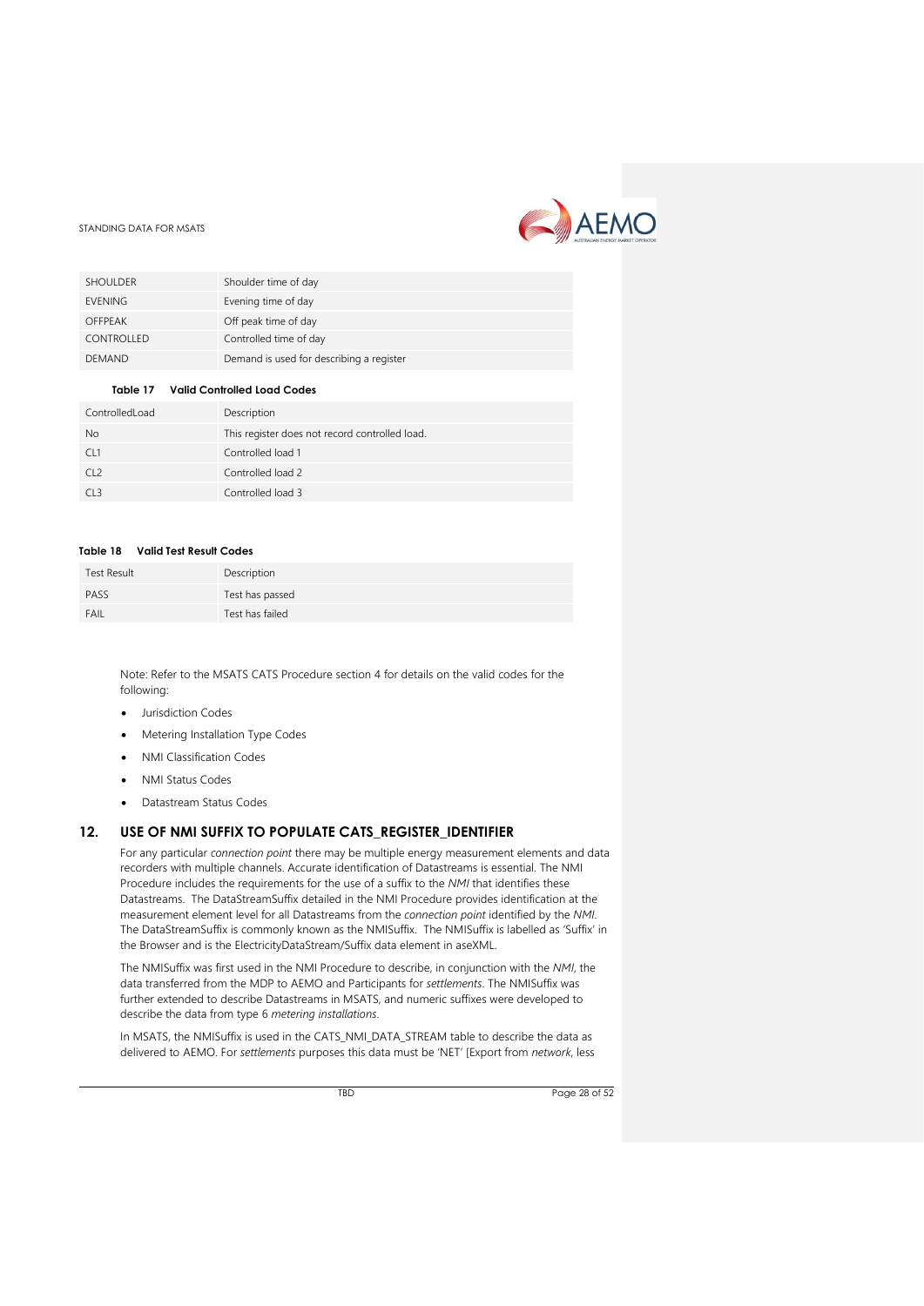| | |
|---|---|
| SHOULDER | Shoulder time of day |
| EVENING | Evening time of day |
| OFFPEAK | Off peak time of day |
| CONTROLLED | Controlled time of day |
| DEMAND | Demand is used for describing a register |

**Table 17 Valid Controlled Load Codes**

| ControlledLoad | Description |
|---|---|
| No | This register does not record controlled load. |
| CL1 | Controlled load 1 |
| CL2 | Controlled load 2 |
| CL3 | Controlled load 3 |

**Table 18 Valid Test Result Codes**

| Test Result | Description |
|---|---|
| PASS | Test has passed |
| FAIL | Test has failed |

Note: Refer to the MSATS CATS Procedure section 4 for details on the valid codes for the following:

- Jurisdiction Codes
- Metering Installation Type Codes
- NMI Classification Codes
- NMI Status Codes
- Datastream Status Codes

## 12. USE OF NMI SUFFIX TO POPULATE CATS_REGISTER_IDENTIFIER

For any particular *connection point* there may be multiple energy measurement elements and data recorders with multiple channels. Accurate identification of Datastreams is essential. The NMI Procedure includes the requirements for the use of a suffix to the *NMI* that identifies these Datastreams. The DataStreamSuffix detailed in the NMI Procedure provides identification at the measurement element level for all Datastreams from the *connection point* identified by the *NMI*. The DataStreamSuffix is commonly known as the NMISuffix. The NMISuffix is labelled as 'Suffix' in the Browser and is the ElectricityDataStream/Suffix data element in aseXML.

The NMISuffix was first used in the NMI Procedure to describe, in conjunction with the *NMI*, the data transferred from the MDP to AEMO and Participants for *settlements*. The NMISuffix was further extended to describe Datastreams in MSATS, and numeric suffixes were developed to describe the data from type 6 *metering installations*.

In MSATS, the NMISuffix is used in the CATS_NMI_DATA_STREAM table to describe the data as delivered to AEMO. For *settlements* purposes this data must be 'NET' [Export from *network*, less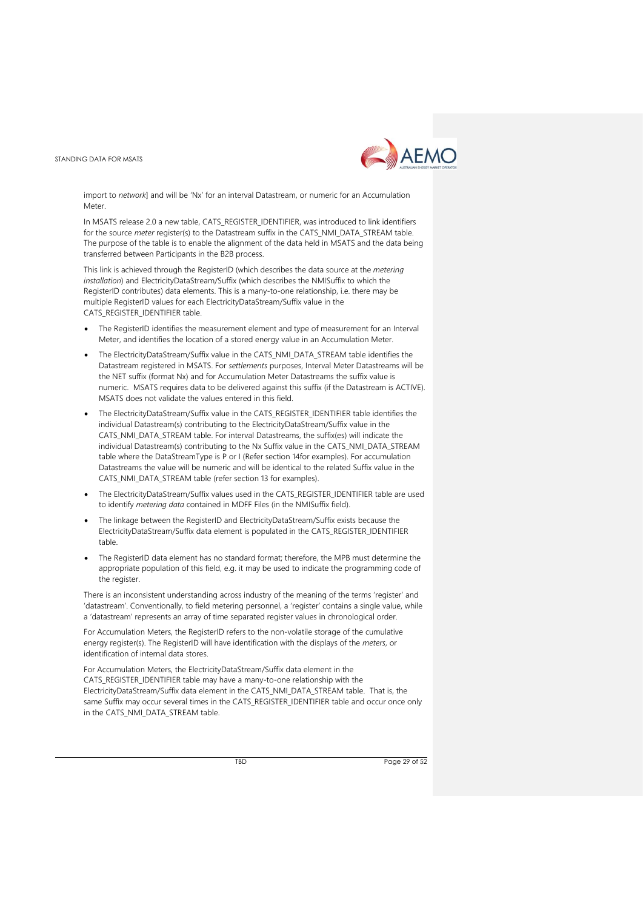import to *network*] and will be 'Nx' for an interval Datastream, or numeric for an Accumulation Meter.

In MSATS release 2.0 a new table, CATS_REGISTER_IDENTIFIER, was introduced to link identifiers for the source *meter* register(s) to the Datastream suffix in the CATS_NMI_DATA_STREAM table. The purpose of the table is to enable the alignment of the data held in MSATS and the data being transferred between Participants in the B2B process.

This link is achieved through the RegisterID (which describes the data source at the *metering installation*) and ElectricityDataStream/Suffix (which describes the NMISuffix to which the RegisterID contributes) data elements. This is a many-to-one relationship, i.e. there may be multiple RegisterID values for each ElectricityDataStream/Suffix value in the CATS_REGISTER_IDENTIFIER table.

- The RegisterID identifies the measurement element and type of measurement for an Interval Meter, and identifies the location of a stored energy value in an Accumulation Meter.
- The ElectricityDataStream/Suffix value in the CATS_NMI_DATA_STREAM table identifies the Datastream registered in MSATS. For *settlements* purposes, Interval Meter Datastreams will be the NET suffix (format Nx) and for Accumulation Meter Datastreams the suffix value is numeric. MSATS requires data to be delivered against this suffix (if the Datastream is ACTIVE). MSATS does not validate the values entered in this field.
- The ElectricityDataStream/Suffix value in the CATS_REGISTER_IDENTIFIER table identifies the individual Datastream(s) contributing to the ElectricityDataStream/Suffix value in the CATS_NMI_DATA_STREAM table. For interval Datastreams, the suffix(es) will indicate the individual Datastream(s) contributing to the Nx Suffix value in the CATS_NMI_DATA_STREAM table where the DataStreamType is P or I (Refer section 14for examples). For accumulation Datastreams the value will be numeric and will be identical to the related Suffix value in the CATS_NMI_DATA_STREAM table (refer section 13 for examples).
- The ElectricityDataStream/Suffix values used in the CATS_REGISTER_IDENTIFIER table are used to identify *metering data* contained in MDFF Files (in the NMISuffix field).
- The linkage between the RegisterID and ElectricityDataStream/Suffix exists because the ElectricityDataStream/Suffix data element is populated in the CATS_REGISTER_IDENTIFIER table.
- The RegisterID data element has no standard format; therefore, the MPB must determine the appropriate population of this field, e.g. it may be used to indicate the programming code of the register.

There is an inconsistent understanding across industry of the meaning of the terms 'register' and 'datastream'. Conventionally, to field metering personnel, a 'register' contains a single value, while a 'datastream' represents an array of time separated register values in chronological order.

For Accumulation Meters, the RegisterID refers to the non-volatile storage of the cumulative energy register(s). The RegisterID will have identification with the displays of the *meters*, or identification of internal data stores.

For Accumulation Meters, the ElectricityDataStream/Suffix data element in the CATS_REGISTER_IDENTIFIER table may have a many-to-one relationship with the ElectricityDataStream/Suffix data element in the CATS_NMI_DATA_STREAM table. That is, the same Suffix may occur several times in the CATS_REGISTER_IDENTIFIER table and occur once only in the CATS_NMI_DATA_STREAM table.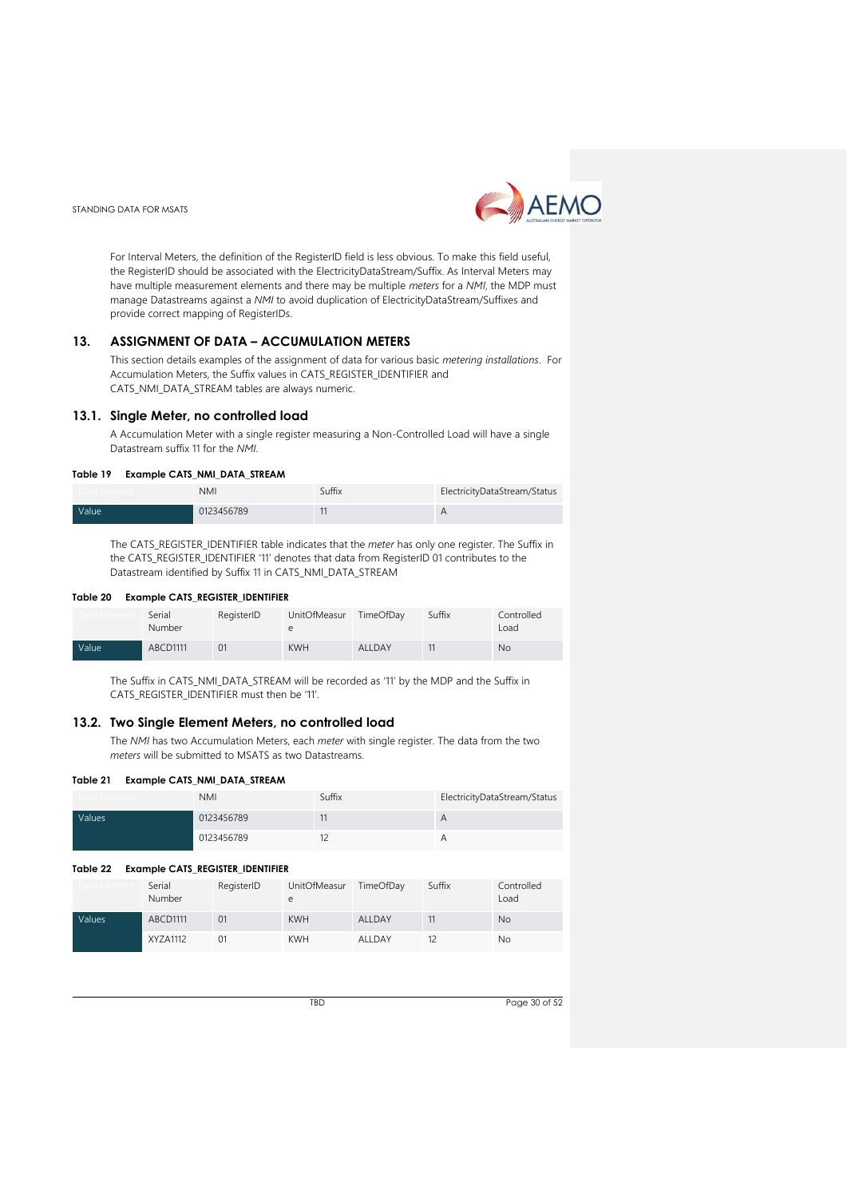For Interval Meters, the definition of the RegisterID field is less obvious. To make this field useful, the RegisterID should be associated with the ElectricityDataStream/Suffix. As Interval Meters may have multiple measurement elements and there may be multiple *meters* for a *NMI*, the MDP must manage Datastreams against a *NMI* to avoid duplication of ElectricityDataStream/Suffixes and provide correct mapping of RegisterIDs.

## 13. ASSIGNMENT OF DATA – ACCUMULATION METERS

This section details examples of the assignment of data for various basic *metering installations*. For Accumulation Meters, the Suffix values in CATS_REGISTER_IDENTIFIER and CATS_NMI_DATA_STREAM tables are always numeric.

### 13.1. Single Meter, no controlled load

A Accumulation Meter with a single register measuring a Non-Controlled Load will have a single Datastream suffix 11 for the *NMI*.

**Table 19 Example CATS_NMI_DATA_STREAM**

| Data Element | NMI | Suffix | ElectricityDataStream/Status |
|---|---|---|---|
| Value | 0123456789 | 11 | A |

The CATS_REGISTER_IDENTIFIER table indicates that the *meter* has only one register. The Suffix in the CATS_REGISTER_IDENTIFIER '11' denotes that data from RegisterID 01 contributes to the Datastream identified by Suffix 11 in CATS_NMI_DATA_STREAM

**Table 20 Example CATS_REGISTER_IDENTIFIER**

| Data Element | Serial Number | RegisterID | UnitOfMeasure | TimeOfDay | Suffix | Controlled Load |
|---|---|---|---|---|---|---|
| Value | ABCD1111 | 01 | KWH | ALLDAY | 11 | No |

The Suffix in CATS_NMI_DATA_STREAM will be recorded as '11' by the MDP and the Suffix in CATS_REGISTER_IDENTIFIER must then be '11'.

### 13.2. Two Single Element Meters, no controlled load

The *NMI* has two Accumulation Meters, each *meter* with single register. The data from the two *meters* will be submitted to MSATS as two Datastreams.

**Table 21 Example CATS_NMI_DATA_STREAM**

| Data Element | NMI | Suffix | ElectricityDataStream/Status |
|---|---|---|---|
| Values | 0123456789 | 11 | A |
| | 0123456789 | 12 | A |

**Table 22 Example CATS_REGISTER_IDENTIFIER**

| Data Element | Serial Number | RegisterID | UnitOfMeasure | TimeOfDay | Suffix | Controlled Load |
|---|---|---|---|---|---|---|
| Values | ABCD1111 | 01 | KWH | ALLDAY | 11 | No |
| | XYZA1112 | 01 | KWH | ALLDAY | 12 | No |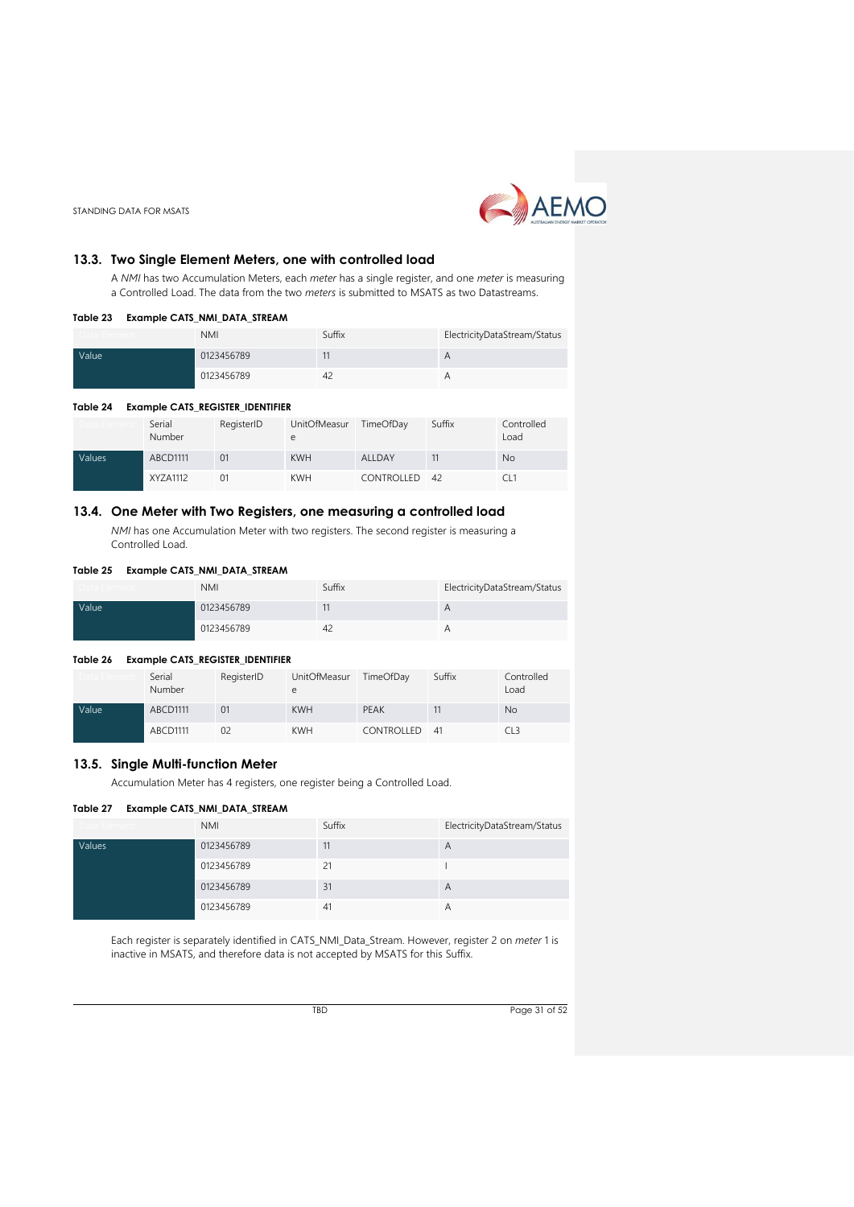## 13.3. Two Single Element Meters, one with controlled load

A *NMI* has two Accumulation Meters, each *meter* has a single register, and one *meter* is measuring a Controlled Load. The data from the two *meters* is submitted to MSATS as two Datastreams.

**Table 23 Example CATS_NMI_DATA_STREAM**

| Data Element | NMI | Suffix | ElectricityDataStream/Status |
|---|---|---|---|
| Value | 0123456789 | 11 | A |
| | 0123456789 | 42 | A |

**Table 24 Example CATS_REGISTER_IDENTIFIER**

| Data Element | Serial Number | RegisterID | UnitOfMeasure | TimeOfDay | Suffix | Controlled Load |
|---|---|---|---|---|---|---|
| Values | ABCD1111 | 01 | KWH | ALLDAY | 11 | No |
| | XYZA1112 | 01 | KWH | CONTROLLED | 42 | CL1 |

## 13.4. One Meter with Two Registers, one measuring a controlled load

*NMI* has one Accumulation Meter with two registers. The second register is measuring a Controlled Load.

**Table 25 Example CATS_NMI_DATA_STREAM**

| Data Element | NMI | Suffix | ElectricityDataStream/Status |
|---|---|---|---|
| Value | 0123456789 | 11 | A |
| | 0123456789 | 42 | A |

**Table 26 Example CATS_REGISTER_IDENTIFIER**

| Data Element | Serial Number | RegisterID | UnitOfMeasure | TimeOfDay | Suffix | Controlled Load |
|---|---|---|---|---|---|---|
| Value | ABCD1111 | 01 | KWH | PEAK | 11 | No |
| | ABCD1111 | 02 | KWH | CONTROLLED | 41 | CL3 |

## 13.5. Single Multi-function Meter

Accumulation Meter has 4 registers, one register being a Controlled Load.

**Table 27 Example CATS_NMI_DATA_STREAM**

| Data Element | NMI | Suffix | ElectricityDataStream/Status |
|---|---|---|---|
| Values | 0123456789 | 11 | A |
| | 0123456789 | 21 | I |
| | 0123456789 | 31 | A |
| | 0123456789 | 41 | A |

Each register is separately identified in CATS_NMI_Data_Stream. However, register 2 on *meter* 1 is inactive in MSATS, and therefore data is not accepted by MSATS for this Suffix.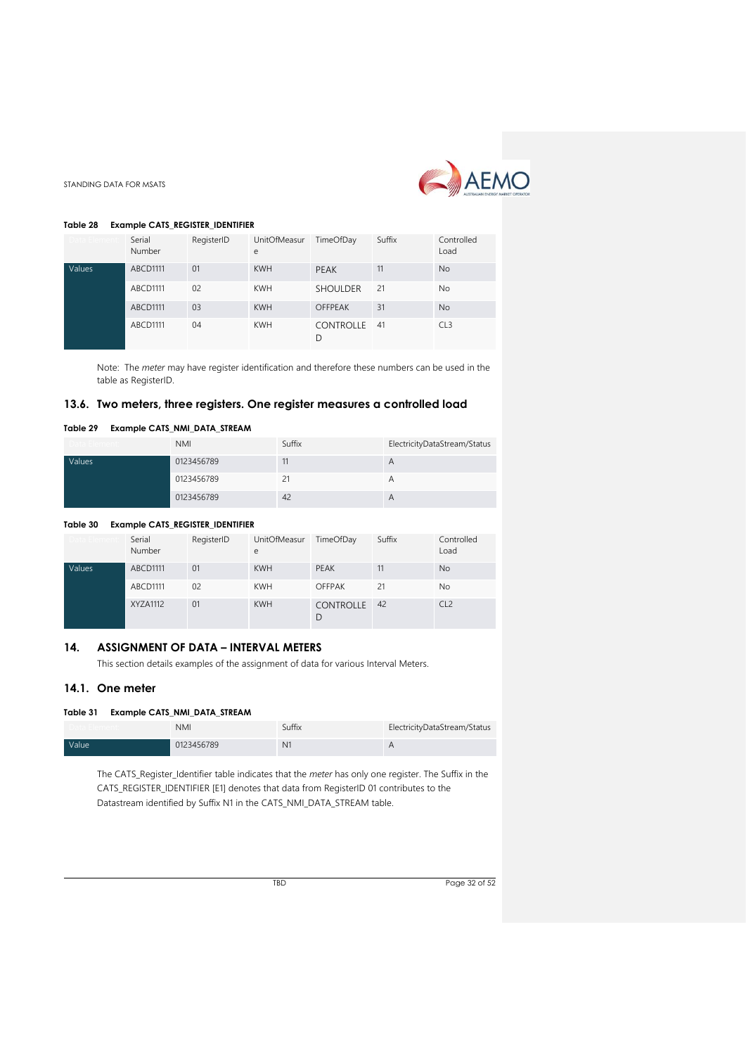**Table 28 Example CATS_REGISTER_IDENTIFIER**

| Data Element | Serial Number | RegisterID | UnitOfMeasure | TimeOfDay | Suffix | Controlled Load |
|---|---|---|---|---|---|---|
| Values | ABCD1111 | 01 | KWH | PEAK | 11 | No |
| | ABCD1111 | 02 | KWH | SHOULDER | 21 | No |
| | ABCD1111 | 03 | KWH | OFFPEAK | 31 | No |
| | ABCD1111 | 04 | KWH | CONTROLLED | 41 | CL3 |

Note: The *meter* may have register identification and therefore these numbers can be used in the table as RegisterID.

## 13.6. Two meters, three registers. One register measures a controlled load

**Table 29 Example CATS_NMI_DATA_STREAM**

| Data Element | NMI | Suffix | ElectricityDataStream/Status |
|---|---|---|---|
| Values | 0123456789 | 11 | A |
| | 0123456789 | 21 | A |
| | 0123456789 | 42 | A |

**Table 30 Example CATS_REGISTER_IDENTIFIER**

| Data Element | Serial Number | RegisterID | UnitOfMeasure | TimeOfDay | Suffix | Controlled Load |
|---|---|---|---|---|---|---|
| Values | ABCD1111 | 01 | KWH | PEAK | 11 | No |
| | ABCD1111 | 02 | KWH | OFFPAK | 21 | No |
| | XYZA1112 | 01 | KWH | CONTROLLED | 42 | CL2 |

# 14. ASSIGNMENT OF DATA – INTERVAL METERS

This section details examples of the assignment of data for various Interval Meters.

## 14.1. One meter

**Table 31 Example CATS_NMI_DATA_STREAM**

| Data Element | NMI | Suffix | ElectricityDataStream/Status |
|---|---|---|---|
| Value | 0123456789 | N1 | A |

The CATS_Register_Identifier table indicates that the *meter* has only one register. The Suffix in the CATS_REGISTER_IDENTIFIER [E1] denotes that data from RegisterID 01 contributes to the Datastream identified by Suffix N1 in the CATS_NMI_DATA_STREAM table.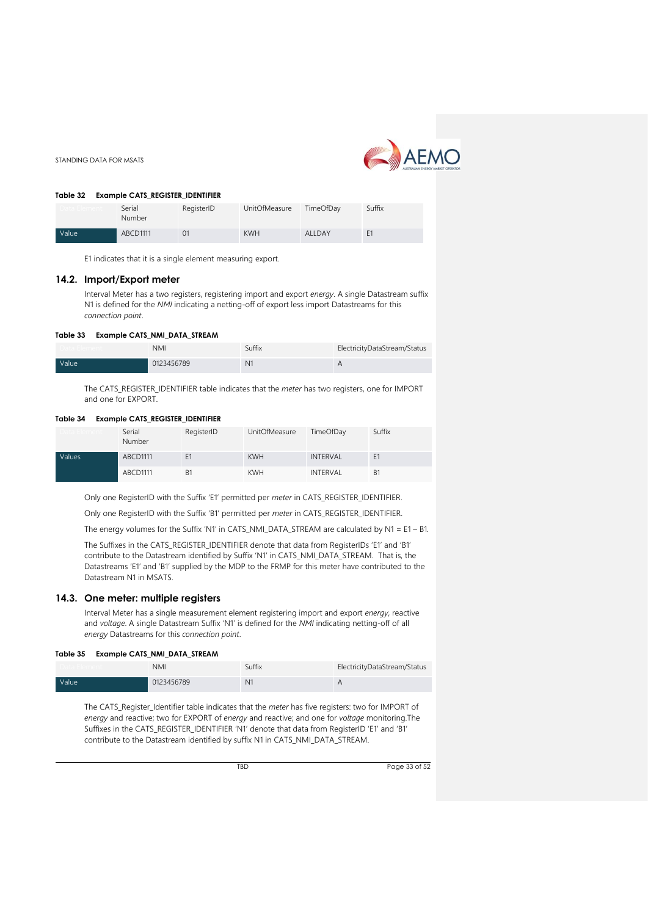**Table 32 Example CATS_REGISTER_IDENTIFIER**

| Data Element | Serial Number | RegisterID | UnitOfMeasure | TimeOfDay | Suffix |
|---|---|---|---|---|---|
| Value | ABCD1111 | 01 | KWH | ALLDAY | E1 |

E1 indicates that it is a single element measuring export.

## 14.2. Import/Export meter

Interval Meter has a two registers, registering import and export *energy*. A single Datastream suffix N1 is defined for the *NMI* indicating a netting-off of export less import Datastreams for this *connection point*.

**Table 33 Example CATS_NMI_DATA_STREAM**

| Data Element | NMI | Suffix | ElectricityDataStream/Status |
|---|---|---|---|
| Value | 0123456789 | N1 | A |

The CATS_REGISTER_IDENTIFIER table indicates that the *meter* has two registers, one for IMPORT and one for EXPORT.

**Table 34 Example CATS_REGISTER_IDENTIFIER**

| Data Element | Serial Number | RegisterID | UnitOfMeasure | TimeOfDay | Suffix |
|---|---|---|---|---|---|
| Values | ABCD1111 | E1 | KWH | INTERVAL | E1 |
| | ABCD1111 | B1 | KWH | INTERVAL | B1 |

Only one RegisterID with the Suffix 'E1' permitted per *meter* in CATS_REGISTER_IDENTIFIER.

Only one RegisterID with the Suffix 'B1' permitted per *meter* in CATS_REGISTER_IDENTIFIER.

The energy volumes for the Suffix 'N1' in CATS_NMI_DATA_STREAM are calculated by N1 = E1 – B1.

The Suffixes in the CATS_REGISTER_IDENTIFIER denote that data from RegisterIDs 'E1' and 'B1' contribute to the Datastream identified by Suffix 'N1' in CATS_NMI_DATA_STREAM. That is, the Datastreams 'E1' and 'B1' supplied by the MDP to the FRMP for this meter have contributed to the Datastream N1 in MSATS.

## 14.3. One meter: multiple registers

Interval Meter has a single measurement element registering import and export *energy*, reactive and *voltage*. A single Datastream Suffix 'N1' is defined for the *NMI* indicating netting-off of all *energy* Datastreams for this *connection point*.

**Table 35 Example CATS_NMI_DATA_STREAM**

| Data Element | NMI | Suffix | ElectricityDataStream/Status |
|---|---|---|---|
| Value | 0123456789 | N1 | A |

The CATS_Register_Identifier table indicates that the *meter* has five registers: two for IMPORT of *energy* and reactive; two for EXPORT of *energy* and reactive; and one for *voltage* monitoring.The Suffixes in the CATS_REGISTER_IDENTIFIER 'N1' denote that data from RegisterID 'E1' and 'B1' contribute to the Datastream identified by suffix N1 in CATS_NMI_DATA_STREAM.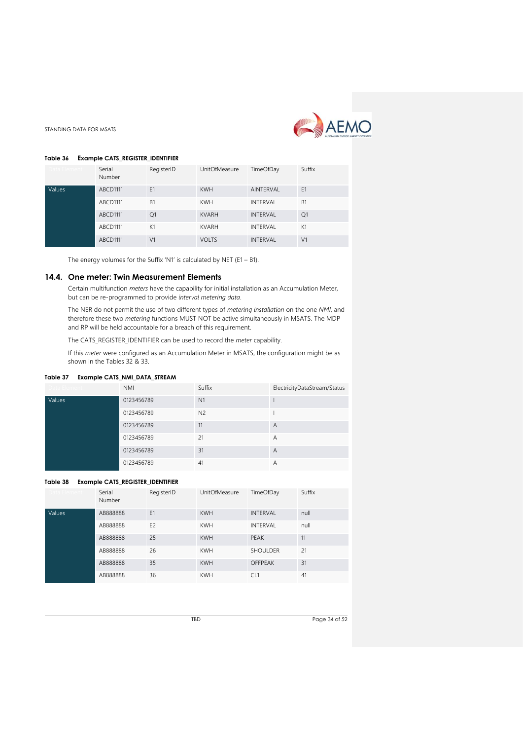**Table 36 Example CATS_REGISTER_IDENTIFIER**

| Data Element | Serial Number | RegisterID | UnitOfMeasure | TimeOfDay | Suffix |
|---|---|---|---|---|---|
| Values | ABCD1111 | E1 | KWH | AINTERVAL | E1 |
| | ABCD1111 | B1 | KWH | INTERVAL | B1 |
| | ABCD1111 | Q1 | KVARH | INTERVAL | Q1 |
| | ABCD1111 | K1 | KVARH | INTERVAL | K1 |
| | ABCD1111 | V1 | VOLTS | INTERVAL | V1 |

The energy volumes for the Suffix 'N1' is calculated by NET (E1 – B1).

## 14.4. One meter: Twin Measurement Elements

Certain multifunction *meters* have the capability for initial installation as an Accumulation Meter, but can be re-programmed to provide *interval metering data*.

The NER do not permit the use of two different types of *metering installation* on the one *NMI*, and therefore these two *metering* functions MUST NOT be active simultaneously in MSATS. The MDP and RP will be held accountable for a breach of this requirement.

The CATS_REGISTER_IDENTIFIER can be used to record the *meter* capability.

If this *meter* were configured as an Accumulation Meter in MSATS, the configuration might be as shown in the Tables 32 & 33.

**Table 37 Example CATS_NMI_DATA_STREAM**

| Data Element | NMI | Suffix | ElectricityDataStream/Status |
|---|---|---|---|
| Values | 0123456789 | N1 | I |
| | 0123456789 | N2 | I |
| | 0123456789 | 11 | A |
| | 0123456789 | 21 | A |
| | 0123456789 | 31 | A |
| | 0123456789 | 41 | A |

**Table 38 Example CATS_REGISTER_IDENTIFIER**

| Data Element | Serial Number | RegisterID | UnitOfMeasure | TimeOfDay | Suffix |
|---|---|---|---|---|---|
| Values | AB888888 | E1 | KWH | INTERVAL | null |
| | AB888888 | E2 | KWH | INTERVAL | null |
| | AB888888 | 25 | KWH | PEAK | 11 |
| | AB888888 | 26 | KWH | SHOULDER | 21 |
| | AB888888 | 35 | KWH | OFFPEAK | 31 |
| | AB888888 | 36 | KWH | CL1 | 41 |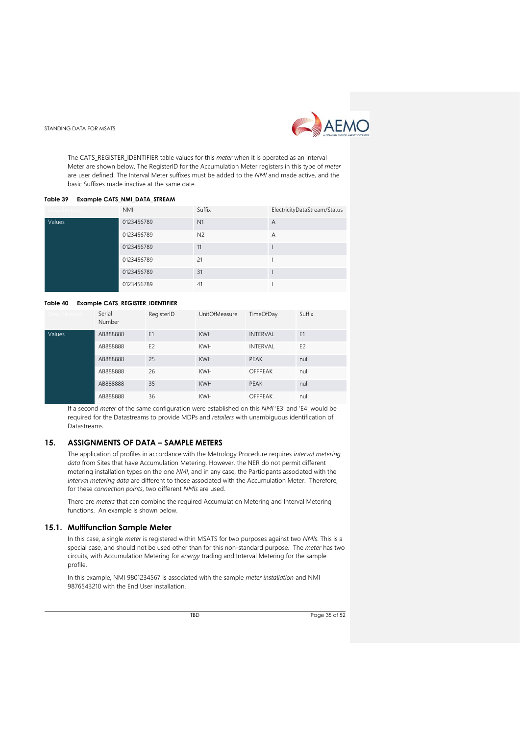The CATS_REGISTER_IDENTIFIER table values for this *meter* when it is operated as an Interval Meter are shown below. The RegisterID for the Accumulation Meter registers in this type of *meter* are user defined. The Interval Meter suffixes must be added to the *NMI* and made active, and the basic Suffixes made inactive at the same date.

**Table 39 Example CATS_NMI_DATA_STREAM**

| Data Element | NMI | Suffix | ElectricityDataStream/Status |
|---|---|---|---|
| Values | 0123456789 | N1 | A |
| | 0123456789 | N2 | A |
| | 0123456789 | 11 | I |
| | 0123456789 | 21 | I |
| | 0123456789 | 31 | I |
| | 0123456789 | 41 | I |

**Table 40 Example CATS_REGISTER_IDENTIFIER**

| Data Element | Serial Number | RegisterID | UnitOfMeasure | TimeOfDay | Suffix |
|---|---|---|---|---|---|
| Values | AB888888 | E1 | KWH | INTERVAL | E1 |
| | AB888888 | E2 | KWH | INTERVAL | E2 |
| | AB888888 | 25 | KWH | PEAK | null |
| | AB888888 | 26 | KWH | OFFPEAK | null |
| | AB888888 | 35 | KWH | PEAK | null |
| | AB888888 | 36 | KWH | OFFPEAK | null |

If a second *meter* of the same configuration were established on this *NMI* 'E3' and 'E4' would be required for the Datastreams to provide MDPs and *retailers* with unambiguous identification of Datastreams.

## 15. ASSIGNMENTS OF DATA – SAMPLE METERS

The application of profiles in accordance with the Metrology Procedure requires *interval metering data* from Sites that have Accumulation Metering. However, the NER do not permit different metering installation types on the one *NMI*, and in any case, the Participants associated with the *interval metering data* are different to those associated with the Accumulation Meter. Therefore, for these *connection points*, two different *NMIs* are used.

There are *meters* that can combine the required Accumulation Metering and Interval Metering functions. An example is shown below.

### 15.1. Multifunction Sample Meter

In this case, a single *meter* is registered within MSATS for two purposes against two *NMIs*. This is a special case, and should not be used other than for this non-standard purpose. The *meter* has two circuits, with Accumulation Metering for *energy* trading and Interval Metering for the sample profile.

In this example, NMI 9801234567 is associated with the sample *meter installation* and NMI 9876543210 with the End User installation.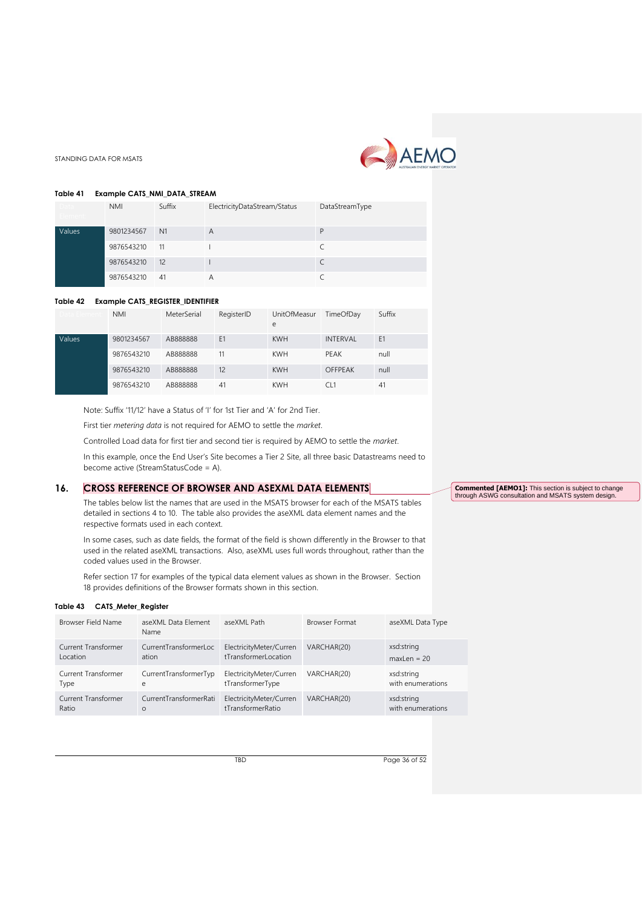**Table 41 Example CATS_NMI_DATA_STREAM**

| Data Element | NMI | Suffix | ElectricityDataStream/Status | DataStreamType |
|---|---|---|---|---|
| Values | 9801234567 | N1 | A | P |
| | 9876543210 | 11 | I | C |
| | 9876543210 | 12 | I | C |
| | 9876543210 | 41 | A | C |

**Table 42 Example CATS_REGISTER_IDENTIFIER**

| Data Element | NMI | MeterSerial | RegisterID | UnitOfMeasure | TimeOfDay | Suffix |
|---|---|---|---|---|---|---|
| Values | 9801234567 | AB888888 | E1 | KWH | INTERVAL | E1 |
| | 9876543210 | AB888888 | 11 | KWH | PEAK | null |
| | 9876543210 | AB888888 | 12 | KWH | OFFPEAK | null |
| | 9876543210 | AB888888 | 41 | KWH | CL1 | 41 |

Note: Suffix '11/12' have a Status of 'I' for 1st Tier and 'A' for 2nd Tier.

First tier *metering data* is not required for AEMO to settle the *market*.

Controlled Load data for first tier and second tier is required by AEMO to settle the *market*.

In this example, once the End User's Site becomes a Tier 2 Site, all three basic Datastreams need to become active (StreamStatusCode = A).

## 16. CROSS REFERENCE OF BROWSER AND ASEXML DATA ELEMENTS

**Commented [AEMO1]:** This section is subject to change through ASWG consultation and MSATS system design.

The tables below list the names that are used in the MSATS browser for each of the MSATS tables detailed in sections 4 to 10. The table also provides the aseXML data element names and the respective formats used in each context.

In some cases, such as date fields, the format of the field is shown differently in the Browser to that used in the related aseXML transactions. Also, aseXML uses full words throughout, rather than the coded values used in the Browser.

Refer section 17 for examples of the typical data element values as shown in the Browser. Section 18 provides definitions of the Browser formats shown in this section.

**Table 43 CATS_Meter_Register**

| Browser Field Name | aseXML Data Element Name | aseXML Path | Browser Format | aseXML Data Type |
|---|---|---|---|---|
| Current Transformer Location | CurrentTransformerLocation | ElectricityMeter/CurrentTransformerLocation | VARCHAR(20) | xsd:string maxLen = 20 |
| Current Transformer Type | CurrentTransformerType | ElectricityMeter/CurrentTransformerType | VARCHAR(20) | xsd:string with enumerations |
| Current Transformer Ratio | CurrentTransformerRatio | ElectricityMeter/CurrentTransformerRatio | VARCHAR(20) | xsd:string with enumerations |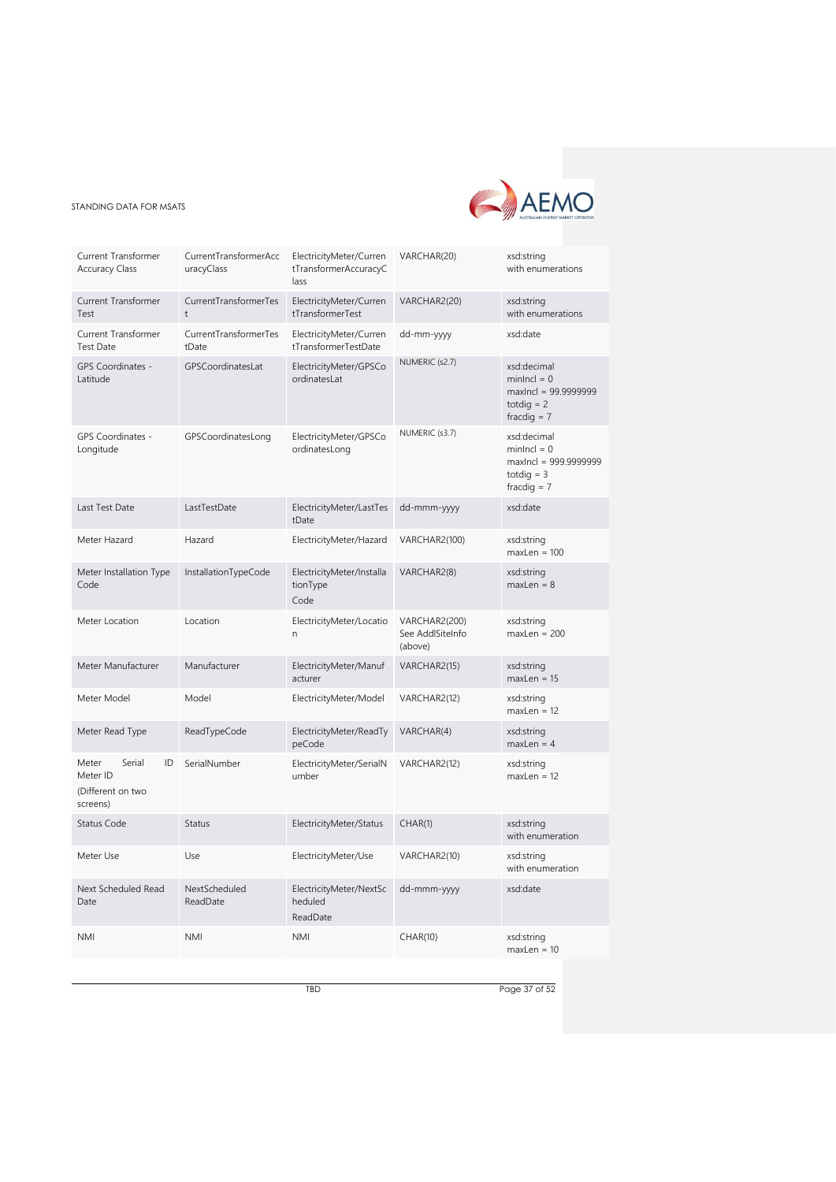| Current Transformer Accuracy Class | CurrentTransformerAccuracyClass | ElectricityMeter/CurrentTransformerAccuracyClass | VARCHAR(20) | xsd:string with enumerations |
|---|---|---|---|---|
| Current Transformer Test | CurrentTransformerTest | ElectricityMeter/CurrentTransformerTest | VARCHAR2(20) | xsd:string with enumerations |
| Current Transformer Test Date | CurrentTransformerTestDate | ElectricityMeter/CurrentTransformerTestDate | dd-mm-yyyy | xsd:date |
| GPS Coordinates - Latitude | GPSCoordinatesLat | ElectricityMeter/GPSCoordinatesLat | NUMERIC (s2.7) | xsd:decimal minIncl = 0 maxIncl = 99.9999999 totdig = 2 fracdig = 7 |
| GPS Coordinates - Longitude | GPSCoordinatesLong | ElectricityMeter/GPSCoordinatesLong | NUMERIC (s3.7) | xsd:decimal minIncl = 0 maxIncl = 999.9999999 totdig = 3 fracdig = 7 |
| Last Test Date | LastTestDate | ElectricityMeter/LastTestDate | dd-mmm-yyyy | xsd:date |
| Meter Hazard | Hazard | ElectricityMeter/Hazard | VARCHAR2(100) | xsd:string maxLen = 100 |
| Meter Installation Type Code | InstallationTypeCode | ElectricityMeter/InstallationType Code | VARCHAR2(8) | xsd:string maxLen = 8 |
| Meter Location | Location | ElectricityMeter/Location | VARCHAR2(200) See AddlSiteInfo (above) | xsd:string maxLen = 200 |
| Meter Manufacturer | Manufacturer | ElectricityMeter/Manufacturer | VARCHAR2(15) | xsd:string maxLen = 15 |
| Meter Model | Model | ElectricityMeter/Model | VARCHAR2(12) | xsd:string maxLen = 12 |
| Meter Read Type | ReadTypeCode | ElectricityMeter/ReadTypeCode | VARCHAR(4) | xsd:string maxLen = 4 |
| Meter Serial ID Meter ID (Different on two screens) | SerialNumber | ElectricityMeter/SerialNumber | VARCHAR2(12) | xsd:string maxLen = 12 |
| Status Code | Status | ElectricityMeter/Status | CHAR(1) | xsd:string with enumeration |
| Meter Use | Use | ElectricityMeter/Use | VARCHAR2(10) | xsd:string with enumeration |
| Next Scheduled Read Date | NextScheduled ReadDate | ElectricityMeter/NextScheduled ReadDate | dd-mmm-yyyy | xsd:date |
| NMI | NMI | NMI | CHAR(10) | xsd:string maxLen = 10 |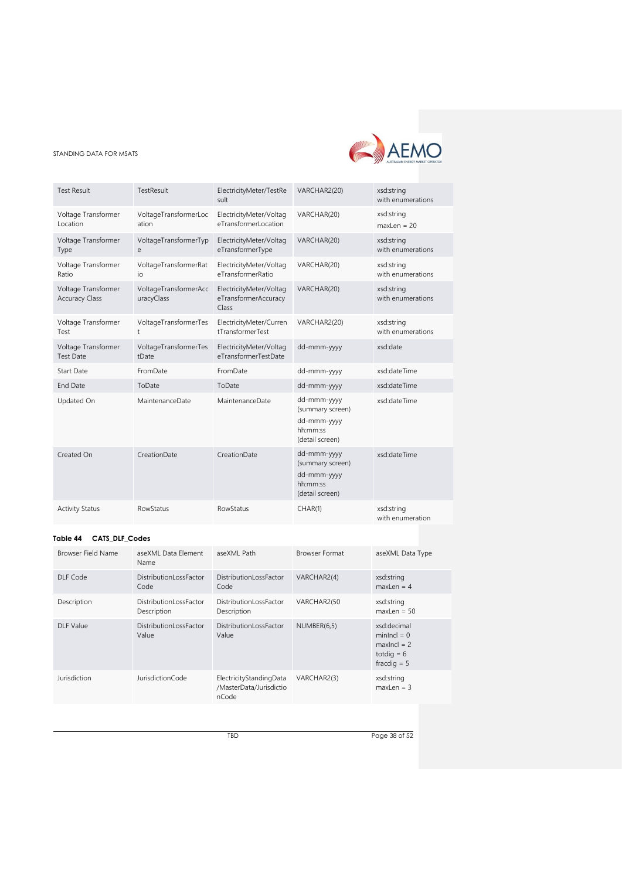| Test Result | TestResult | ElectricityMeter/TestResult | VARCHAR2(20) | xsd:string with enumerations |
|---|---|---|---|---|
| Voltage Transformer Location | VoltageTransformerLocation | ElectricityMeter/VoltageTransformerLocation | VARCHAR(20) | xsd:string maxLen = 20 |
| Voltage Transformer Type | VoltageTransformerType | ElectricityMeter/VoltageTransformerType | VARCHAR(20) | xsd:string with enumerations |
| Voltage Transformer Ratio | VoltageTransformerRatio | ElectricityMeter/VoltageTransformerRatio | VARCHAR(20) | xsd:string with enumerations |
| Voltage Transformer Accuracy Class | VoltageTransformerAccuracyClass | ElectricityMeter/VoltageTransformerAccuracy Class | VARCHAR(20) | xsd:string with enumerations |
| Voltage Transformer Test | VoltageTransformerTest | ElectricityMeter/CurrentTransformerTest | VARCHAR2(20) | xsd:string with enumerations |
| Voltage Transformer Test Date | VoltageTransformerTestDate | ElectricityMeter/VoltageTransformerTestDate | dd-mmm-yyyy | xsd:date |
| Start Date | FromDate | FromDate | dd-mmm-yyyy | xsd:dateTime |
| End Date | ToDate | ToDate | dd-mmm-yyyy | xsd:dateTime |
| Updated On | MaintenanceDate | MaintenanceDate | dd-mmm-yyyy (summary screen) dd-mmm-yyyy hh:mm:ss (detail screen) | xsd:dateTime |
| Created On | CreationDate | CreationDate | dd-mmm-yyyy (summary screen) dd-mmm-yyyy hh:mm:ss (detail screen) | xsd:dateTime |
| Activity Status | RowStatus | RowStatus | CHAR(1) | xsd:string with enumeration |

**Table 44 CATS_DLF_Codes**

| Browser Field Name | aseXML Data Element Name | aseXML Path | Browser Format | aseXML Data Type |
|---|---|---|---|---|
| DLF Code | DistributionLossFactorCode | DistributionLossFactorCode | VARCHAR2(4) | xsd:string maxLen = 4 |
| Description | DistributionLossFactorDescription | DistributionLossFactorDescription | VARCHAR2(50 | xsd:string maxLen = 50 |
| DLF Value | DistributionLossFactorValue | DistributionLossFactorValue | NUMBER(6,5) | xsd:decimal minIncl = 0 maxIncl = 2 totdig = 6 fracdig = 5 |
| Jurisdiction | JurisdictionCode | ElectricityStandingData/MasterData/JurisdictionCode | VARCHAR2(3) | xsd:string maxLen = 3 |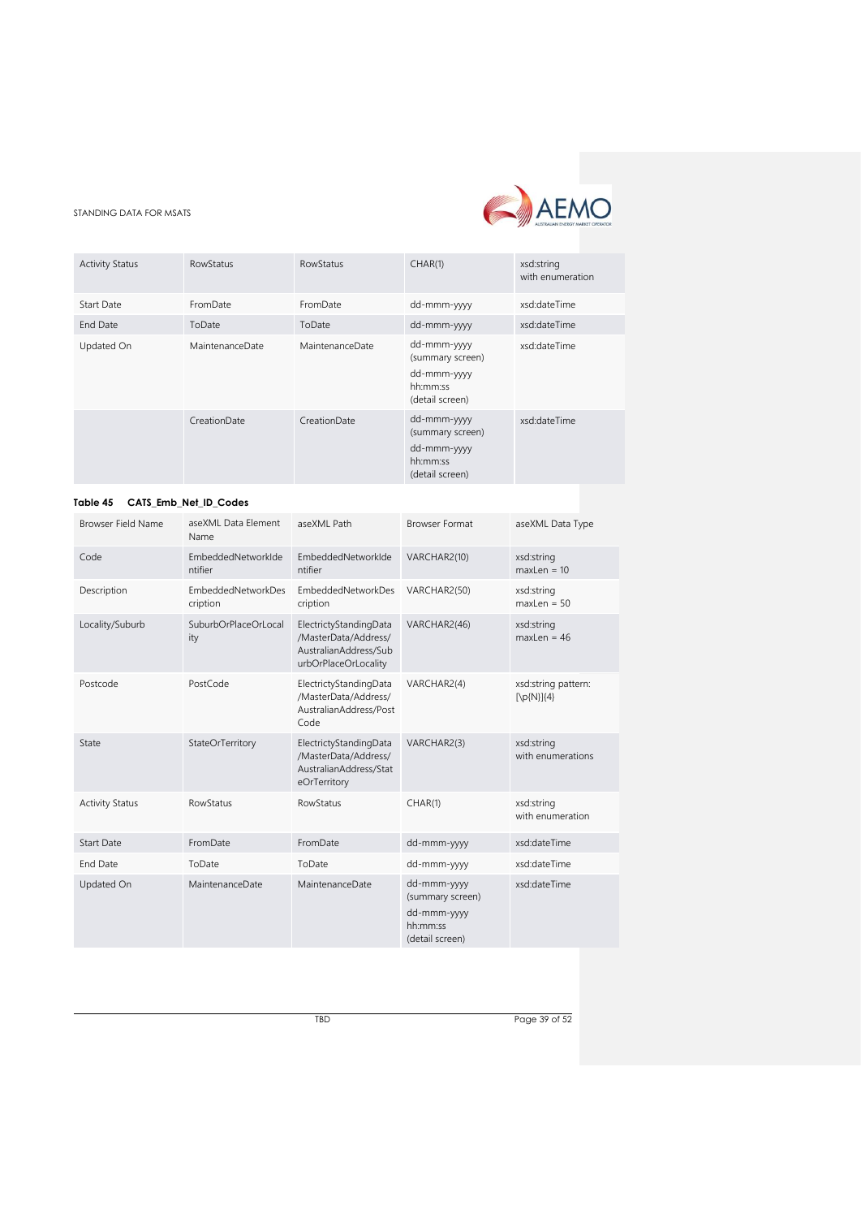| | | | | |
|---|---|---|---|---|
| Activity Status | RowStatus | RowStatus | CHAR(1) | xsd:string with enumeration |
| Start Date | FromDate | FromDate | dd-mmm-yyyy | xsd:dateTime |
| End Date | ToDate | ToDate | dd-mmm-yyyy | xsd:dateTime |
| Updated On | MaintenanceDate | MaintenanceDate | dd-mmm-yyyy (summary screen)<br>dd-mmm-yyyy hh:mm:ss (detail screen) | xsd:dateTime |
| | CreationDate | CreationDate | dd-mmm-yyyy (summary screen)<br>dd-mmm-yyyy hh:mm:ss (detail screen) | xsd:dateTime |

**Table 45 CATS_Emb_Net_ID_Codes**

| Browser Field Name | aseXML Data Element Name | aseXML Path | Browser Format | aseXML Data Type |
|---|---|---|---|---|
| Code | EmbeddedNetworkIdentifier | EmbeddedNetworkIdentifier | VARCHAR2(10) | xsd:string maxLen = 10 |
| Description | EmbeddedNetworkDescription | EmbeddedNetworkDescription | VARCHAR2(50) | xsd:string maxLen = 50 |
| Locality/Suburb | SuburbOrPlaceOrLocality | ElectrictyStandingData/MasterData/Address/AustralianAddress/SuburbOrPlaceOrLocality | VARCHAR2(46) | xsd:string maxLen = 46 |
| Postcode | PostCode | ElectrictyStandingData/MasterData/Address/AustralianAddress/PostCode | VARCHAR2(4) | xsd:string pattern: [\p{N}]{4} |
| State | StateOrTerritory | ElectrictyStandingData/MasterData/Address/AustralianAddress/StateOrTerritory | VARCHAR2(3) | xsd:string with enumerations |
| Activity Status | RowStatus | RowStatus | CHAR(1) | xsd:string with enumeration |
| Start Date | FromDate | FromDate | dd-mmm-yyyy | xsd:dateTime |
| End Date | ToDate | ToDate | dd-mmm-yyyy | xsd:dateTime |
| Updated On | MaintenanceDate | MaintenanceDate | dd-mmm-yyyy (summary screen)<br>dd-mmm-yyyy hh:mm:ss (detail screen) | xsd:dateTime |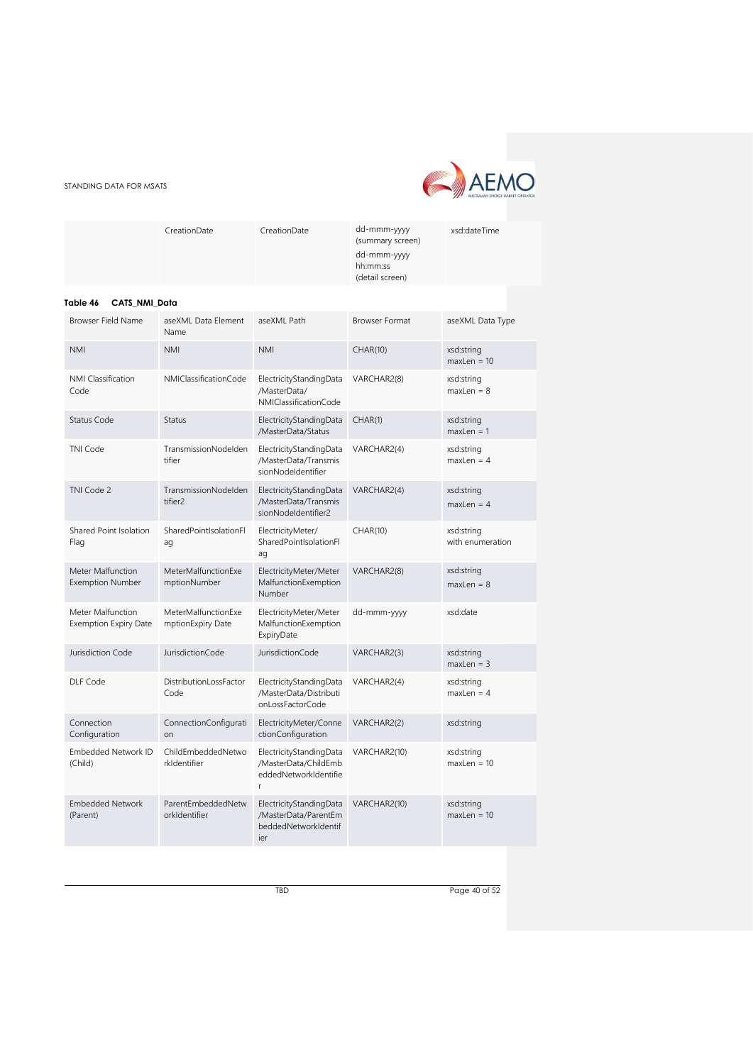| | CreationDate | CreationDate | dd-mmm-yyyy (summary screen) dd-mmm-yyyy hh:mm:ss (detail screen) | xsd:dateTime |
|---|---|---|---|---|

**Table 46 CATS_NMI_Data**

| Browser Field Name | aseXML Data Element Name | aseXML Path | Browser Format | aseXML Data Type |
|---|---|---|---|---|
| NMI | NMI | NMI | CHAR(10) | xsd:string maxLen = 10 |
| NMI Classification Code | NMIClassificationCode | ElectricityStandingData /MasterData/ NMIClassificationCode | VARCHAR2(8) | xsd:string maxLen = 8 |
| Status Code | Status | ElectricityStandingData /MasterData/Status | CHAR(1) | xsd:string maxLen = 1 |
| TNI Code | TransmissionNodeIdentifier | ElectricityStandingData /MasterData/TransmissionNodeIdentifier | VARCHAR2(4) | xsd:string maxLen = 4 |
| TNI Code 2 | TransmissionNodeIdentifier2 | ElectricityStandingData /MasterData/TransmissionNodeIdentifier2 | VARCHAR2(4) | xsd:string maxLen = 4 |
| Shared Point Isolation Flag | SharedPointIsolationFlag | ElectricityMeter/ SharedPointIsolationFlag | CHAR(10) | xsd:string with enumeration |
| Meter Malfunction Exemption Number | MeterMalfunctionExemptionNumber | ElectricityMeter/MeterMalfunctionExemptionNumber | VARCHAR2(8) | xsd:string maxLen = 8 |
| Meter Malfunction Exemption Expiry Date | MeterMalfunctionExemptionExpiry Date | ElectricityMeter/MeterMalfunctionExemptionExpiryDate | dd-mmm-yyyy | xsd:date |
| Jurisdiction Code | JurisdictionCode | JurisdictionCode | VARCHAR2(3) | xsd:string maxLen = 3 |
| DLF Code | DistributionLossFactorCode | ElectricityStandingData /MasterData/DistributionLossFactorCode | VARCHAR2(4) | xsd:string maxLen = 4 |
| Connection Configuration | ConnectionConfiguration | ElectricityMeter/ConnectionConfiguration | VARCHAR2(2) | xsd:string |
| Embedded Network ID (Child) | ChildEmbeddedNetworkIdentifier | ElectricityStandingData /MasterData/ChildEmbeddedNetworkIdentifier | VARCHAR2(10) | xsd:string maxLen = 10 |
| Embedded Network (Parent) | ParentEmbeddedNetworkIdentifier | ElectricityStandingData /MasterData/ParentEmbeddedNetworkIdentifier | VARCHAR2(10) | xsd:string maxLen = 10 |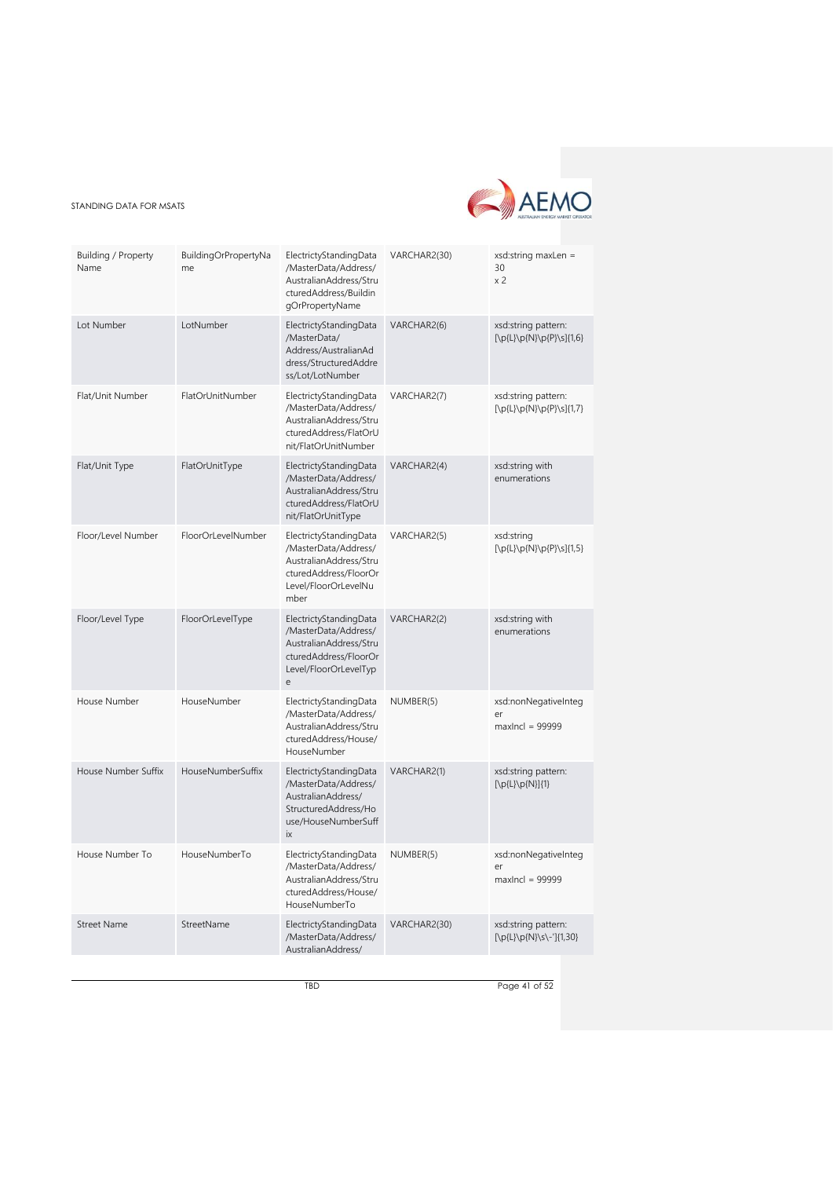| Building / Property Name | BuildingOrPropertyName | ElectrictyStandingData/MasterData/Address/AustralianAddress/StructuredAddress/BuildingOrPropertyName | VARCHAR2(30) | xsd:string maxLen = 30 x 2 |
|---|---|---|---|---|
| Lot Number | LotNumber | ElectrictyStandingData/MasterData/Address/AustralianAddress/StructuredAddress/Lot/LotNumber | VARCHAR2(6) | xsd:string pattern: [\p{L}\p{N}\p{P}\s]{1,6} |
| Flat/Unit Number | FlatOrUnitNumber | ElectrictyStandingData/MasterData/Address/AustralianAddress/StructuredAddress/FlatOrUnit/FlatOrUnitNumber | VARCHAR2(7) | xsd:string pattern: [\p{L}\p{N}\p{P}\s]{1,7} |
| Flat/Unit Type | FlatOrUnitType | ElectrictyStandingData/MasterData/Address/AustralianAddress/StructuredAddress/FlatOrUnit/FlatOrUnitType | VARCHAR2(4) | xsd:string with enumerations |
| Floor/Level Number | FloorOrLevelNumber | ElectrictyStandingData/MasterData/Address/AustralianAddress/StructuredAddress/FloorOrLevel/FloorOrLevelNumber | VARCHAR2(5) | xsd:string [\p{L}\p{N}\p{P}\s]{1,5} |
| Floor/Level Type | FloorOrLevelType | ElectrictyStandingData/MasterData/Address/AustralianAddress/StructuredAddress/FloorOrLevel/FloorOrLevelType | VARCHAR2(2) | xsd:string with enumerations |
| House Number | HouseNumber | ElectrictyStandingData/MasterData/Address/AustralianAddress/StructuredAddress/House/HouseNumber | NUMBER(5) | xsd:nonNegativeInteger maxIncl = 99999 |
| House Number Suffix | HouseNumberSuffix | ElectrictyStandingData/MasterData/Address/AustralianAddress/StructuredAddress/House/HouseNumberSuffix | VARCHAR2(1) | xsd:string pattern: [\p{L}\p{N}]{1} |
| House Number To | HouseNumberTo | ElectrictyStandingData/MasterData/Address/AustralianAddress/StructuredAddress/House/HouseNumberTo | NUMBER(5) | xsd:nonNegativeInteger maxIncl = 99999 |
| Street Name | StreetName | ElectrictyStandingData/MasterData/Address/AustralianAddress/ | VARCHAR2(30) | xsd:string pattern: [\p{L}\p{N}\s\-']{1,30} |

TBD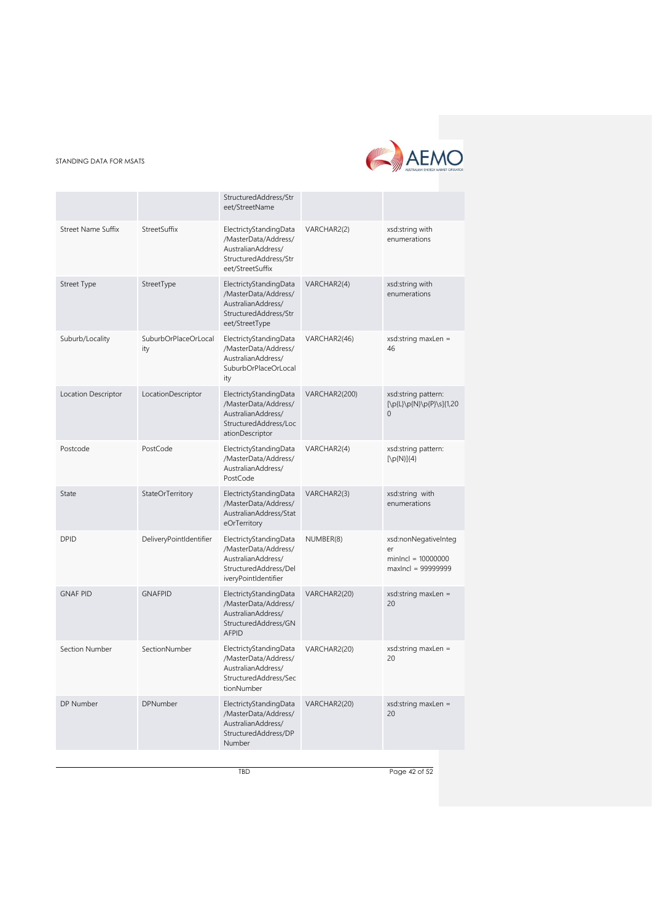| | | StructuredAddress/Street/StreetName | | |
|---|---|---|---|---|
| Street Name Suffix | StreetSuffix | ElectrictyStandingData/MasterData/Address/AustralianAddress/StructuredAddress/Street/StreetSuffix | VARCHAR2(2) | xsd:string with enumerations |
| Street Type | StreetType | ElectrictyStandingData/MasterData/Address/AustralianAddress/StructuredAddress/Street/StreetType | VARCHAR2(4) | xsd:string with enumerations |
| Suburb/Locality | SuburbOrPlaceOrLocality | ElectrictyStandingData/MasterData/Address/AustralianAddress/SuburbOrPlaceOrLocality | VARCHAR2(46) | xsd:string maxLen = 46 |
| Location Descriptor | LocationDescriptor | ElectrictyStandingData/MasterData/Address/AustralianAddress/StructuredAddress/LocationDescriptor | VARCHAR2(200) | xsd:string pattern: [\p{L}\p{N}\p{P}\s]{1,200 |
| Postcode | PostCode | ElectrictyStandingData/MasterData/Address/AustralianAddress/PostCode | VARCHAR2(4) | xsd:string pattern: [\p{N}]{4} |
| State | StateOrTerritory | ElectrictyStandingData/MasterData/Address/AustralianAddress/StateOrTerritory | VARCHAR2(3) | xsd:string with enumerations |
| DPID | DeliveryPointIdentifier | ElectrictyStandingData/MasterData/Address/AustralianAddress/StructuredAddress/DeliveryPointIdentifier | NUMBER(8) | xsd:nonNegativeInteger minIncl = 10000000 maxIncl = 99999999 |
| GNAF PID | GNAFPID | ElectrictyStandingData/MasterData/Address/AustralianAddress/StructuredAddress/GNAFPID | VARCHAR2(20) | xsd:string maxLen = 20 |
| Section Number | SectionNumber | ElectrictyStandingData/MasterData/Address/AustralianAddress/StructuredAddress/SectionNumber | VARCHAR2(20) | xsd:string maxLen = 20 |
| DP Number | DPNumber | ElectrictyStandingData/MasterData/Address/AustralianAddress/StructuredAddress/DPNumber | VARCHAR2(20) | xsd:string maxLen = 20 |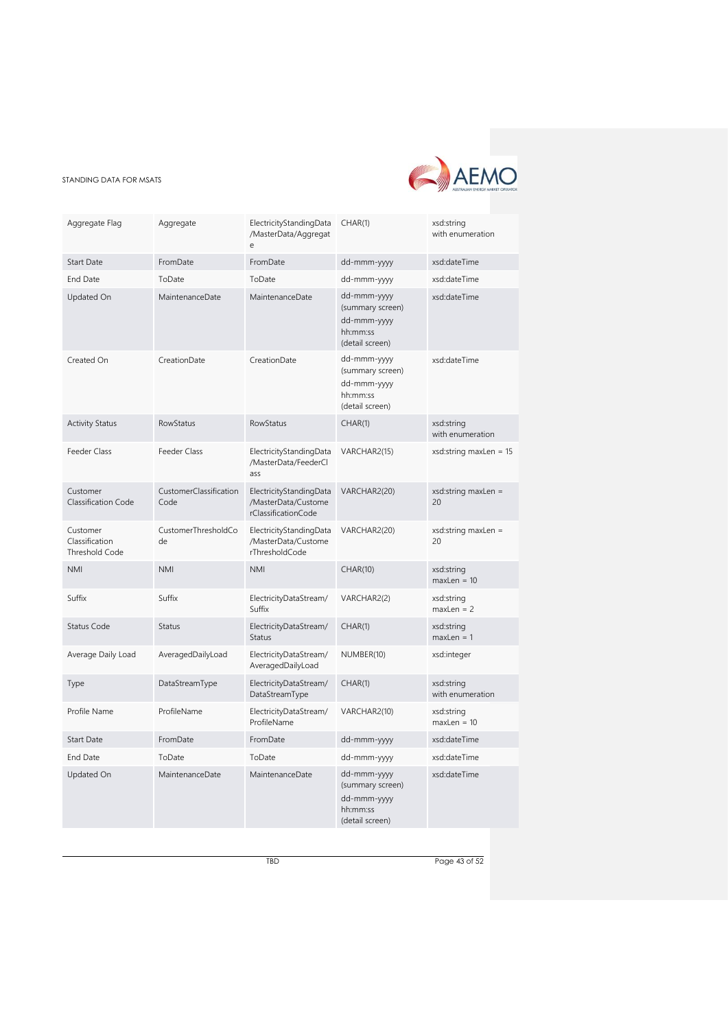| Aggregate Flag | Aggregate | ElectricityStandingData/MasterData/Aggregate | CHAR(1) | xsd:string with enumeration |
|---|---|---|---|---|
| Start Date | FromDate | FromDate | dd-mmm-yyyy | xsd:dateTime |
| End Date | ToDate | ToDate | dd-mmm-yyyy | xsd:dateTime |
| Updated On | MaintenanceDate | MaintenanceDate | dd-mmm-yyyy (summary screen) dd-mmm-yyyy hh:mm:ss (detail screen) | xsd:dateTime |
| Created On | CreationDate | CreationDate | dd-mmm-yyyy (summary screen) dd-mmm-yyyy hh:mm:ss (detail screen) | xsd:dateTime |
| Activity Status | RowStatus | RowStatus | CHAR(1) | xsd:string with enumeration |
| Feeder Class | Feeder Class | ElectricityStandingData/MasterData/FeederClass | VARCHAR2(15) | xsd:string maxLen = 15 |
| Customer Classification Code | CustomerClassificationCode | ElectricityStandingData/MasterData/CustomerClassificationCode | VARCHAR2(20) | xsd:string maxLen = 20 |
| Customer Classification Threshold Code | CustomerThresholdCode | ElectricityStandingData/MasterData/CustomerThresholdCode | VARCHAR2(20) | xsd:string maxLen = 20 |
| NMI | NMI | NMI | CHAR(10) | xsd:string maxLen = 10 |
| Suffix | Suffix | ElectricityDataStream/Suffix | VARCHAR2(2) | xsd:string maxLen = 2 |
| Status Code | Status | ElectricityDataStream/Status | CHAR(1) | xsd:string maxLen = 1 |
| Average Daily Load | AveragedDailyLoad | ElectricityDataStream/AveragedDailyLoad | NUMBER(10) | xsd:integer |
| Type | DataStreamType | ElectricityDataStream/DataStreamType | CHAR(1) | xsd:string with enumeration |
| Profile Name | ProfileName | ElectricityDataStream/ProfileName | VARCHAR2(10) | xsd:string maxLen = 10 |
| Start Date | FromDate | FromDate | dd-mmm-yyyy | xsd:dateTime |
| End Date | ToDate | ToDate | dd-mmm-yyyy | xsd:dateTime |
| Updated On | MaintenanceDate | MaintenanceDate | dd-mmm-yyyy (summary screen) dd-mmm-yyyy hh:mm:ss (detail screen) | xsd:dateTime |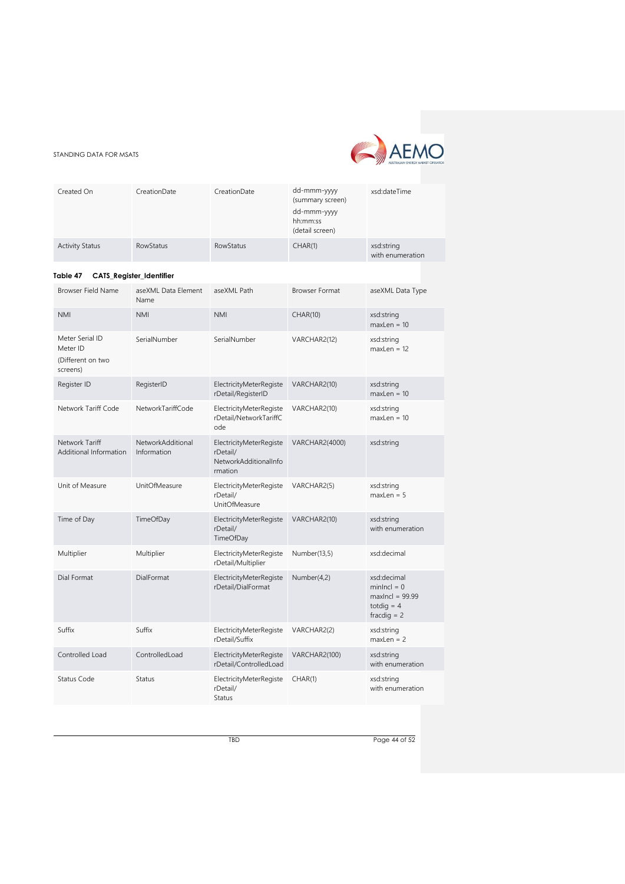| | | | | |
|---|---|---|---|---|
| Created On | CreationDate | CreationDate | dd-mmm-yyyy (summary screen)<br>dd-mmm-yyyy hh:mm:ss (detail screen) | xsd:dateTime |
| Activity Status | RowStatus | RowStatus | CHAR(1) | xsd:string with enumeration |

**Table 47 CATS_Register_Identifier**

| Browser Field Name | aseXML Data Element Name | aseXML Path | Browser Format | aseXML Data Type |
|---|---|---|---|---|
| NMI | NMI | NMI | CHAR(10) | xsd:string maxLen = 10 |
| Meter Serial ID<br>Meter ID<br>(Different on two screens) | SerialNumber | SerialNumber | VARCHAR2(12) | xsd:string maxLen = 12 |
| Register ID | RegisterID | ElectricityMeterRegisterDetail/RegisterID | VARCHAR2(10) | xsd:string maxLen = 10 |
| Network Tariff Code | NetworkTariffCode | ElectricityMeterRegisterDetail/NetworkTariffCode | VARCHAR2(10) | xsd:string maxLen = 10 |
| Network Tariff Additional Information | NetworkAdditional Information | ElectricityMeterRegisterDetail/ NetworkAdditionalInformation | VARCHAR2(4000) | xsd:string |
| Unit of Measure | UnitOfMeasure | ElectricityMeterRegisterDetail/ UnitOfMeasure | VARCHAR2(5) | xsd:string maxLen = 5 |
| Time of Day | TimeOfDay | ElectricityMeterRegisterDetail/ TimeOfDay | VARCHAR2(10) | xsd:string with enumeration |
| Multiplier | Multiplier | ElectricityMeterRegisterDetail/Multiplier | Number(13,5) | xsd:decimal |
| Dial Format | DialFormat | ElectricityMeterRegisterDetail/DialFormat | Number(4,2) | xsd:decimal minIncl = 0 maxIncl = 99.99 totdig = 4 fracdig = 2 |
| Suffix | Suffix | ElectricityMeterRegisterDetail/Suffix | VARCHAR2(2) | xsd:string maxLen = 2 |
| Controlled Load | ControlledLoad | ElectricityMeterRegisterDetail/ControlledLoad | VARCHAR2(100) | xsd:string with enumeration |
| Status Code | Status | ElectricityMeterRegisterDetail/ Status | CHAR(1) | xsd:string with enumeration |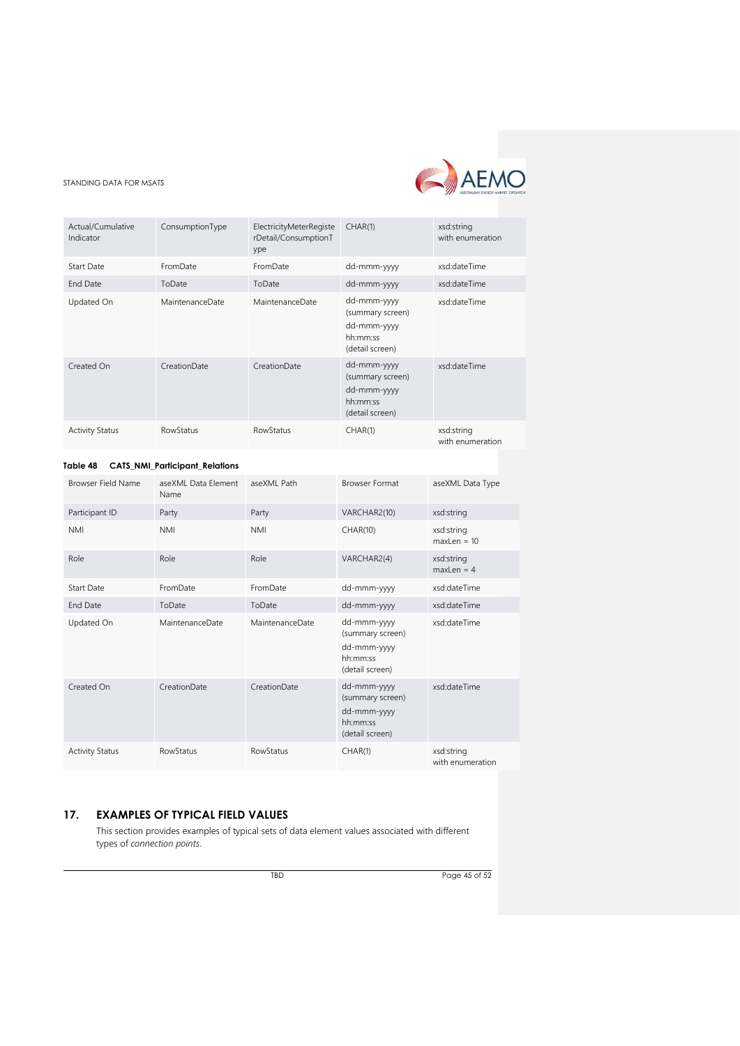| Actual/Cumulative Indicator | ConsumptionType | ElectricityMeterRegisterDetail/ConsumptionType | CHAR(1) | xsd:string with enumeration |
|---|---|---|---|---|
| Start Date | FromDate | FromDate | dd-mmm-yyyy | xsd:dateTime |
| End Date | ToDate | ToDate | dd-mmm-yyyy | xsd:dateTime |
| Updated On | MaintenanceDate | MaintenanceDate | dd-mmm-yyyy (summary screen) dd-mmm-yyyy hh:mm:ss (detail screen) | xsd:dateTime |
| Created On | CreationDate | CreationDate | dd-mmm-yyyy (summary screen) dd-mmm-yyyy hh:mm:ss (detail screen) | xsd:dateTime |
| Activity Status | RowStatus | RowStatus | CHAR(1) | xsd:string with enumeration |

**Table 48 CATS_NMI_Participant_Relations**

| Browser Field Name | aseXML Data Element Name | aseXML Path | Browser Format | aseXML Data Type |
|---|---|---|---|---|
| Participant ID | Party | Party | VARCHAR2(10) | xsd:string |
| NMI | NMI | NMI | CHAR(10) | xsd:string maxLen = 10 |
| Role | Role | Role | VARCHAR2(4) | xsd:string maxLen = 4 |
| Start Date | FromDate | FromDate | dd-mmm-yyyy | xsd:dateTime |
| End Date | ToDate | ToDate | dd-mmm-yyyy | xsd:dateTime |
| Updated On | MaintenanceDate | MaintenanceDate | dd-mmm-yyyy (summary screen) dd-mmm-yyyy hh:mm:ss (detail screen) | xsd:dateTime |
| Created On | CreationDate | CreationDate | dd-mmm-yyyy (summary screen) dd-mmm-yyyy hh:mm:ss (detail screen) | xsd:dateTime |
| Activity Status | RowStatus | RowStatus | CHAR(1) | xsd:string with enumeration |

## 17. EXAMPLES OF TYPICAL FIELD VALUES

This section provides examples of typical sets of data element values associated with different types of *connection points*.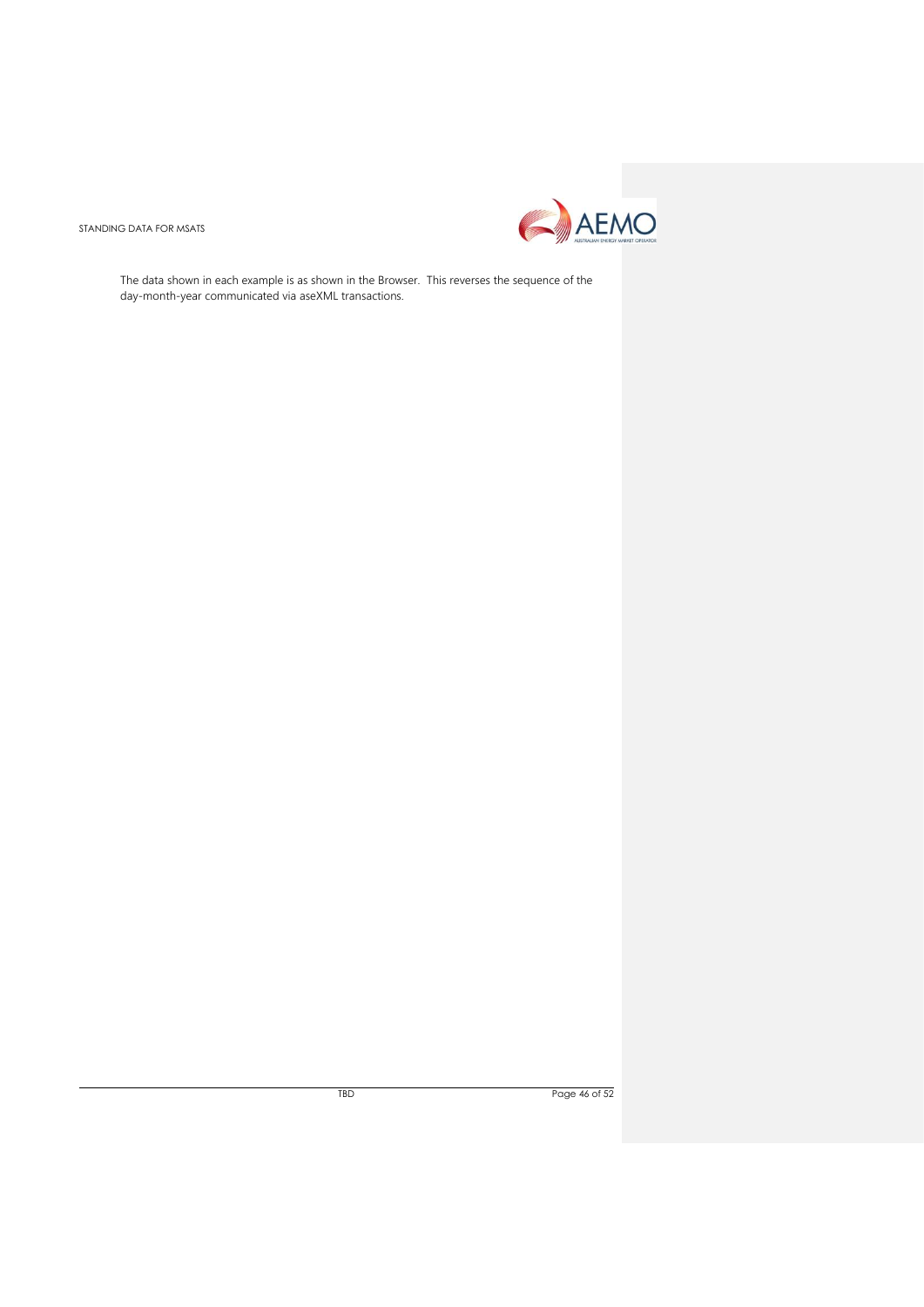The data shown in each example is as shown in the Browser.  This reverses the sequence of the day-month-year communicated via aseXML transactions.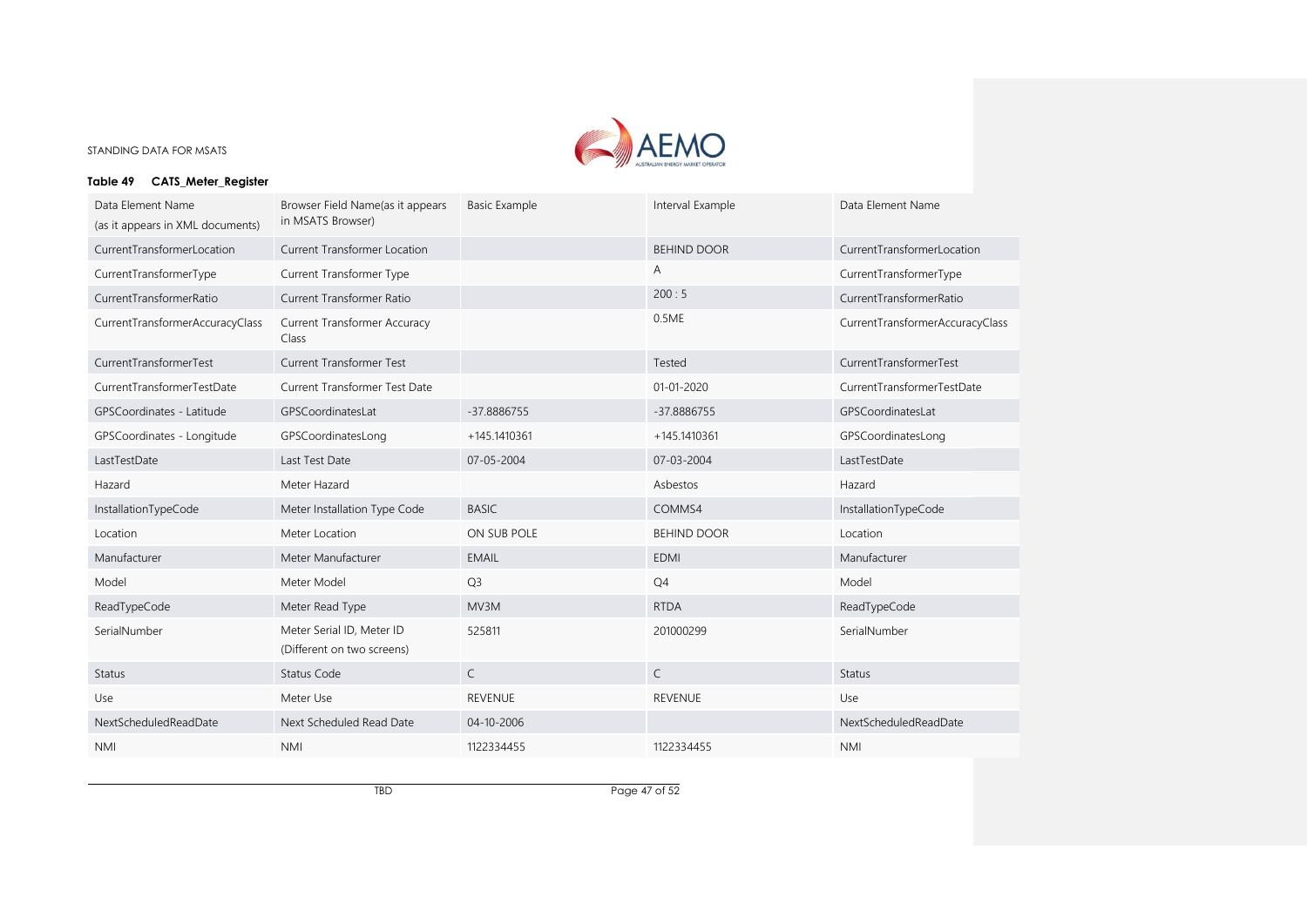**Table 49 CATS_Meter_Register**

| Data Element Name (as it appears in XML documents) | Browser Field Name(as it appears in MSATS Browser) | Basic Example | Interval Example | Data Element Name |
|---|---|---|---|---|
| CurrentTransformerLocation | Current Transformer Location | | BEHIND DOOR | CurrentTransformerLocation |
| CurrentTransformerType | Current Transformer Type | | A | CurrentTransformerType |
| CurrentTransformerRatio | Current Transformer Ratio | | 200 : 5 | CurrentTransformerRatio |
| CurrentTransformerAccuracyClass | Current Transformer Accuracy Class | | 0.5ME | CurrentTransformerAccuracyClass |
| CurrentTransformerTest | Current Transformer Test | | Tested | CurrentTransformerTest |
| CurrentTransformerTestDate | Current Transformer Test Date | | 01-01-2020 | CurrentTransformerTestDate |
| GPSCoordinates - Latitude | GPSCoordinatesLat | -37.8886755 | -37.8886755 | GPSCoordinatesLat |
| GPSCoordinates - Longitude | GPSCoordinatesLong | +145.1410361 | +145.1410361 | GPSCoordinatesLong |
| LastTestDate | Last Test Date | 07-05-2004 | 07-03-2004 | LastTestDate |
| Hazard | Meter Hazard | | Asbestos | Hazard |
| InstallationTypeCode | Meter Installation Type Code | BASIC | COMMS4 | InstallationTypeCode |
| Location | Meter Location | ON SUB POLE | BEHIND DOOR | Location |
| Manufacturer | Meter Manufacturer | EMAIL | EDMI | Manufacturer |
| Model | Meter Model | Q3 | Q4 | Model |
| ReadTypeCode | Meter Read Type | MV3M | RTDA | ReadTypeCode |
| SerialNumber | Meter Serial ID, Meter ID (Different on two screens) | 525811 | 201000299 | SerialNumber |
| Status | Status Code | C | C | Status |
| Use | Meter Use | REVENUE | REVENUE | Use |
| NextScheduledReadDate | Next Scheduled Read Date | 04-10-2006 | | NextScheduledReadDate |
| NMI | NMI | 1122334455 | 1122334455 | NMI |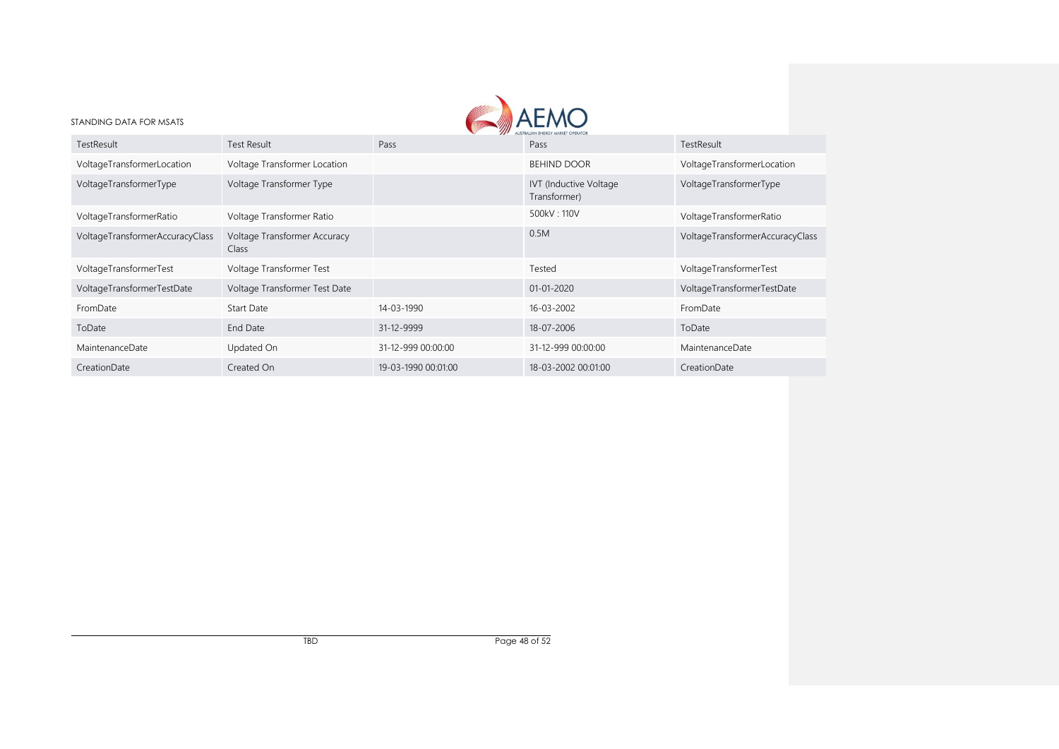| TestResult | Test Result | Pass | Pass | TestResult |
|---|---|---|---|---|
| VoltageTransformerLocation | Voltage Transformer Location | | BEHIND DOOR | VoltageTransformerLocation |
| VoltageTransformerType | Voltage Transformer Type | | IVT (Inductive Voltage Transformer) | VoltageTransformerType |
| VoltageTransformerRatio | Voltage Transformer Ratio | | 500kV : 110V | VoltageTransformerRatio |
| VoltageTransformerAccuracyClass | Voltage Transformer Accuracy Class | | 0.5M | VoltageTransformerAccuracyClass |
| VoltageTransformerTest | Voltage Transformer Test | | Tested | VoltageTransformerTest |
| VoltageTransformerTestDate | Voltage Transformer Test Date | | 01-01-2020 | VoltageTransformerTestDate |
| FromDate | Start Date | 14-03-1990 | 16-03-2002 | FromDate |
| ToDate | End Date | 31-12-9999 | 18-07-2006 | ToDate |
| MaintenanceDate | Updated On | 31-12-999 00:00:00 | 31-12-999 00:00:00 | MaintenanceDate |
| CreationDate | Created On | 19-03-1990 00:01:00 | 18-03-2002 00:01:00 | CreationDate |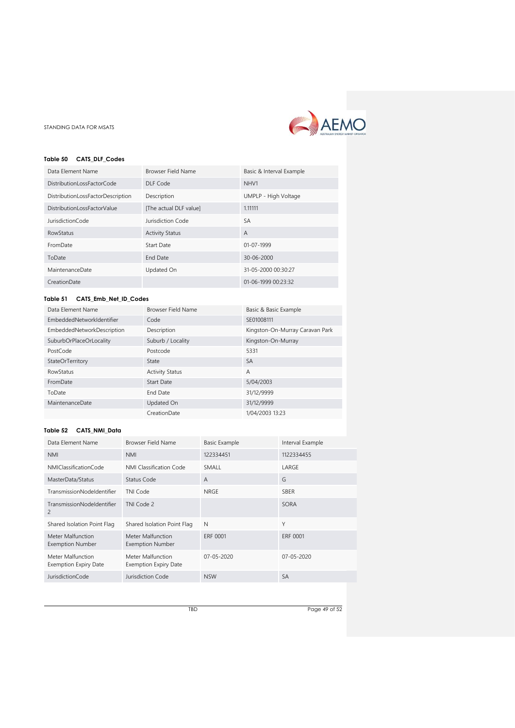**Table 50 CATS_DLF_Codes**

| Data Element Name | Browser Field Name | Basic & Interval Example |
|---|---|---|
| DistributionLossFactorCode | DLF Code | NHV1 |
| DistributionLossFactorDescription | Description | UMPLP - High Voltage |
| DistributionLossFactorValue | [The actual DLF value] | 1.11111 |
| JurisdictionCode | Jurisdiction Code | SA |
| RowStatus | Activity Status | A |
| FromDate | Start Date | 01-07-1999 |
| ToDate | End Date | 30-06-2000 |
| MaintenanceDate | Updated On | 31-05-2000 00:30:27 |
| CreationDate | | 01-06-1999 00:23:32 |

**Table 51 CATS_Emb_Net_ID_Codes**

| Data Element Name | Browser Field Name | Basic & Basic Example |
|---|---|---|
| EmbeddedNetworkIdentifier | Code | SE01008111 |
| EmbeddedNetworkDescription | Description | Kingston-On-Murray Caravan Park |
| SuburbOrPlaceOrLocality | Suburb / Locality | Kingston-On-Murray |
| PostCode | Postcode | 5331 |
| StateOrTerritory | State | SA |
| RowStatus | Activity Status | A |
| FromDate | Start Date | 5/04/2003 |
| ToDate | End Date | 31/12/9999 |
| MaintenanceDate | Updated On | 31/12/9999 |
| | CreationDate | 1/04/2003 13:23 |

**Table 52 CATS_NMI_Data**

| Data Element Name | Browser Field Name | Basic Example | Interval Example |
|---|---|---|---|
| NMI | NMI | 122334451 | 1122334455 |
| NMIClassificationCode | NMI Classification Code | SMALL | LARGE |
| MasterData/Status | Status Code | A | G |
| TransmissionNodeIdentifier | TNI Code | NRGE | SBER |
| TransmissionNodeIdentifier 2 | TNI Code 2 | | SORA |
| Shared Isolation Point Flag | Shared Isolation Point Flag | N | Y |
| Meter Malfunction Exemption Number | Meter Malfunction Exemption Number | ERF 0001 | ERF 0001 |
| Meter Malfunction Exemption Expiry Date | Meter Malfunction Exemption Expiry Date | 07-05-2020 | 07-05-2020 |
| JurisdictionCode | Jurisdiction Code | NSW | SA |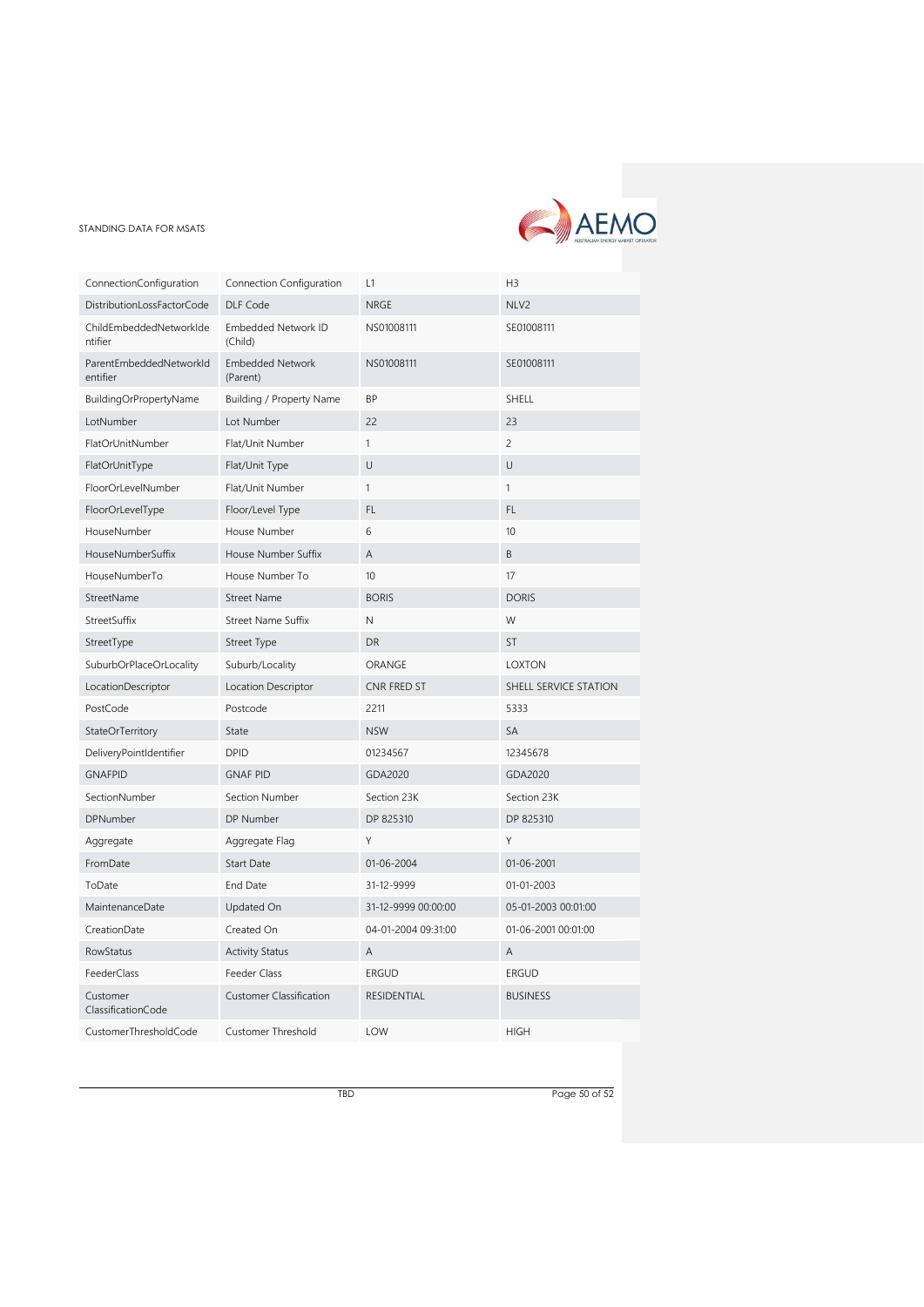| ConnectionConfiguration | Connection Configuration | L1 | H3 |
|---|---|---|---|
| DistributionLossFactorCode | DLF Code | NRGE | NLV2 |
| ChildEmbeddedNetworkIdentifier | Embedded Network ID (Child) | NS01008111 | SE01008111 |
| ParentEmbeddedNetworkIdentifier | Embedded Network (Parent) | NS01008111 | SE01008111 |
| BuildingOrPropertyName | Building / Property Name | BP | SHELL |
| LotNumber | Lot Number | 22 | 23 |
| FlatOrUnitNumber | Flat/Unit Number | 1 | 2 |
| FlatOrUnitType | Flat/Unit Type | U | U |
| FloorOrLevelNumber | Flat/Unit Number | 1 | 1 |
| FloorOrLevelType | Floor/Level Type | FL | FL |
| HouseNumber | House Number | 6 | 10 |
| HouseNumberSuffix | House Number Suffix | A | B |
| HouseNumberTo | House Number To | 10 | 17 |
| StreetName | Street Name | BORIS | DORIS |
| StreetSuffix | Street Name Suffix | N | W |
| StreetType | Street Type | DR | ST |
| SuburbOrPlaceOrLocality | Suburb/Locality | ORANGE | LOXTON |
| LocationDescriptor | Location Descriptor | CNR FRED ST | SHELL SERVICE STATION |
| PostCode | Postcode | 2211 | 5333 |
| StateOrTerritory | State | NSW | SA |
| DeliveryPointIdentifier | DPID | 01234567 | 12345678 |
| GNAFPID | GNAF PID | GDA2020 | GDA2020 |
| SectionNumber | Section Number | Section 23K | Section 23K |
| DPNumber | DP Number | DP 825310 | DP 825310 |
| Aggregate | Aggregate Flag | Y | Y |
| FromDate | Start Date | 01-06-2004 | 01-06-2001 |
| ToDate | End Date | 31-12-9999 | 01-01-2003 |
| MaintenanceDate | Updated On | 31-12-9999 00:00:00 | 05-01-2003 00:01:00 |
| CreationDate | Created On | 04-01-2004 09:31:00 | 01-06-2001 00:01:00 |
| RowStatus | Activity Status | A | A |
| FeederClass | Feeder Class | ERGUD | ERGUD |
| Customer ClassificationCode | Customer Classification | RESIDENTIAL | BUSINESS |
| CustomerThresholdCode | Customer Threshold | LOW | HIGH |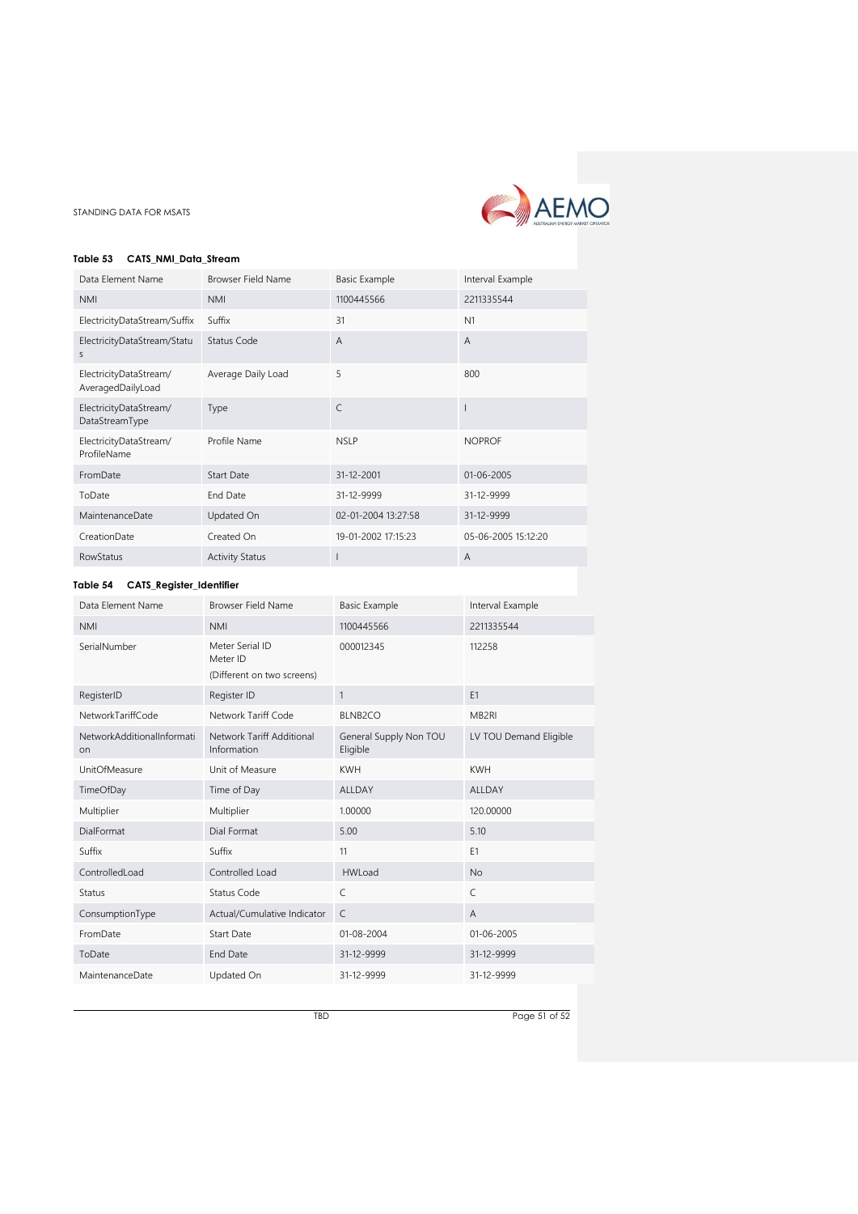**Table 53 CATS_NMI_Data_Stream**

| Data Element Name | Browser Field Name | Basic Example | Interval Example |
|---|---|---|---|
| NMI | NMI | 1100445566 | 2211335544 |
| ElectricityDataStream/Suffix | Suffix | 31 | N1 |
| ElectricityDataStream/Status | Status Code | A | A |
| ElectricityDataStream/ AveragedDailyLoad | Average Daily Load | 5 | 800 |
| ElectricityDataStream/ DataStreamType | Type | C | I |
| ElectricityDataStream/ ProfileName | Profile Name | NSLP | NOPROF |
| FromDate | Start Date | 31-12-2001 | 01-06-2005 |
| ToDate | End Date | 31-12-9999 | 31-12-9999 |
| MaintenanceDate | Updated On | 02-01-2004 13:27:58 | 31-12-9999 |
| CreationDate | Created On | 19-01-2002 17:15:23 | 05-06-2005 15:12:20 |
| RowStatus | Activity Status | I | A |

**Table 54 CATS_Register_Identifier**

| Data Element Name | Browser Field Name | Basic Example | Interval Example |
|---|---|---|---|
| NMI | NMI | 1100445566 | 2211335544 |
| SerialNumber | Meter Serial ID<br>Meter ID<br>(Different on two screens) | 000012345 | 112258 |
| RegisterID | Register ID | 1 | E1 |
| NetworkTariffCode | Network Tariff Code | BLNB2CO | MB2RI |
| NetworkAdditionalInformation | Network Tariff Additional Information | General Supply Non TOU Eligible | LV TOU Demand Eligible |
| UnitOfMeasure | Unit of Measure | KWH | KWH |
| TimeOfDay | Time of Day | ALLDAY | ALLDAY |
| Multiplier | Multiplier | 1.00000 | 120.00000 |
| DialFormat | Dial Format | 5.00 | 5.10 |
| Suffix | Suffix | 11 | E1 |
| ControlledLoad | Controlled Load | HWLoad | No |
| Status | Status Code | C | C |
| ConsumptionType | Actual/Cumulative Indicator | C | A |
| FromDate | Start Date | 01-08-2004 | 01-06-2005 |
| ToDate | End Date | 31-12-9999 | 31-12-9999 |
| MaintenanceDate | Updated On | 31-12-9999 | 31-12-9999 |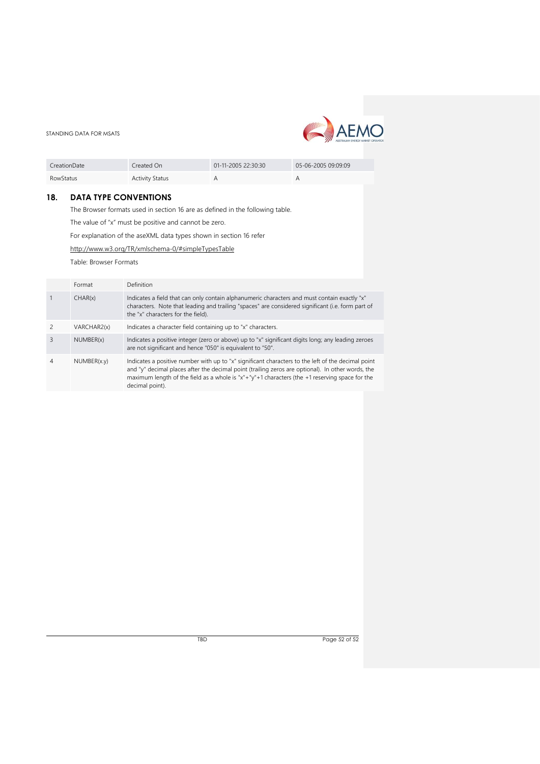| | | | |
|---|---|---|---|
| CreationDate | Created On | 01-11-2005 22:30:30 | 05-06-2005 09:09:09 |
| RowStatus | Activity Status | A | A |

## 18. DATA TYPE CONVENTIONS

The Browser formats used in section 16 are as defined in the following table.

The value of "x" must be positive and cannot be zero.

For explanation of the aseXML data types shown in section 16 refer

http://www.w3.org/TR/xmlschema-0/#simpleTypesTable

Table: Browser Formats

| | Format | Definition |
|---|---|---|
| 1 | CHAR(x) | Indicates a field that can only contain alphanumeric characters and must contain exactly "x" characters. Note that leading and trailing "spaces" are considered significant (i.e. form part of the "x" characters for the field). |
| 2 | VARCHAR2(x) | Indicates a character field containing up to "x" characters. |
| 3 | NUMBER(x) | Indicates a positive integer (zero or above) up to "x" significant digits long; any leading zeroes are not significant and hence "050" is equivalent to "50". |
| 4 | NUMBER(x.y) | Indicates a positive number with up to "x" significant characters to the left of the decimal point and "y" decimal places after the decimal point (trailing zeros are optional). In other words, the maximum length of the field as a whole is "x"+"y"+1 characters (the +1 reserving space for the decimal point). |